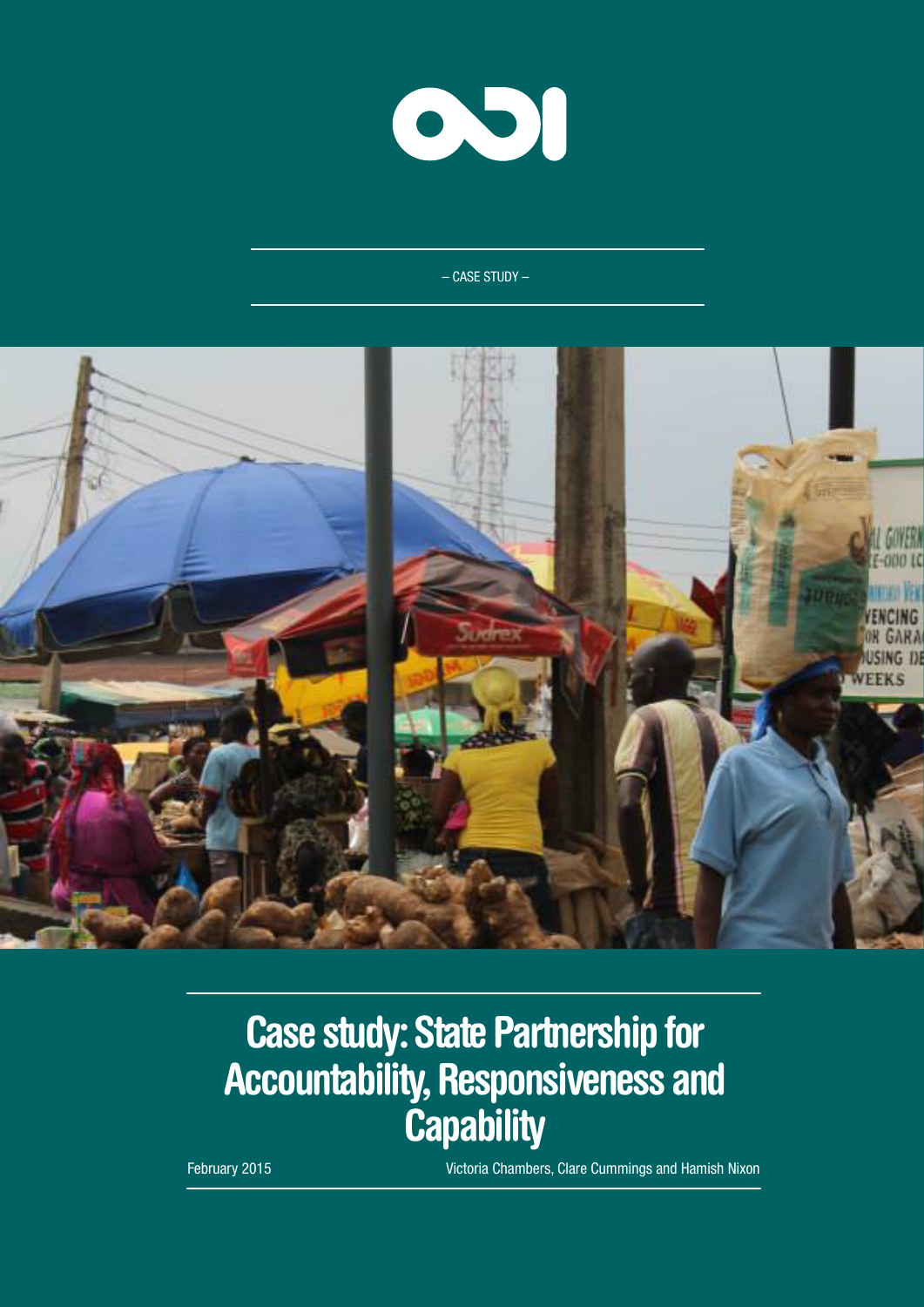– CASE STUDY –

# Case study: State Partnership for Accountability, Responsiveness and Capability

February 2015

Victoria Chambers, Clare Cummings and Hamish Nixon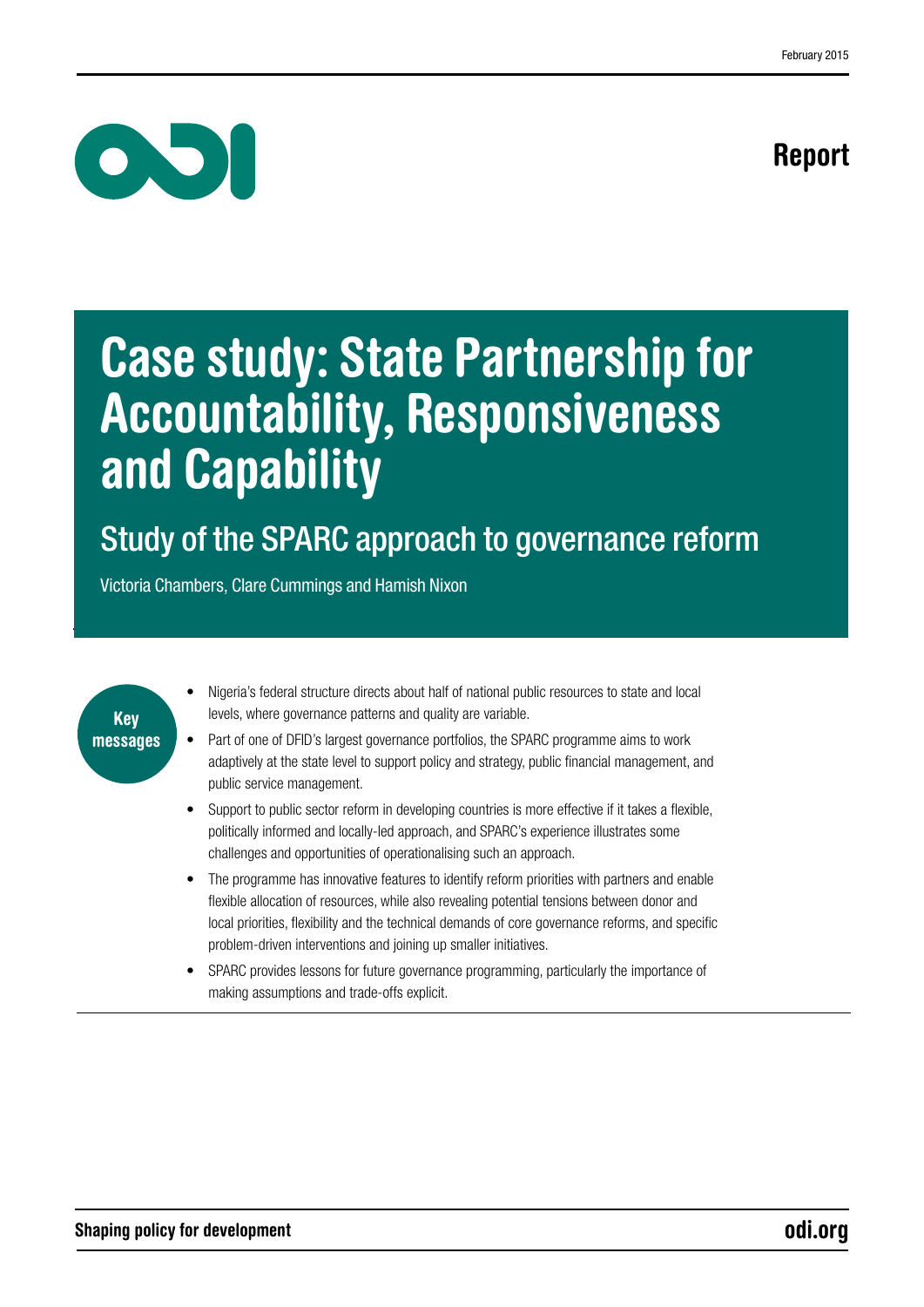February 2015

# Report

# Case study: State Partnership for Accountability, Responsiveness and Capability

## Study of the SPARC approach to governance reform

Victoria Chambers, Clare Cummings and Hamish Nixon

**Key messages**

- Nigeria's federal structure directs about half of national public resources to state and local levels, where governance patterns and quality are variable.
- Part of one of DFID's largest governance portfolios, the SPARC programme aims to work adaptively at the state level to support policy and strategy, public financial management, and public service management.
- Support to public sector reform in developing countries is more effective if it takes a flexible, politically informed and locally-led approach, and SPARC's experience illustrates some challenges and opportunities of operationalising such an approach.
- The programme has innovative features to identify reform priorities with partners and enable flexible allocation of resources, while also revealing potential tensions between donor and local priorities, flexibility and the technical demands of core governance reforms, and specific problem-driven interventions and joining up smaller initiatives.
- SPARC provides lessons for future governance programming, particularly the importance of making assumptions and trade-offs explicit.

**Shaping policy for development** **odi.org**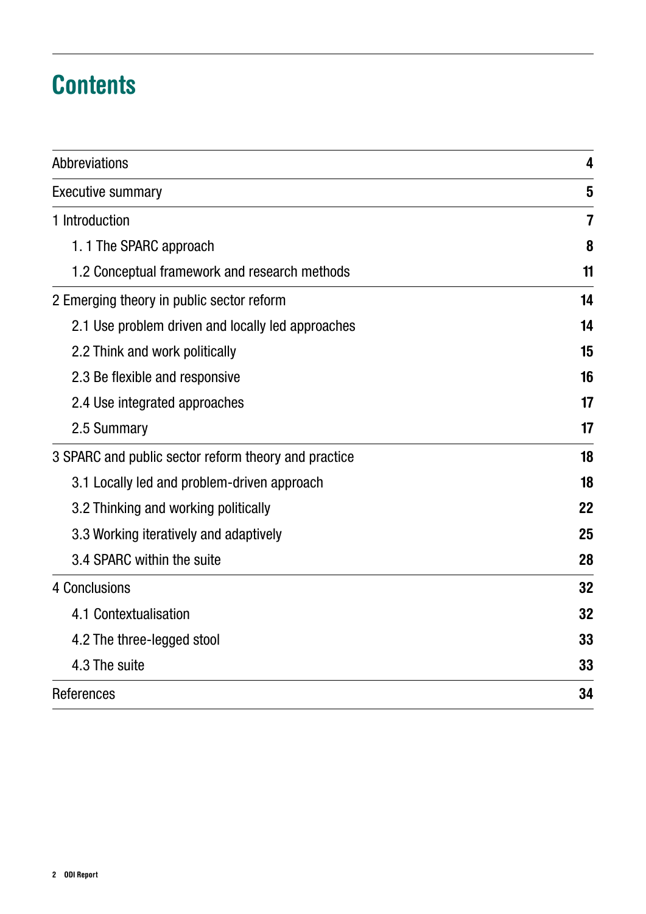# Contents

| | |
|---|---|
| Abbreviations | 4 |
| Executive summary | 5 |
| 1 Introduction | 7 |
| 1. 1 The SPARC approach | 8 |
| 1.2 Conceptual framework and research methods | 11 |
| 2 Emerging theory in public sector reform | 14 |
| 2.1 Use problem driven and locally led approaches | 14 |
| 2.2 Think and work politically | 15 |
| 2.3 Be flexible and responsive | 16 |
| 2.4 Use integrated approaches | 17 |
| 2.5 Summary | 17 |
| 3 SPARC and public sector reform theory and practice | 18 |
| 3.1 Locally led and problem-driven approach | 18 |
| 3.2 Thinking and working politically | 22 |
| 3.3 Working iteratively and adaptively | 25 |
| 3.4 SPARC within the suite | 28 |
| 4 Conclusions | 32 |
| 4.1 Contextualisation | 32 |
| 4.2 The three-legged stool | 33 |
| 4.3 The suite | 33 |
| References | 34 |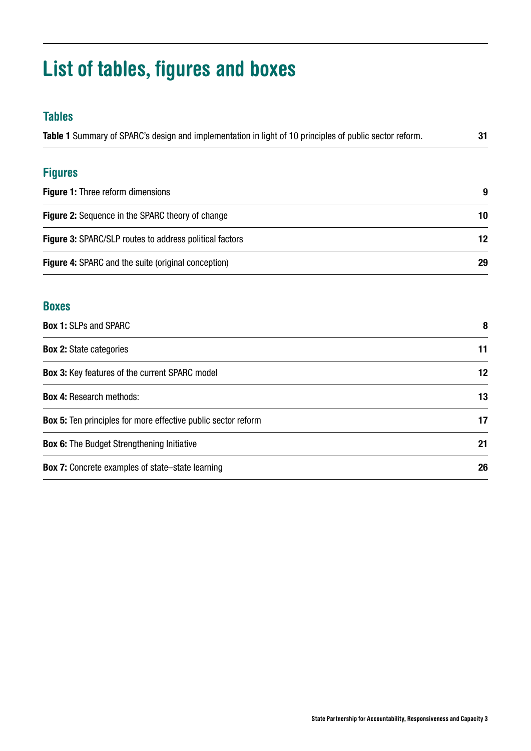# List of tables, figures and boxes

## Tables

| | |
|---|---|
| **Table 1** Summary of SPARC's design and implementation in light of 10 principles of public sector reform. | 31 |

## Figures

| | |
|---|---|
| **Figure 1:** Three reform dimensions | 9 |
| **Figure 2:** Sequence in the SPARC theory of change | 10 |
| **Figure 3:** SPARC/SLP routes to address political factors | 12 |
| **Figure 4:** SPARC and the suite (original conception) | 29 |

## Boxes

| | |
|---|---|
| **Box 1:** SLPs and SPARC | 8 |
| **Box 2:** State categories | 11 |
| **Box 3:** Key features of the current SPARC model | 12 |
| **Box 4:** Research methods: | 13 |
| **Box 5:** Ten principles for more effective public sector reform | 17 |
| **Box 6:** The Budget Strengthening Initiative | 21 |
| **Box 7:** Concrete examples of state–state learning | 26 |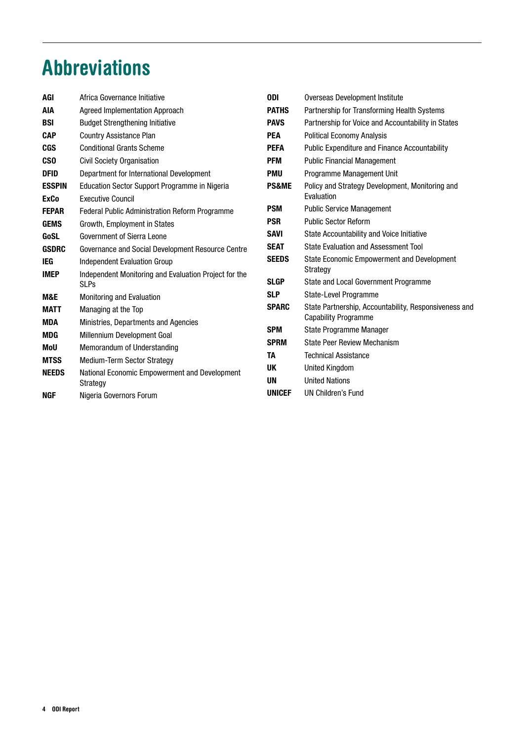# Abbreviations

| | |
|---|---|
| **AGI** | Africa Governance Initiative |
| **AIA** | Agreed Implementation Approach |
| **BSI** | Budget Strengthening Initiative |
| **CAP** | Country Assistance Plan |
| **CGS** | Conditional Grants Scheme |
| **CSO** | Civil Society Organisation |
| **DFID** | Department for International Development |
| **ESSPIN** | Education Sector Support Programme in Nigeria |
| **ExCo** | Executive Council |
| **FEPAR** | Federal Public Administration Reform Programme |
| **GEMS** | Growth, Employment in States |
| **GoSL** | Government of Sierra Leone |
| **GSDRC** | Governance and Social Development Resource Centre |
| **IEG** | Independent Evaluation Group |
| **IMEP** | Independent Monitoring and Evaluation Project for the SLPs |
| **M&E** | Monitoring and Evaluation |
| **MATT** | Managing at the Top |
| **MDA** | Ministries, Departments and Agencies |
| **MDG** | Millennium Development Goal |
| **MoU** | Memorandum of Understanding |
| **MTSS** | Medium-Term Sector Strategy |
| **NEEDS** | National Economic Empowerment and Development Strategy |
| **NGF** | Nigeria Governors Forum |
| **ODI** | Overseas Development Institute |
| **PATHS** | Partnership for Transforming Health Systems |
| **PAVS** | Partnership for Voice and Accountability in States |
| **PEA** | Political Economy Analysis |
| **PEFA** | Public Expenditure and Finance Accountability |
| **PFM** | Public Financial Management |
| **PMU** | Programme Management Unit |
| **PS&ME** | Policy and Strategy Development, Monitoring and Evaluation |
| **PSM** | Public Service Management |
| **PSR** | Public Sector Reform |
| **SAVI** | State Accountability and Voice Initiative |
| **SEAT** | State Evaluation and Assessment Tool |
| **SEEDS** | State Economic Empowerment and Development Strategy |
| **SLGP** | State and Local Government Programme |
| **SLP** | State-Level Programme |
| **SPARC** | State Partnership, Accountability, Responsiveness and Capability Programme |
| **SPM** | State Programme Manager |
| **SPRM** | State Peer Review Mechanism |
| **TA** | Technical Assistance |
| **UK** | United Kingdom |
| **UN** | United Nations |
| **UNICEF** | UN Children's Fund |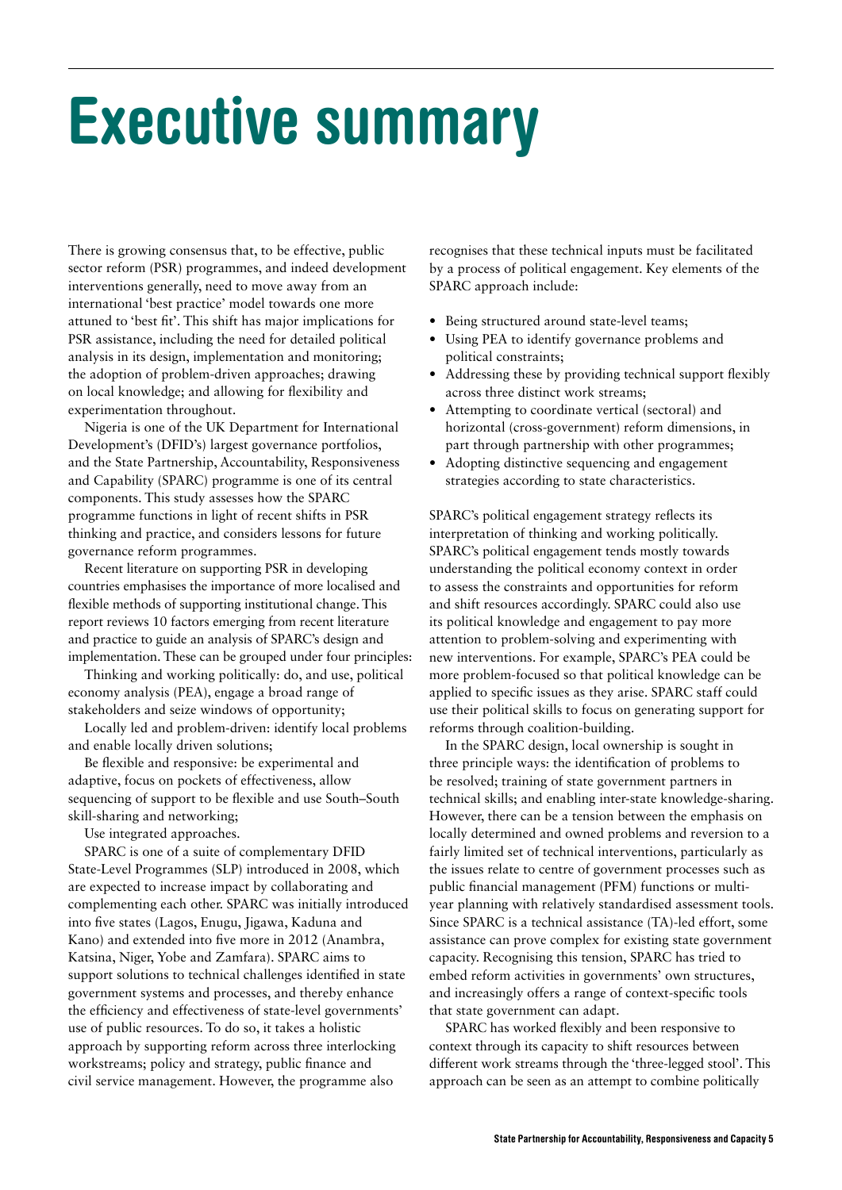# Executive summary

There is growing consensus that, to be effective, public sector reform (PSR) programmes, and indeed development interventions generally, need to move away from an international 'best practice' model towards one more attuned to 'best fit'. This shift has major implications for PSR assistance, including the need for detailed political analysis in its design, implementation and monitoring; the adoption of problem-driven approaches; drawing on local knowledge; and allowing for flexibility and experimentation throughout.

Nigeria is one of the UK Department for International Development's (DFID's) largest governance portfolios, and the State Partnership, Accountability, Responsiveness and Capability (SPARC) programme is one of its central components. This study assesses how the SPARC programme functions in light of recent shifts in PSR thinking and practice, and considers lessons for future governance reform programmes.

Recent literature on supporting PSR in developing countries emphasises the importance of more localised and flexible methods of supporting institutional change. This report reviews 10 factors emerging from recent literature and practice to guide an analysis of SPARC's design and implementation. These can be grouped under four principles:

Thinking and working politically: do, and use, political economy analysis (PEA), engage a broad range of stakeholders and seize windows of opportunity;

Locally led and problem-driven: identify local problems and enable locally driven solutions;

Be flexible and responsive: be experimental and adaptive, focus on pockets of effectiveness, allow sequencing of support to be flexible and use South–South skill-sharing and networking;

Use integrated approaches.

SPARC is one of a suite of complementary DFID State-Level Programmes (SLP) introduced in 2008, which are expected to increase impact by collaborating and complementing each other. SPARC was initially introduced into five states (Lagos, Enugu, Jigawa, Kaduna and Kano) and extended into five more in 2012 (Anambra, Katsina, Niger, Yobe and Zamfara). SPARC aims to support solutions to technical challenges identified in state government systems and processes, and thereby enhance the efficiency and effectiveness of state-level governments' use of public resources. To do so, it takes a holistic approach by supporting reform across three interlocking workstreams; policy and strategy, public finance and civil service management. However, the programme also recognises that these technical inputs must be facilitated by a process of political engagement. Key elements of the SPARC approach include:

- Being structured around state-level teams;
- Using PEA to identify governance problems and political constraints;
- Addressing these by providing technical support flexibly across three distinct work streams;
- Attempting to coordinate vertical (sectoral) and horizontal (cross-government) reform dimensions, in part through partnership with other programmes;
- Adopting distinctive sequencing and engagement strategies according to state characteristics.

SPARC's political engagement strategy reflects its interpretation of thinking and working politically. SPARC's political engagement tends mostly towards understanding the political economy context in order to assess the constraints and opportunities for reform and shift resources accordingly. SPARC could also use its political knowledge and engagement to pay more attention to problem-solving and experimenting with new interventions. For example, SPARC's PEA could be more problem-focused so that political knowledge can be applied to specific issues as they arise. SPARC staff could use their political skills to focus on generating support for reforms through coalition-building.

In the SPARC design, local ownership is sought in three principle ways: the identification of problems to be resolved; training of state government partners in technical skills; and enabling inter-state knowledge-sharing. However, there can be a tension between the emphasis on locally determined and owned problems and reversion to a fairly limited set of technical interventions, particularly as the issues relate to centre of government processes such as public financial management (PFM) functions or multi-year planning with relatively standardised assessment tools. Since SPARC is a technical assistance (TA)-led effort, some assistance can prove complex for existing state government capacity. Recognising this tension, SPARC has tried to embed reform activities in governments' own structures, and increasingly offers a range of context-specific tools that state government can adapt.

SPARC has worked flexibly and been responsive to context through its capacity to shift resources between different work streams through the 'three-legged stool'. This approach can be seen as an attempt to combine politically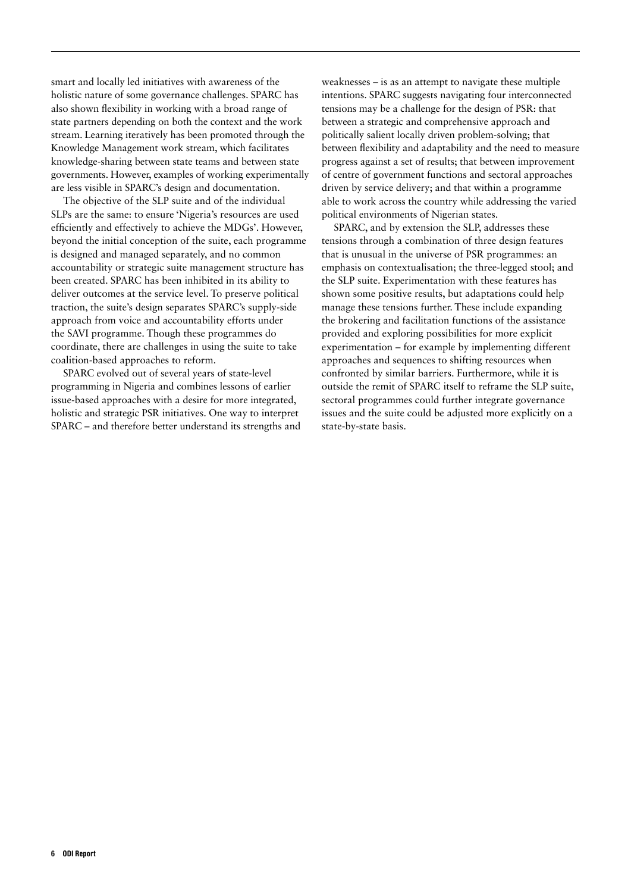smart and locally led initiatives with awareness of the holistic nature of some governance challenges. SPARC has also shown flexibility in working with a broad range of state partners depending on both the context and the work stream. Learning iteratively has been promoted through the Knowledge Management work stream, which facilitates knowledge-sharing between state teams and between state governments. However, examples of working experimentally are less visible in SPARC's design and documentation.

The objective of the SLP suite and of the individual SLPs are the same: to ensure 'Nigeria's resources are used efficiently and effectively to achieve the MDGs'. However, beyond the initial conception of the suite, each programme is designed and managed separately, and no common accountability or strategic suite management structure has been created. SPARC has been inhibited in its ability to deliver outcomes at the service level. To preserve political traction, the suite's design separates SPARC's supply-side approach from voice and accountability efforts under the SAVI programme. Though these programmes do coordinate, there are challenges in using the suite to take coalition-based approaches to reform.

SPARC evolved out of several years of state-level programming in Nigeria and combines lessons of earlier issue-based approaches with a desire for more integrated, holistic and strategic PSR initiatives. One way to interpret SPARC – and therefore better understand its strengths and weaknesses – is as an attempt to navigate these multiple intentions. SPARC suggests navigating four interconnected tensions may be a challenge for the design of PSR: that between a strategic and comprehensive approach and politically salient locally driven problem-solving; that between flexibility and adaptability and the need to measure progress against a set of results; that between improvement of centre of government functions and sectoral approaches driven by service delivery; and that within a programme able to work across the country while addressing the varied political environments of Nigerian states.

SPARC, and by extension the SLP, addresses these tensions through a combination of three design features that is unusual in the universe of PSR programmes: an emphasis on contextualisation; the three-legged stool; and the SLP suite. Experimentation with these features has shown some positive results, but adaptations could help manage these tensions further. These include expanding the brokering and facilitation functions of the assistance provided and exploring possibilities for more explicit experimentation – for example by implementing different approaches and sequences to shifting resources when confronted by similar barriers. Furthermore, while it is outside the remit of SPARC itself to reframe the SLP suite, sectoral programmes could further integrate governance issues and the suite could be adjusted more explicitly on a state-by-state basis.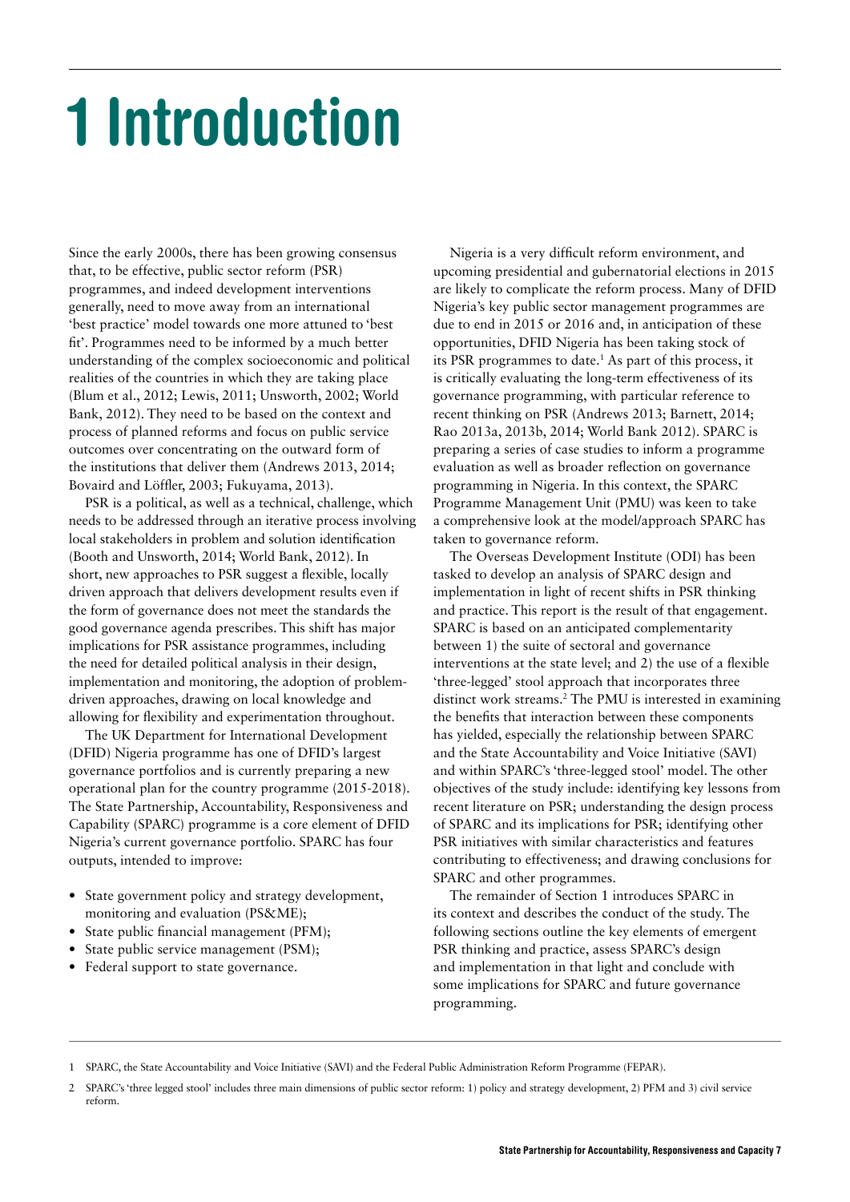# 1 Introduction

Since the early 2000s, there has been growing consensus that, to be effective, public sector reform (PSR) programmes, and indeed development interventions generally, need to move away from an international 'best practice' model towards one more attuned to 'best fit'. Programmes need to be informed by a much better understanding of the complex socioeconomic and political realities of the countries in which they are taking place (Blum et al., 2012; Lewis, 2011; Unsworth, 2002; World Bank, 2012). They need to be based on the context and process of planned reforms and focus on public service outcomes over concentrating on the outward form of the institutions that deliver them (Andrews 2013, 2014; Bovaird and Löffler, 2003; Fukuyama, 2013).

PSR is a political, as well as a technical, challenge, which needs to be addressed through an iterative process involving local stakeholders in problem and solution identification (Booth and Unsworth, 2014; World Bank, 2012). In short, new approaches to PSR suggest a flexible, locally driven approach that delivers development results even if the form of governance does not meet the standards the good governance agenda prescribes. This shift has major implications for PSR assistance programmes, including the need for detailed political analysis in their design, implementation and monitoring, the adoption of problem-driven approaches, drawing on local knowledge and allowing for flexibility and experimentation throughout.

The UK Department for International Development (DFID) Nigeria programme has one of DFID's largest governance portfolios and is currently preparing a new operational plan for the country programme (2015-2018). The State Partnership, Accountability, Responsiveness and Capability (SPARC) programme is a core element of DFID Nigeria's current governance portfolio. SPARC has four outputs, intended to improve:

- State government policy and strategy development, monitoring and evaluation (PS&ME);
- State public financial management (PFM);
- State public service management (PSM);
- Federal support to state governance.

Nigeria is a very difficult reform environment, and upcoming presidential and gubernatorial elections in 2015 are likely to complicate the reform process. Many of DFID Nigeria's key public sector management programmes are due to end in 2015 or 2016 and, in anticipation of these opportunities, DFID Nigeria has been taking stock of its PSR programmes to date.[1] As part of this process, it is critically evaluating the long-term effectiveness of its governance programming, with particular reference to recent thinking on PSR (Andrews 2013; Barnett, 2014; Rao 2013a, 2013b, 2014; World Bank 2012). SPARC is preparing a series of case studies to inform a programme evaluation as well as broader reflection on governance programming in Nigeria. In this context, the SPARC Programme Management Unit (PMU) was keen to take a comprehensive look at the model/approach SPARC has taken to governance reform.

The Overseas Development Institute (ODI) has been tasked to develop an analysis of SPARC design and implementation in light of recent shifts in PSR thinking and practice. This report is the result of that engagement. SPARC is based on an anticipated complementarity between 1) the suite of sectoral and governance interventions at the state level; and 2) the use of a flexible 'three-legged' stool approach that incorporates three distinct work streams.[2] The PMU is interested in examining the benefits that interaction between these components has yielded, especially the relationship between SPARC and the State Accountability and Voice Initiative (SAVI) and within SPARC's 'three-legged stool' model. The other objectives of the study include: identifying key lessons from recent literature on PSR; understanding the design process of SPARC and its implications for PSR; identifying other PSR initiatives with similar characteristics and features contributing to effectiveness; and drawing conclusions for SPARC and other programmes.

The remainder of Section 1 introduces SPARC in its context and describes the conduct of the study. The following sections outline the key elements of emergent PSR thinking and practice, assess SPARC's design and implementation in that light and conclude with some implications for SPARC and future governance programming.

---

1 SPARC, the State Accountability and Voice Initiative (SAVI) and the Federal Public Administration Reform Programme (FEPAR).

2 SPARC's 'three legged stool' includes three main dimensions of public sector reform: 1) policy and strategy development, 2) PFM and 3) civil service reform.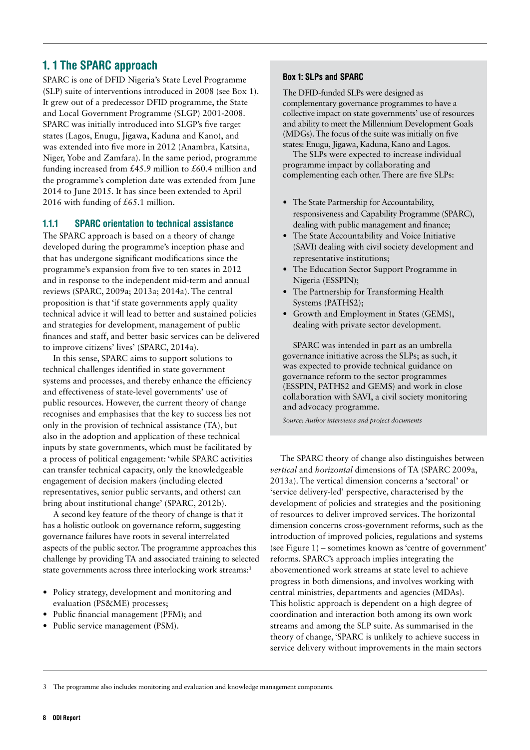## 1. 1 The SPARC approach

SPARC is one of DFID Nigeria's State Level Programme (SLP) suite of interventions introduced in 2008 (see Box 1). It grew out of a predecessor DFID programme, the State and Local Government Programme (SLGP) 2001-2008. SPARC was initially introduced into SLGP's five target states (Lagos, Enugu, Jigawa, Kaduna and Kano), and was extended into five more in 2012 (Anambra, Katsina, Niger, Yobe and Zamfara). In the same period, programme funding increased from £45.9 million to £60.4 million and the programme's completion date was extended from June 2014 to June 2015. It has since been extended to April 2016 with funding of £65.1 million.

### 1.1.1 SPARC orientation to technical assistance

The SPARC approach is based on a theory of change developed during the programme's inception phase and that has undergone significant modifications since the programme's expansion from five to ten states in 2012 and in response to the independent mid-term and annual reviews (SPARC, 2009a; 2013a; 2014a). The central proposition is that 'if state governments apply quality technical advice it will lead to better and sustained policies and strategies for development, management of public finances and staff, and better basic services can be delivered to improve citizens' lives' (SPARC, 2014a).

In this sense, SPARC aims to support solutions to technical challenges identified in state government systems and processes, and thereby enhance the efficiency and effectiveness of state-level governments' use of public resources. However, the current theory of change recognises and emphasises that the key to success lies not only in the provision of technical assistance (TA), but also in the adoption and application of these technical inputs by state governments, which must be facilitated by a process of political engagement: 'while SPARC activities can transfer technical capacity, only the knowledgeable engagement of decision makers (including elected representatives, senior public servants, and others) can bring about institutional change' (SPARC, 2012b).

A second key feature of the theory of change is that it has a holistic outlook on governance reform, suggesting governance failures have roots in several interrelated aspects of the public sector. The programme approaches this challenge by providing TA and associated training to selected state governments across three interlocking work streams:[3]

- Policy strategy, development and monitoring and evaluation (PS&ME) processes;
- Public financial management (PFM); and
- Public service management (PSM).

> **Box 1: SLPs and SPARC**
>
> The DFID-funded SLPs were designed as complementary governance programmes to have a collective impact on state governments' use of resources and ability to meet the Millennium Development Goals (MDGs). The focus of the suite was initially on five states: Enugu, Jigawa, Kaduna, Kano and Lagos.
>
> The SLPs were expected to increase individual programme impact by collaborating and complementing each other. There are five SLPs:
>
> - The State Partnership for Accountability, responsiveness and Capability Programme (SPARC), dealing with public management and finance;
> - The State Accountability and Voice Initiative (SAVI) dealing with civil society development and representative institutions;
> - The Education Sector Support Programme in Nigeria (ESSPIN);
> - The Partnership for Transforming Health Systems (PATHS2);
> - Growth and Employment in States (GEMS), dealing with private sector development.
>
> SPARC was intended in part as an umbrella governance initiative across the SLPs; as such, it was expected to provide technical guidance on governance reform to the sector programmes (ESSPIN, PATHS2 and GEMS) and work in close collaboration with SAVI, a civil society monitoring and advocacy programme.
>
> *Source: Author interviews and project documents*

The SPARC theory of change also distinguishes between *vertical* and *horizontal* dimensions of TA (SPARC 2009a, 2013a). The vertical dimension concerns a 'sectoral' or 'service delivery-led' perspective, characterised by the development of policies and strategies and the positioning of resources to deliver improved services. The horizontal dimension concerns cross-government reforms, such as the introduction of improved policies, regulations and systems (see Figure 1) – sometimes known as 'centre of government' reforms. SPARC's approach implies integrating the abovementioned work streams at state level to achieve progress in both dimensions, and involves working with central ministries, departments and agencies (MDAs). This holistic approach is dependent on a high degree of coordination and interaction both among its own work streams and among the SLP suite. As summarised in the theory of change, 'SPARC is unlikely to achieve success in service delivery without improvements in the main sectors

---

3 The programme also includes monitoring and evaluation and knowledge management components.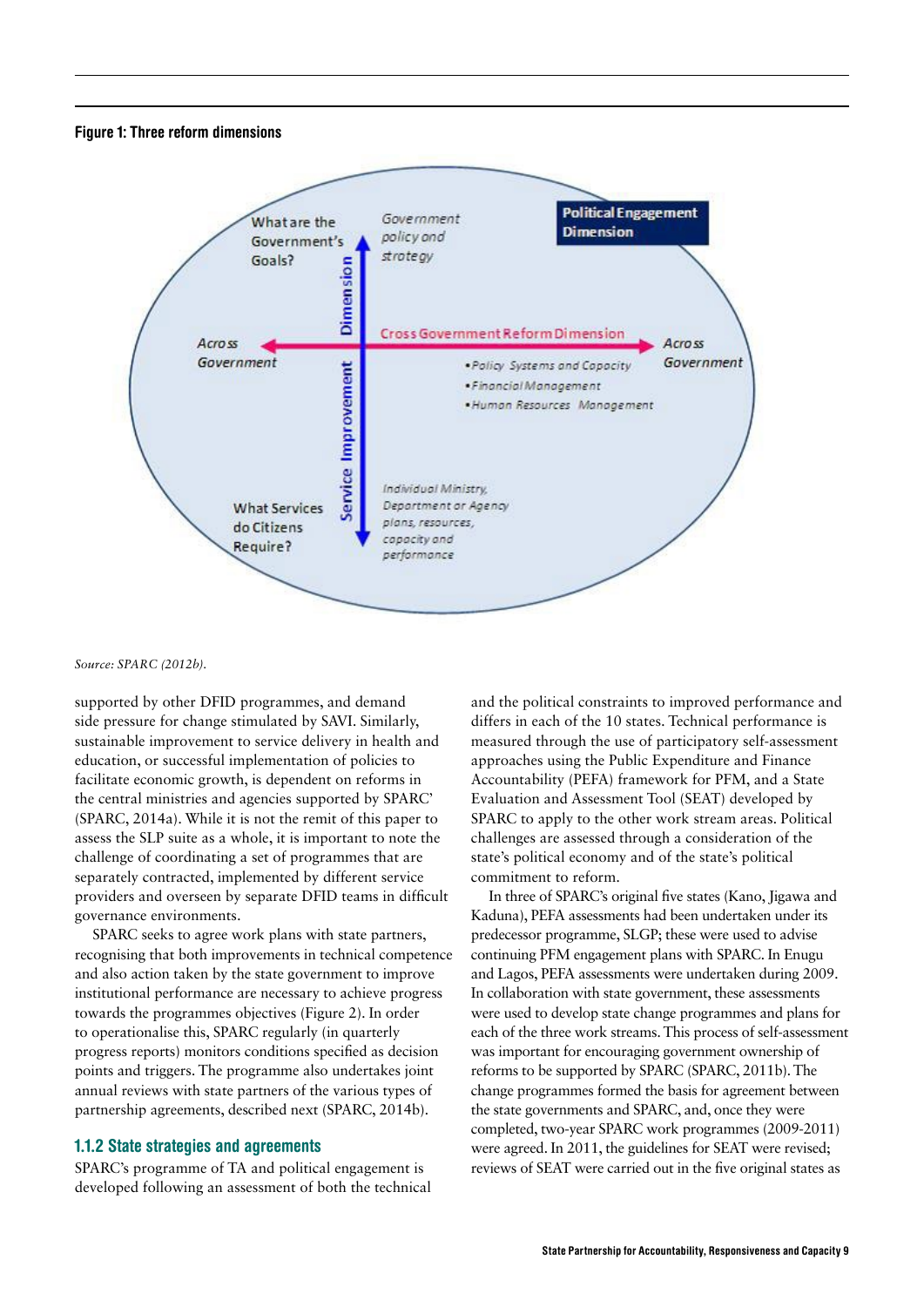**Figure 1: Three reform dimensions**

What are the Government's Goals?

Government policy and strategy

Political Engagement Dimension

Across Government

Cross Government Reform Dimension

Across Government

Service Improvement Dimension

- Policy Systems and Capacity
- Financial Management
- Human Resources Management

What Services do Citizens Require?

Individual Ministry, Department or Agency plans, resources, capacity and performance

*Source: SPARC (2012b).*

supported by other DFID programmes, and demand side pressure for change stimulated by SAVI. Similarly, sustainable improvement to service delivery in health and education, or successful implementation of policies to facilitate economic growth, is dependent on reforms in the central ministries and agencies supported by SPARC' (SPARC, 2014a). While it is not the remit of this paper to assess the SLP suite as a whole, it is important to note the challenge of coordinating a set of programmes that are separately contracted, implemented by different service providers and overseen by separate DFID teams in difficult governance environments.

SPARC seeks to agree work plans with state partners, recognising that both improvements in technical competence and also action taken by the state government to improve institutional performance are necessary to achieve progress towards the programmes objectives (Figure 2). In order to operationalise this, SPARC regularly (in quarterly progress reports) monitors conditions specified as decision points and triggers. The programme also undertakes joint annual reviews with state partners of the various types of partnership agreements, described next (SPARC, 2014b).

### 1.1.2 State strategies and agreements

SPARC's programme of TA and political engagement is developed following an assessment of both the technical and the political constraints to improved performance and differs in each of the 10 states. Technical performance is measured through the use of participatory self-assessment approaches using the Public Expenditure and Finance Accountability (PEFA) framework for PFM, and a State Evaluation and Assessment Tool (SEAT) developed by SPARC to apply to the other work stream areas. Political challenges are assessed through a consideration of the state's political economy and of the state's political commitment to reform.

In three of SPARC's original five states (Kano, Jigawa and Kaduna), PEFA assessments had been undertaken under its predecessor programme, SLGP; these were used to advise continuing PFM engagement plans with SPARC. In Enugu and Lagos, PEFA assessments were undertaken during 2009. In collaboration with state government, these assessments were used to develop state change programmes and plans for each of the three work streams. This process of self-assessment was important for encouraging government ownership of reforms to be supported by SPARC (SPARC, 2011b). The change programmes formed the basis for agreement between the state governments and SPARC, and, once they were completed, two-year SPARC work programmes (2009-2011) were agreed. In 2011, the guidelines for SEAT were revised; reviews of SEAT were carried out in the five original states as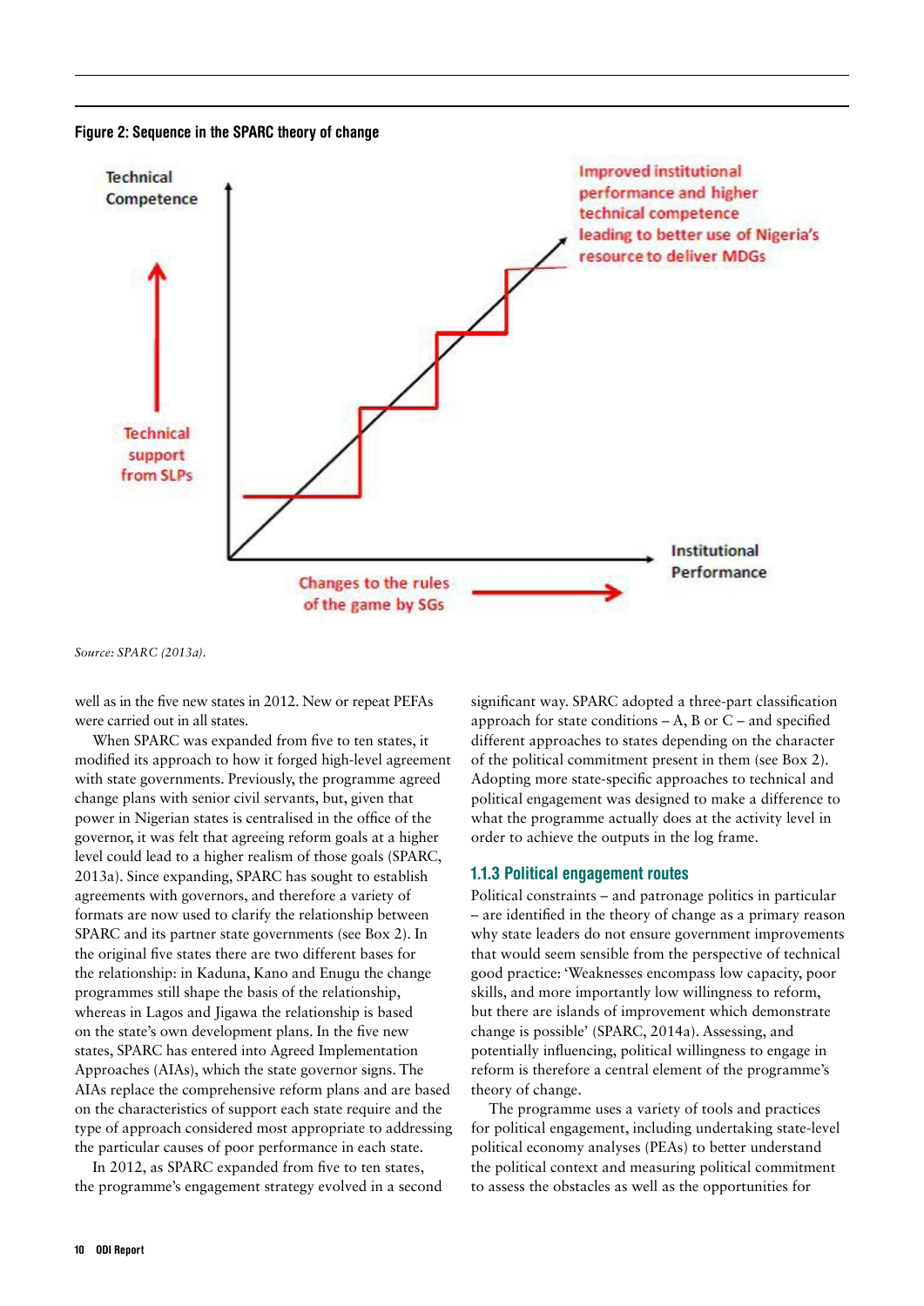**Figure 2: Sequence in the SPARC theory of change**

Technical Competence

Improved institutional performance and higher technical competence leading to better use of Nigeria's resource to deliver MDGs

Technical support from SLPs

Institutional Performance

Changes to the rules of the game by SGs

*Source: SPARC (2013a).*

well as in the five new states in 2012. New or repeat PEFAs were carried out in all states.

When SPARC was expanded from five to ten states, it modified its approach to how it forged high-level agreement with state governments. Previously, the programme agreed change plans with senior civil servants, but, given that power in Nigerian states is centralised in the office of the governor, it was felt that agreeing reform goals at a higher level could lead to a higher realism of those goals (SPARC, 2013a). Since expanding, SPARC has sought to establish agreements with governors, and therefore a variety of formats are now used to clarify the relationship between SPARC and its partner state governments (see Box 2). In the original five states there are two different bases for the relationship: in Kaduna, Kano and Enugu the change programmes still shape the basis of the relationship, whereas in Lagos and Jigawa the relationship is based on the state's own development plans. In the five new states, SPARC has entered into Agreed Implementation Approaches (AIAs), which the state governor signs. The AIAs replace the comprehensive reform plans and are based on the characteristics of support each state require and the type of approach considered most appropriate to addressing the particular causes of poor performance in each state.

In 2012, as SPARC expanded from five to ten states, the programme's engagement strategy evolved in a second significant way. SPARC adopted a three-part classification approach for state conditions – A, B or C – and specified different approaches to states depending on the character of the political commitment present in them (see Box 2). Adopting more state-specific approaches to technical and political engagement was designed to make a difference to what the programme actually does at the activity level in order to achieve the outputs in the log frame.

### 1.1.3 Political engagement routes

Political constraints – and patronage politics in particular – are identified in the theory of change as a primary reason why state leaders do not ensure government improvements that would seem sensible from the perspective of technical good practice: 'Weaknesses encompass low capacity, poor skills, and more importantly low willingness to reform, but there are islands of improvement which demonstrate change is possible' (SPARC, 2014a). Assessing, and potentially influencing, political willingness to engage in reform is therefore a central element of the programme's theory of change.

The programme uses a variety of tools and practices for political engagement, including undertaking state-level political economy analyses (PEAs) to better understand the political context and measuring political commitment to assess the obstacles as well as the opportunities for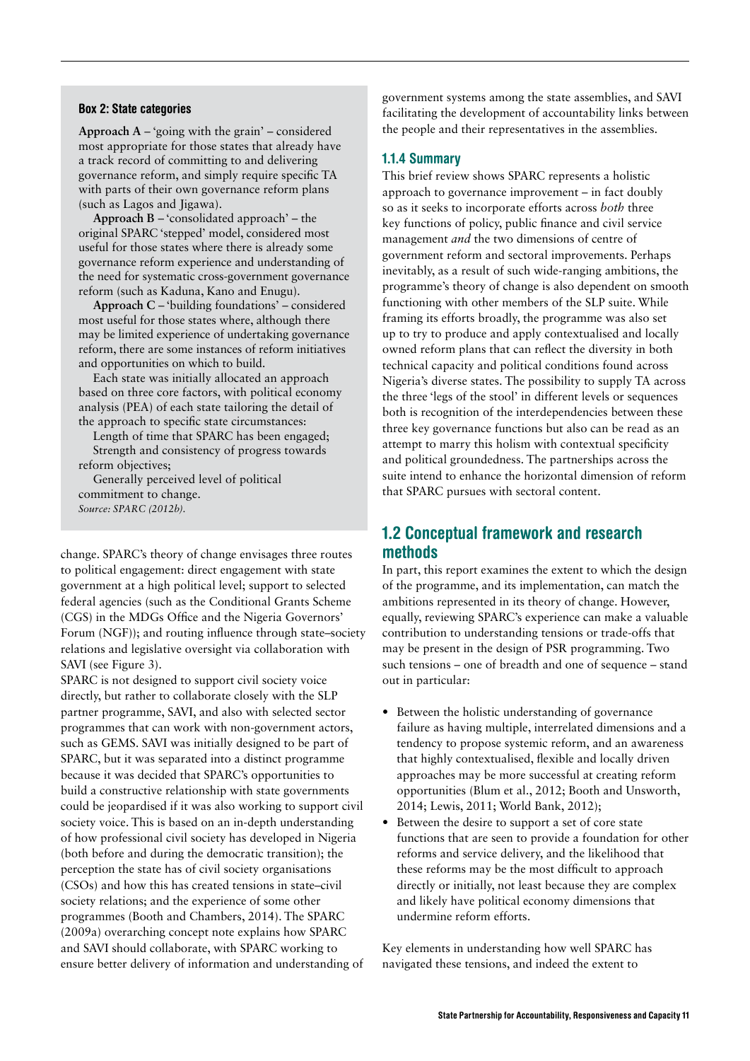**Box 2: State categories**

**Approach A** – 'going with the grain' – considered most appropriate for those states that already have a track record of committing to and delivering governance reform, and simply require specific TA with parts of their own governance reform plans (such as Lagos and Jigawa).

**Approach B** – 'consolidated approach' – the original SPARC 'stepped' model, considered most useful for those states where there is already some governance reform experience and understanding of the need for systematic cross-government governance reform (such as Kaduna, Kano and Enugu).

**Approach C** – 'building foundations' – considered most useful for those states where, although there may be limited experience of undertaking governance reform, there are some instances of reform initiatives and opportunities on which to build.

Each state was initially allocated an approach based on three core factors, with political economy analysis (PEA) of each state tailoring the detail of the approach to specific state circumstances:

Length of time that SPARC has been engaged;

Strength and consistency of progress towards reform objectives;

Generally perceived level of political commitment to change.

*Source: SPARC (2012b).*

change. SPARC's theory of change envisages three routes to political engagement: direct engagement with state government at a high political level; support to selected federal agencies (such as the Conditional Grants Scheme (CGS) in the MDGs Office and the Nigeria Governors' Forum (NGF)); and routing influence through state–society relations and legislative oversight via collaboration with SAVI (see Figure 3).

SPARC is not designed to support civil society voice directly, but rather to collaborate closely with the SLP partner programme, SAVI, and also with selected sector programmes that can work with non-government actors, such as GEMS. SAVI was initially designed to be part of SPARC, but it was separated into a distinct programme because it was decided that SPARC's opportunities to build a constructive relationship with state governments could be jeopardised if it was also working to support civil society voice. This is based on an in-depth understanding of how professional civil society has developed in Nigeria (both before and during the democratic transition); the perception the state has of civil society organisations (CSOs) and how this has created tensions in state–civil society relations; and the experience of some other programmes (Booth and Chambers, 2014). The SPARC (2009a) overarching concept note explains how SPARC and SAVI should collaborate, with SPARC working to ensure better delivery of information and understanding of government systems among the state assemblies, and SAVI facilitating the development of accountability links between the people and their representatives in the assemblies.

### 1.1.4 Summary

This brief review shows SPARC represents a holistic approach to governance improvement – in fact doubly so as it seeks to incorporate efforts across *both* three key functions of policy, public finance and civil service management *and* the two dimensions of centre of government reform and sectoral improvements. Perhaps inevitably, as a result of such wide-ranging ambitions, the programme's theory of change is also dependent on smooth functioning with other members of the SLP suite. While framing its efforts broadly, the programme was also set up to try to produce and apply contextualised and locally owned reform plans that can reflect the diversity in both technical capacity and political conditions found across Nigeria's diverse states. The possibility to supply TA across the three 'legs of the stool' in different levels or sequences both is recognition of the interdependencies between these three key governance functions but also can be read as an attempt to marry this holism with contextual specificity and political groundedness. The partnerships across the suite intend to enhance the horizontal dimension of reform that SPARC pursues with sectoral content.

## 1.2 Conceptual framework and research methods

In part, this report examines the extent to which the design of the programme, and its implementation, can match the ambitions represented in its theory of change. However, equally, reviewing SPARC's experience can make a valuable contribution to understanding tensions or trade-offs that may be present in the design of PSR programming. Two such tensions – one of breadth and one of sequence – stand out in particular:

- Between the holistic understanding of governance failure as having multiple, interrelated dimensions and a tendency to propose systemic reform, and an awareness that highly contextualised, flexible and locally driven approaches may be more successful at creating reform opportunities (Blum et al., 2012; Booth and Unsworth, 2014; Lewis, 2011; World Bank, 2012);
- Between the desire to support a set of core state functions that are seen to provide a foundation for other reforms and service delivery, and the likelihood that these reforms may be the most difficult to approach directly or initially, not least because they are complex and likely have political economy dimensions that undermine reform efforts.

Key elements in understanding how well SPARC has navigated these tensions, and indeed the extent to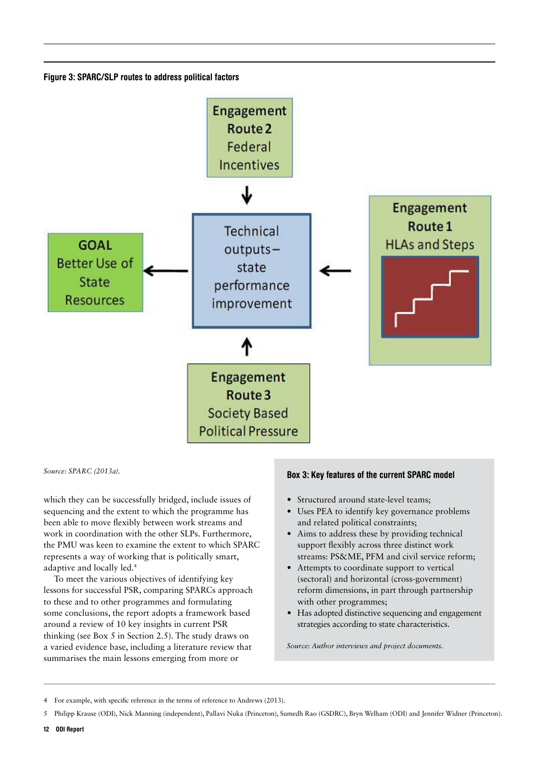**Figure 3: SPARC/SLP routes to address political factors**

Engagement Route 2 Federal Incentives

GOAL Better Use of State Resources

Technical outputs – state performance improvement

Engagement Route 1 HLAs and Steps

Engagement Route 3 Society Based Political Pressure

*Source: SPARC (2013a).*

which they can be successfully bridged, include issues of sequencing and the extent to which the programme has been able to move flexibly between work streams and work in coordination with the other SLPs. Furthermore, the PMU was keen to examine the extent to which SPARC represents a way of working that is politically smart, adaptive and locally led.[4]

To meet the various objectives of identifying key lessons for successful PSR, comparing SPARCs approach to these and to other programmes and formulating some conclusions, the report adopts a framework based around a review of 10 key insights in current PSR thinking (see Box 5 in Section 2.5). The study draws on a varied evidence base, including a literature review that summarises the main lessons emerging from more or

**Box 3: Key features of the current SPARC model**

- Structured around state-level teams;
- Uses PEA to identify key governance problems and related political constraints;
- Aims to address these by providing technical support flexibly across three distinct work streams: PS&ME, PFM and civil service reform;
- Attempts to coordinate support to vertical (sectoral) and horizontal (cross-government) reform dimensions, in part through partnership with other programmes;
- Has adopted distinctive sequencing and engagement strategies according to state characteristics.

*Source: Author interviews and project documents.*

4 For example, with specific reference in the terms of reference to Andrews (2013).

5 Philipp Krause (ODI), Nick Manning (independent), Pallavi Nuka (Princeton), Sumedh Rao (GSDRC), Bryn Welham (ODI) and Jennifer Widner (Princeton).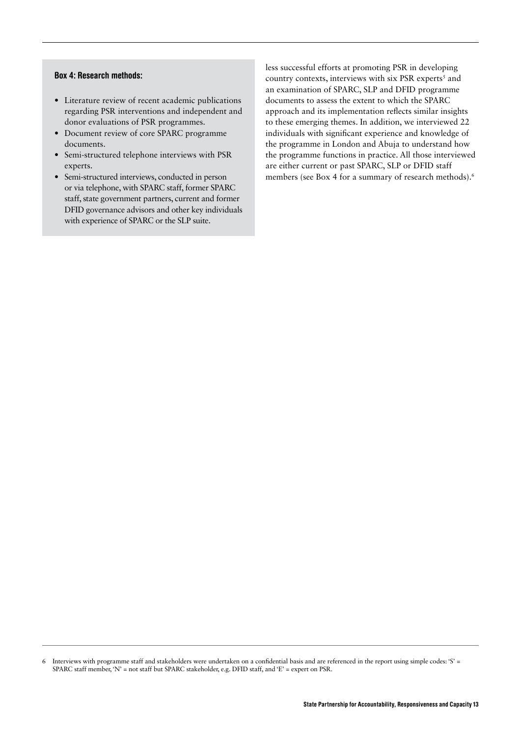**Box 4: Research methods:**

- Literature review of recent academic publications regarding PSR interventions and independent and donor evaluations of PSR programmes.
- Document review of core SPARC programme documents.
- Semi-structured telephone interviews with PSR experts.
- Semi-structured interviews, conducted in person or via telephone, with SPARC staff, former SPARC staff, state government partners, current and former DFID governance advisors and other key individuals with experience of SPARC or the SLP suite.

less successful efforts at promoting PSR in developing country contexts, interviews with six PSR experts[5] and an examination of SPARC, SLP and DFID programme documents to assess the extent to which the SPARC approach and its implementation reflects similar insights to these emerging themes. In addition, we interviewed 22 individuals with significant experience and knowledge of the programme in London and Abuja to understand how the programme functions in practice. All those interviewed are either current or past SPARC, SLP or DFID staff members (see Box 4 for a summary of research methods).[6]

6 Interviews with programme staff and stakeholders were undertaken on a confidential basis and are referenced in the report using simple codes: 'S' = SPARC staff member, 'N' = not staff but SPARC stakeholder, e.g. DFID staff, and 'E' = expert on PSR.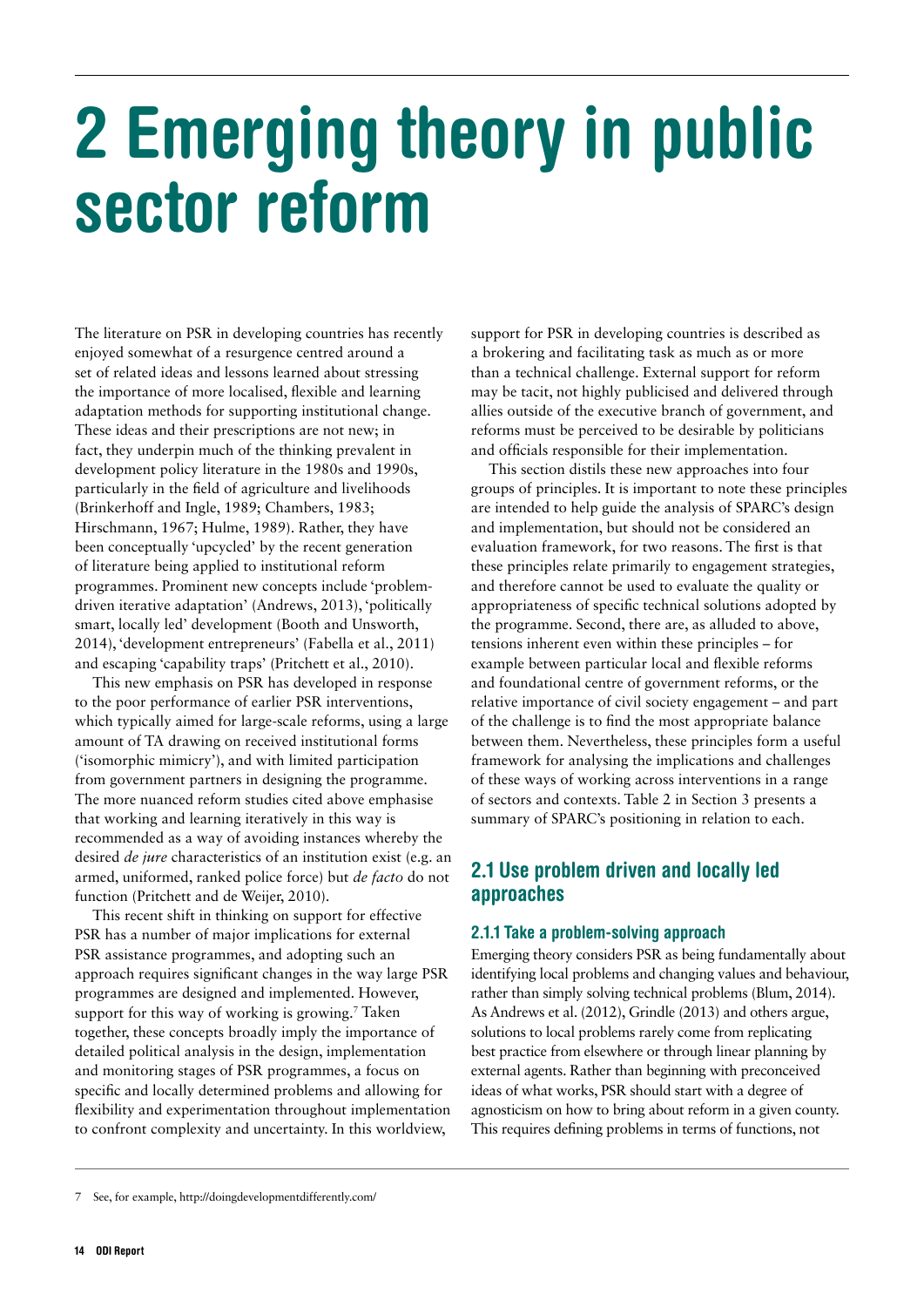# 2 Emerging theory in public sector reform

The literature on PSR in developing countries has recently enjoyed somewhat of a resurgence centred around a set of related ideas and lessons learned about stressing the importance of more localised, flexible and learning adaptation methods for supporting institutional change. These ideas and their prescriptions are not new; in fact, they underpin much of the thinking prevalent in development policy literature in the 1980s and 1990s, particularly in the field of agriculture and livelihoods (Brinkerhoff and Ingle, 1989; Chambers, 1983; Hirschmann, 1967; Hulme, 1989). Rather, they have been conceptually 'upcycled' by the recent generation of literature being applied to institutional reform programmes. Prominent new concepts include 'problem-driven iterative adaptation' (Andrews, 2013), 'politically smart, locally led' development (Booth and Unsworth, 2014), 'development entrepreneurs' (Fabella et al., 2011) and escaping 'capability traps' (Pritchett et al., 2010).

This new emphasis on PSR has developed in response to the poor performance of earlier PSR interventions, which typically aimed for large-scale reforms, using a large amount of TA drawing on received institutional forms ('isomorphic mimicry'), and with limited participation from government partners in designing the programme. The more nuanced reform studies cited above emphasise that working and learning iteratively in this way is recommended as a way of avoiding instances whereby the desired *de jure* characteristics of an institution exist (e.g. an armed, uniformed, ranked police force) but *de facto* do not function (Pritchett and de Weijer, 2010).

This recent shift in thinking on support for effective PSR has a number of major implications for external PSR assistance programmes, and adopting such an approach requires significant changes in the way large PSR programmes are designed and implemented. However, support for this way of working is growing.[7] Taken together, these concepts broadly imply the importance of detailed political analysis in the design, implementation and monitoring stages of PSR programmes, a focus on specific and locally determined problems and allowing for flexibility and experimentation throughout implementation to confront complexity and uncertainty. In this worldview, support for PSR in developing countries is described as a brokering and facilitating task as much as or more than a technical challenge. External support for reform may be tacit, not highly publicised and delivered through allies outside of the executive branch of government, and reforms must be perceived to be desirable by politicians and officials responsible for their implementation.

This section distils these new approaches into four groups of principles. It is important to note these principles are intended to help guide the analysis of SPARC's design and implementation, but should not be considered an evaluation framework, for two reasons. The first is that these principles relate primarily to engagement strategies, and therefore cannot be used to evaluate the quality or appropriateness of specific technical solutions adopted by the programme. Second, there are, as alluded to above, tensions inherent even within these principles – for example between particular local and flexible reforms and foundational centre of government reforms, or the relative importance of civil society engagement – and part of the challenge is to find the most appropriate balance between them. Nevertheless, these principles form a useful framework for analysing the implications and challenges of these ways of working across interventions in a range of sectors and contexts. Table 2 in Section 3 presents a summary of SPARC's positioning in relation to each.

## 2.1 Use problem driven and locally led approaches

### 2.1.1 Take a problem-solving approach

Emerging theory considers PSR as being fundamentally about identifying local problems and changing values and behaviour, rather than simply solving technical problems (Blum, 2014). As Andrews et al. (2012), Grindle (2013) and others argue, solutions to local problems rarely come from replicating best practice from elsewhere or through linear planning by external agents. Rather than beginning with preconceived ideas of what works, PSR should start with a degree of agnosticism on how to bring about reform in a given county. This requires defining problems in terms of functions, not

7 See, for example, http://doingdevelopmentdifferently.com/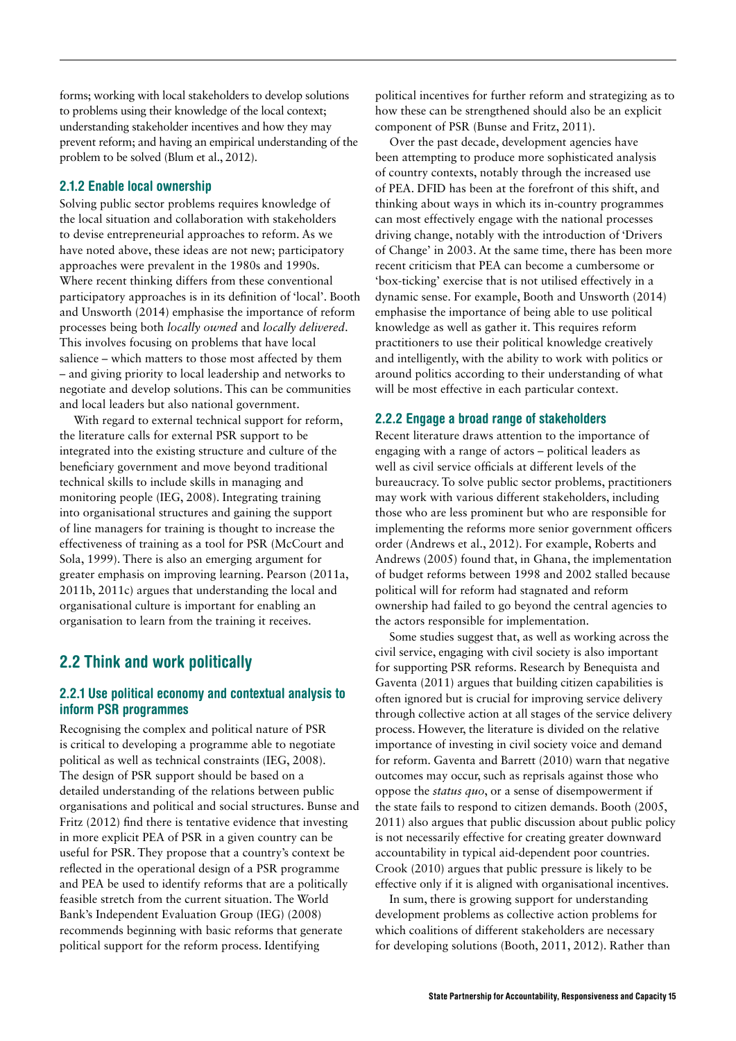forms; working with local stakeholders to develop solutions to problems using their knowledge of the local context; understanding stakeholder incentives and how they may prevent reform; and having an empirical understanding of the problem to be solved (Blum et al., 2012).

### 2.1.2 Enable local ownership

Solving public sector problems requires knowledge of the local situation and collaboration with stakeholders to devise entrepreneurial approaches to reform. As we have noted above, these ideas are not new; participatory approaches were prevalent in the 1980s and 1990s. Where recent thinking differs from these conventional participatory approaches is in its definition of 'local'. Booth and Unsworth (2014) emphasise the importance of reform processes being both *locally owned* and *locally delivered*. This involves focusing on problems that have local salience – which matters to those most affected by them – and giving priority to local leadership and networks to negotiate and develop solutions. This can be communities and local leaders but also national government.

With regard to external technical support for reform, the literature calls for external PSR support to be integrated into the existing structure and culture of the beneficiary government and move beyond traditional technical skills to include skills in managing and monitoring people (IEG, 2008). Integrating training into organisational structures and gaining the support of line managers for training is thought to increase the effectiveness of training as a tool for PSR (McCourt and Sola, 1999). There is also an emerging argument for greater emphasis on improving learning. Pearson (2011a, 2011b, 2011c) argues that understanding the local and organisational culture is important for enabling an organisation to learn from the training it receives.

## 2.2 Think and work politically

### 2.2.1 Use political economy and contextual analysis to inform PSR programmes

Recognising the complex and political nature of PSR is critical to developing a programme able to negotiate political as well as technical constraints (IEG, 2008). The design of PSR support should be based on a detailed understanding of the relations between public organisations and political and social structures. Bunse and Fritz (2012) find there is tentative evidence that investing in more explicit PEA of PSR in a given country can be useful for PSR. They propose that a country's context be reflected in the operational design of a PSR programme and PEA be used to identify reforms that are a politically feasible stretch from the current situation. The World Bank's Independent Evaluation Group (IEG) (2008) recommends beginning with basic reforms that generate political support for the reform process. Identifying political incentives for further reform and strategizing as to how these can be strengthened should also be an explicit component of PSR (Bunse and Fritz, 2011).

Over the past decade, development agencies have been attempting to produce more sophisticated analysis of country contexts, notably through the increased use of PEA. DFID has been at the forefront of this shift, and thinking about ways in which its in-country programmes can most effectively engage with the national processes driving change, notably with the introduction of 'Drivers of Change' in 2003. At the same time, there has been more recent criticism that PEA can become a cumbersome or 'box-ticking' exercise that is not utilised effectively in a dynamic sense. For example, Booth and Unsworth (2014) emphasise the importance of being able to use political knowledge as well as gather it. This requires reform practitioners to use their political knowledge creatively and intelligently, with the ability to work with politics or around politics according to their understanding of what will be most effective in each particular context.

### 2.2.2 Engage a broad range of stakeholders

Recent literature draws attention to the importance of engaging with a range of actors – political leaders as well as civil service officials at different levels of the bureaucracy. To solve public sector problems, practitioners may work with various different stakeholders, including those who are less prominent but who are responsible for implementing the reforms more senior government officers order (Andrews et al., 2012). For example, Roberts and Andrews (2005) found that, in Ghana, the implementation of budget reforms between 1998 and 2002 stalled because political will for reform had stagnated and reform ownership had failed to go beyond the central agencies to the actors responsible for implementation.

Some studies suggest that, as well as working across the civil service, engaging with civil society is also important for supporting PSR reforms. Research by Benequista and Gaventa (2011) argues that building citizen capabilities is often ignored but is crucial for improving service delivery through collective action at all stages of the service delivery process. However, the literature is divided on the relative importance of investing in civil society voice and demand for reform. Gaventa and Barrett (2010) warn that negative outcomes may occur, such as reprisals against those who oppose the *status quo*, or a sense of disempowerment if the state fails to respond to citizen demands. Booth (2005, 2011) also argues that public discussion about public policy is not necessarily effective for creating greater downward accountability in typical aid-dependent poor countries. Crook (2010) argues that public pressure is likely to be effective only if it is aligned with organisational incentives.

In sum, there is growing support for understanding development problems as collective action problems for which coalitions of different stakeholders are necessary for developing solutions (Booth, 2011, 2012). Rather than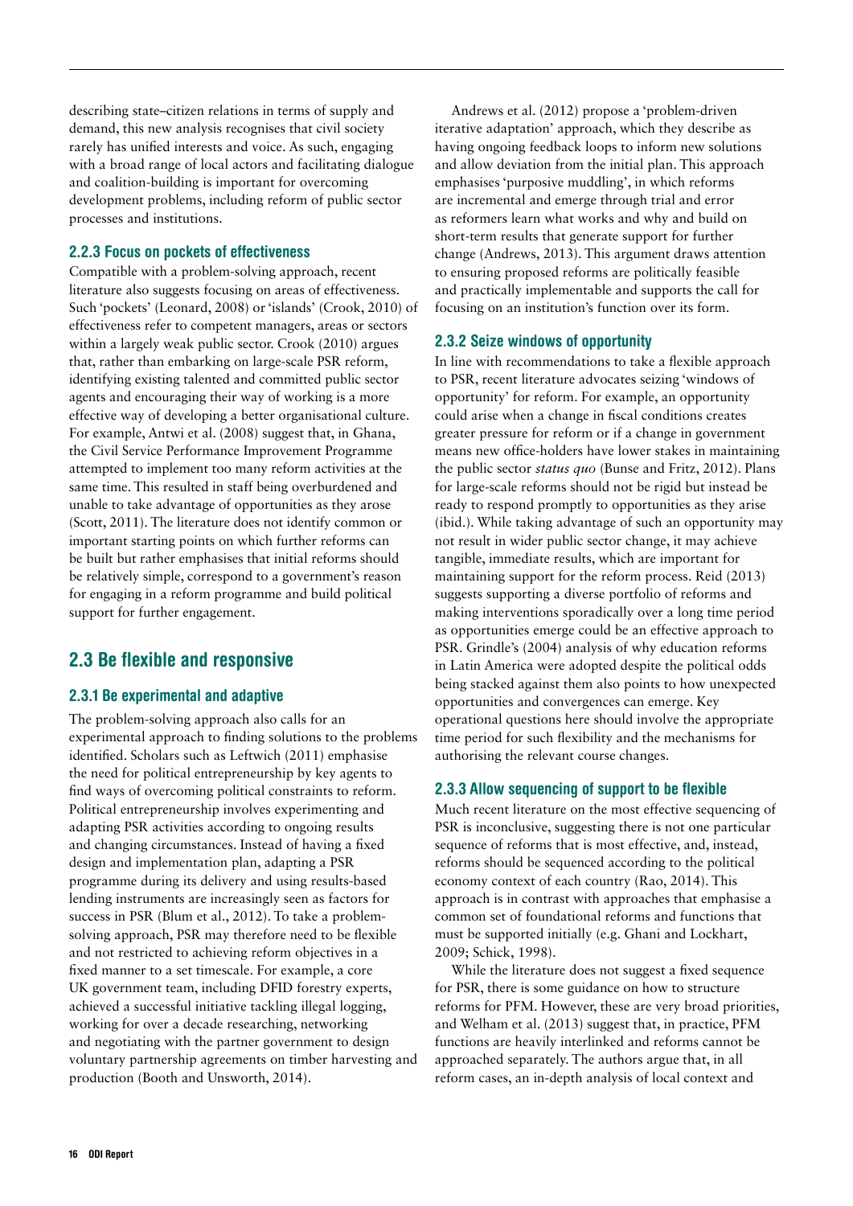describing state–citizen relations in terms of supply and demand, this new analysis recognises that civil society rarely has unified interests and voice. As such, engaging with a broad range of local actors and facilitating dialogue and coalition-building is important for overcoming development problems, including reform of public sector processes and institutions.

### 2.2.3 Focus on pockets of effectiveness

Compatible with a problem-solving approach, recent literature also suggests focusing on areas of effectiveness. Such 'pockets' (Leonard, 2008) or 'islands' (Crook, 2010) of effectiveness refer to competent managers, areas or sectors within a largely weak public sector. Crook (2010) argues that, rather than embarking on large-scale PSR reform, identifying existing talented and committed public sector agents and encouraging their way of working is a more effective way of developing a better organisational culture. For example, Antwi et al. (2008) suggest that, in Ghana, the Civil Service Performance Improvement Programme attempted to implement too many reform activities at the same time. This resulted in staff being overburdened and unable to take advantage of opportunities as they arose (Scott, 2011). The literature does not identify common or important starting points on which further reforms can be built but rather emphasises that initial reforms should be relatively simple, correspond to a government's reason for engaging in a reform programme and build political support for further engagement.

## 2.3 Be flexible and responsive

### 2.3.1 Be experimental and adaptive

The problem-solving approach also calls for an experimental approach to finding solutions to the problems identified. Scholars such as Leftwich (2011) emphasise the need for political entrepreneurship by key agents to find ways of overcoming political constraints to reform. Political entrepreneurship involves experimenting and adapting PSR activities according to ongoing results and changing circumstances. Instead of having a fixed design and implementation plan, adapting a PSR programme during its delivery and using results-based lending instruments are increasingly seen as factors for success in PSR (Blum et al., 2012). To take a problem-solving approach, PSR may therefore need to be flexible and not restricted to achieving reform objectives in a fixed manner to a set timescale. For example, a core UK government team, including DFID forestry experts, achieved a successful initiative tackling illegal logging, working for over a decade researching, networking and negotiating with the partner government to design voluntary partnership agreements on timber harvesting and production (Booth and Unsworth, 2014).

Andrews et al. (2012) propose a 'problem-driven iterative adaptation' approach, which they describe as having ongoing feedback loops to inform new solutions and allow deviation from the initial plan. This approach emphasises 'purposive muddling', in which reforms are incremental and emerge through trial and error as reformers learn what works and why and build on short-term results that generate support for further change (Andrews, 2013). This argument draws attention to ensuring proposed reforms are politically feasible and practically implementable and supports the call for focusing on an institution's function over its form.

### 2.3.2 Seize windows of opportunity

In line with recommendations to take a flexible approach to PSR, recent literature advocates seizing 'windows of opportunity' for reform. For example, an opportunity could arise when a change in fiscal conditions creates greater pressure for reform or if a change in government means new office-holders have lower stakes in maintaining the public sector *status quo* (Bunse and Fritz, 2012). Plans for large-scale reforms should not be rigid but instead be ready to respond promptly to opportunities as they arise (ibid.). While taking advantage of such an opportunity may not result in wider public sector change, it may achieve tangible, immediate results, which are important for maintaining support for the reform process. Reid (2013) suggests supporting a diverse portfolio of reforms and making interventions sporadically over a long time period as opportunities emerge could be an effective approach to PSR. Grindle's (2004) analysis of why education reforms in Latin America were adopted despite the political odds being stacked against them also points to how unexpected opportunities and convergences can emerge. Key operational questions here should involve the appropriate time period for such flexibility and the mechanisms for authorising the relevant course changes.

### 2.3.3 Allow sequencing of support to be flexible

Much recent literature on the most effective sequencing of PSR is inconclusive, suggesting there is not one particular sequence of reforms that is most effective, and, instead, reforms should be sequenced according to the political economy context of each country (Rao, 2014). This approach is in contrast with approaches that emphasise a common set of foundational reforms and functions that must be supported initially (e.g. Ghani and Lockhart, 2009; Schick, 1998).

While the literature does not suggest a fixed sequence for PSR, there is some guidance on how to structure reforms for PFM. However, these are very broad priorities, and Welham et al. (2013) suggest that, in practice, PFM functions are heavily interlinked and reforms cannot be approached separately. The authors argue that, in all reform cases, an in-depth analysis of local context and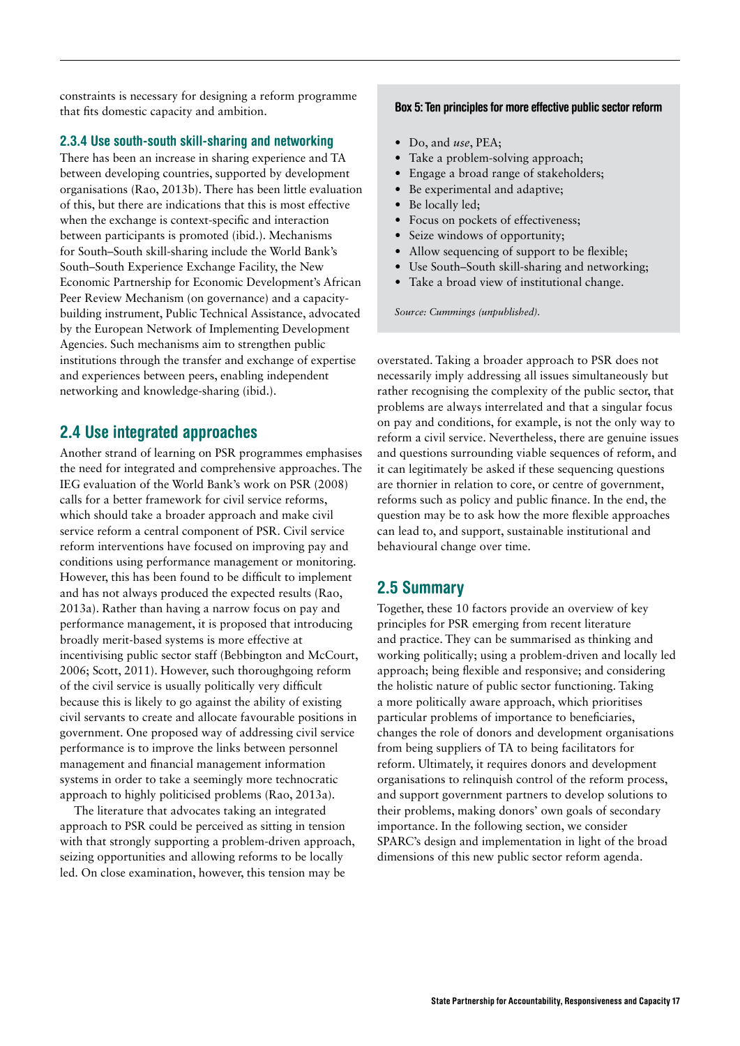constraints is necessary for designing a reform programme that fits domestic capacity and ambition.

### 2.3.4 Use south-south skill-sharing and networking

There has been an increase in sharing experience and TA between developing countries, supported by development organisations (Rao, 2013b). There has been little evaluation of this, but there are indications that this is most effective when the exchange is context-specific and interaction between participants is promoted (ibid.). Mechanisms for South–South skill-sharing include the World Bank's South–South Experience Exchange Facility, the New Economic Partnership for Economic Development's African Peer Review Mechanism (on governance) and a capacity-building instrument, Public Technical Assistance, advocated by the European Network of Implementing Development Agencies. Such mechanisms aim to strengthen public institutions through the transfer and exchange of expertise and experiences between peers, enabling independent networking and knowledge-sharing (ibid.).

## 2.4 Use integrated approaches

Another strand of learning on PSR programmes emphasises the need for integrated and comprehensive approaches. The IEG evaluation of the World Bank's work on PSR (2008) calls for a better framework for civil service reforms, which should take a broader approach and make civil service reform a central component of PSR. Civil service reform interventions have focused on improving pay and conditions using performance management or monitoring. However, this has been found to be difficult to implement and has not always produced the expected results (Rao, 2013a). Rather than having a narrow focus on pay and performance management, it is proposed that introducing broadly merit-based systems is more effective at incentivising public sector staff (Bebbington and McCourt, 2006; Scott, 2011). However, such thoroughgoing reform of the civil service is usually politically very difficult because this is likely to go against the ability of existing civil servants to create and allocate favourable positions in government. One proposed way of addressing civil service performance is to improve the links between personnel management and financial management information systems in order to take a seemingly more technocratic approach to highly politicised problems (Rao, 2013a).

The literature that advocates taking an integrated approach to PSR could be perceived as sitting in tension with that strongly supporting a problem-driven approach, seizing opportunities and allowing reforms to be locally led. On close examination, however, this tension may be overstated. Taking a broader approach to PSR does not necessarily imply addressing all issues simultaneously but rather recognising the complexity of the public sector, that problems are always interrelated and that a singular focus on pay and conditions, for example, is not the only way to reform a civil service. Nevertheless, there are genuine issues and questions surrounding viable sequences of reform, and it can legitimately be asked if these sequencing questions are thornier in relation to core, or centre of government, reforms such as policy and public finance. In the end, the question may be to ask how the more flexible approaches can lead to, and support, sustainable institutional and behavioural change over time.

**Box 5: Ten principles for more effective public sector reform**

- Do, and *use*, PEA;
- Take a problem-solving approach;
- Engage a broad range of stakeholders;
- Be experimental and adaptive;
- Be locally led;
- Focus on pockets of effectiveness;
- Seize windows of opportunity;
- Allow sequencing of support to be flexible;
- Use South–South skill-sharing and networking;
- Take a broad view of institutional change.

*Source: Cummings (unpublished).*

## 2.5 Summary

Together, these 10 factors provide an overview of key principles for PSR emerging from recent literature and practice. They can be summarised as thinking and working politically; using a problem-driven and locally led approach; being flexible and responsive; and considering the holistic nature of public sector functioning. Taking a more politically aware approach, which prioritises particular problems of importance to beneficiaries, changes the role of donors and development organisations from being suppliers of TA to being facilitators for reform. Ultimately, it requires donors and development organisations to relinquish control of the reform process, and support government partners to develop solutions to their problems, making donors' own goals of secondary importance. In the following section, we consider SPARC's design and implementation in light of the broad dimensions of this new public sector reform agenda.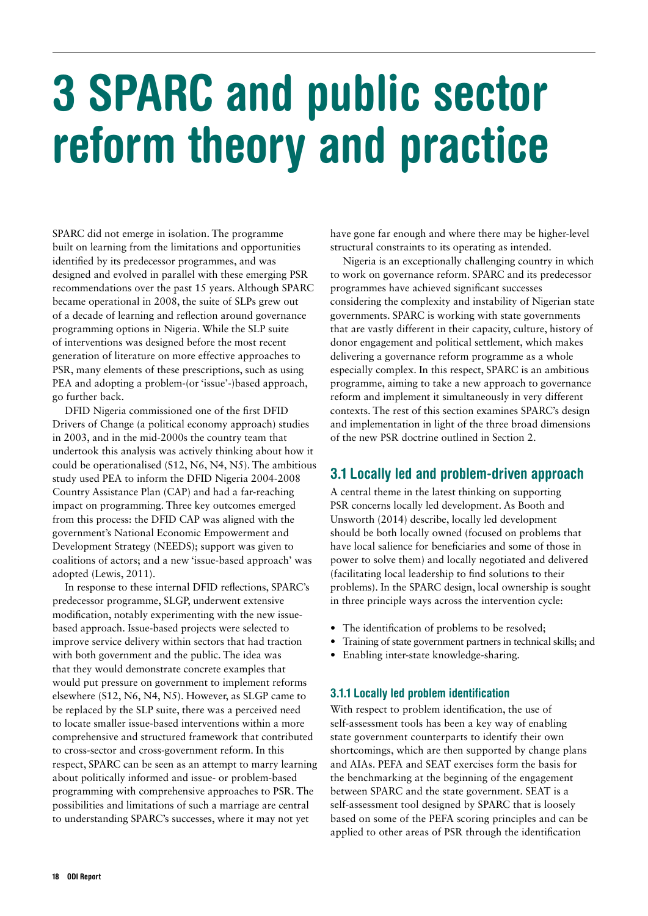# 3 SPARC and public sector reform theory and practice

SPARC did not emerge in isolation. The programme built on learning from the limitations and opportunities identified by its predecessor programmes, and was designed and evolved in parallel with these emerging PSR recommendations over the past 15 years. Although SPARC became operational in 2008, the suite of SLPs grew out of a decade of learning and reflection around governance programming options in Nigeria. While the SLP suite of interventions was designed before the most recent generation of literature on more effective approaches to PSR, many elements of these prescriptions, such as using PEA and adopting a problem-(or 'issue'-)based approach, go further back.

DFID Nigeria commissioned one of the first DFID Drivers of Change (a political economy approach) studies in 2003, and in the mid-2000s the country team that undertook this analysis was actively thinking about how it could be operationalised (S12, N6, N4, N5). The ambitious study used PEA to inform the DFID Nigeria 2004-2008 Country Assistance Plan (CAP) and had a far-reaching impact on programming. Three key outcomes emerged from this process: the DFID CAP was aligned with the government's National Economic Empowerment and Development Strategy (NEEDS); support was given to coalitions of actors; and a new 'issue-based approach' was adopted (Lewis, 2011).

In response to these internal DFID reflections, SPARC's predecessor programme, SLGP, underwent extensive modification, notably experimenting with the new issue-based approach. Issue-based projects were selected to improve service delivery within sectors that had traction with both government and the public. The idea was that they would demonstrate concrete examples that would put pressure on government to implement reforms elsewhere (S12, N6, N4, N5). However, as SLGP came to be replaced by the SLP suite, there was a perceived need to locate smaller issue-based interventions within a more comprehensive and structured framework that contributed to cross-sector and cross-government reform. In this respect, SPARC can be seen as an attempt to marry learning about politically informed and issue- or problem-based programming with comprehensive approaches to PSR. The possibilities and limitations of such a marriage are central to understanding SPARC's successes, where it may not yet have gone far enough and where there may be higher-level structural constraints to its operating as intended.

Nigeria is an exceptionally challenging country in which to work on governance reform. SPARC and its predecessor programmes have achieved significant successes considering the complexity and instability of Nigerian state governments. SPARC is working with state governments that are vastly different in their capacity, culture, history of donor engagement and political settlement, which makes delivering a governance reform programme as a whole especially complex. In this respect, SPARC is an ambitious programme, aiming to take a new approach to governance reform and implement it simultaneously in very different contexts. The rest of this section examines SPARC's design and implementation in light of the three broad dimensions of the new PSR doctrine outlined in Section 2.

## 3.1 Locally led and problem-driven approach

A central theme in the latest thinking on supporting PSR concerns locally led development. As Booth and Unsworth (2014) describe, locally led development should be both locally owned (focused on problems that have local salience for beneficiaries and some of those in power to solve them) and locally negotiated and delivered (facilitating local leadership to find solutions to their problems). In the SPARC design, local ownership is sought in three principle ways across the intervention cycle:

- The identification of problems to be resolved;
- Training of state government partners in technical skills; and
- Enabling inter-state knowledge-sharing.

### 3.1.1 Locally led problem identification

With respect to problem identification, the use of self-assessment tools has been a key way of enabling state government counterparts to identify their own shortcomings, which are then supported by change plans and AIAs. PEFA and SEAT exercises form the basis for the benchmarking at the beginning of the engagement between SPARC and the state government. SEAT is a self-assessment tool designed by SPARC that is loosely based on some of the PEFA scoring principles and can be applied to other areas of PSR through the identification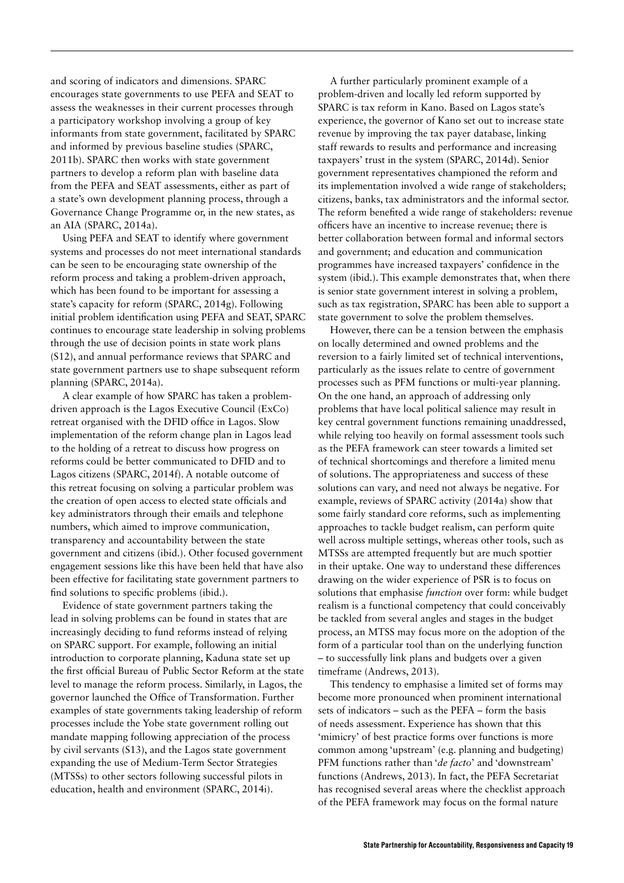and scoring of indicators and dimensions. SPARC encourages state governments to use PEFA and SEAT to assess the weaknesses in their current processes through a participatory workshop involving a group of key informants from state government, facilitated by SPARC and informed by previous baseline studies (SPARC, 2011b). SPARC then works with state government partners to develop a reform plan with baseline data from the PEFA and SEAT assessments, either as part of a state's own development planning process, through a Governance Change Programme or, in the new states, as an AIA (SPARC, 2014a).

Using PEFA and SEAT to identify where government systems and processes do not meet international standards can be seen to be encouraging state ownership of the reform process and taking a problem-driven approach, which has been found to be important for assessing a state's capacity for reform (SPARC, 2014g). Following initial problem identification using PEFA and SEAT, SPARC continues to encourage state leadership in solving problems through the use of decision points in state work plans (S12), and annual performance reviews that SPARC and state government partners use to shape subsequent reform planning (SPARC, 2014a).

A clear example of how SPARC has taken a problem-driven approach is the Lagos Executive Council (ExCo) retreat organised with the DFID office in Lagos. Slow implementation of the reform change plan in Lagos lead to the holding of a retreat to discuss how progress on reforms could be better communicated to DFID and to Lagos citizens (SPARC, 2014f). A notable outcome of this retreat focusing on solving a particular problem was the creation of open access to elected state officials and key administrators through their emails and telephone numbers, which aimed to improve communication, transparency and accountability between the state government and citizens (ibid.). Other focused government engagement sessions like this have been held that have also been effective for facilitating state government partners to find solutions to specific problems (ibid.).

Evidence of state government partners taking the lead in solving problems can be found in states that are increasingly deciding to fund reforms instead of relying on SPARC support. For example, following an initial introduction to corporate planning, Kaduna state set up the first official Bureau of Public Sector Reform at the state level to manage the reform process. Similarly, in Lagos, the governor launched the Office of Transformation. Further examples of state governments taking leadership of reform processes include the Yobe state government rolling out mandate mapping following appreciation of the process by civil servants (S13), and the Lagos state government expanding the use of Medium-Term Sector Strategies (MTSSs) to other sectors following successful pilots in education, health and environment (SPARC, 2014i).

A further particularly prominent example of a problem-driven and locally led reform supported by SPARC is tax reform in Kano. Based on Lagos state's experience, the governor of Kano set out to increase state revenue by improving the tax payer database, linking staff rewards to results and performance and increasing taxpayers' trust in the system (SPARC, 2014d). Senior government representatives championed the reform and its implementation involved a wide range of stakeholders; citizens, banks, tax administrators and the informal sector. The reform benefited a wide range of stakeholders: revenue officers have an incentive to increase revenue; there is better collaboration between formal and informal sectors and government; and education and communication programmes have increased taxpayers' confidence in the system (ibid.). This example demonstrates that, when there is senior state government interest in solving a problem, such as tax registration, SPARC has been able to support a state government to solve the problem themselves.

However, there can be a tension between the emphasis on locally determined and owned problems and the reversion to a fairly limited set of technical interventions, particularly as the issues relate to centre of government processes such as PFM functions or multi-year planning. On the one hand, an approach of addressing only problems that have local political salience may result in key central government functions remaining unaddressed, while relying too heavily on formal assessment tools such as the PEFA framework can steer towards a limited set of technical shortcomings and therefore a limited menu of solutions. The appropriateness and success of these solutions can vary, and need not always be negative. For example, reviews of SPARC activity (2014a) show that some fairly standard core reforms, such as implementing approaches to tackle budget realism, can perform quite well across multiple settings, whereas other tools, such as MTSSs are attempted frequently but are much spottier in their uptake. One way to understand these differences drawing on the wider experience of PSR is to focus on solutions that emphasise *function* over form: while budget realism is a functional competency that could conceivably be tackled from several angles and stages in the budget process, an MTSS may focus more on the adoption of the form of a particular tool than on the underlying function – to successfully link plans and budgets over a given timeframe (Andrews, 2013).

This tendency to emphasise a limited set of forms may become more pronounced when prominent international sets of indicators – such as the PEFA – form the basis of needs assessment. Experience has shown that this 'mimicry' of best practice forms over functions is more common among 'upstream' (e.g. planning and budgeting) PFM functions rather than '*de facto*' and 'downstream' functions (Andrews, 2013). In fact, the PEFA Secretariat has recognised several areas where the checklist approach of the PEFA framework may focus on the formal nature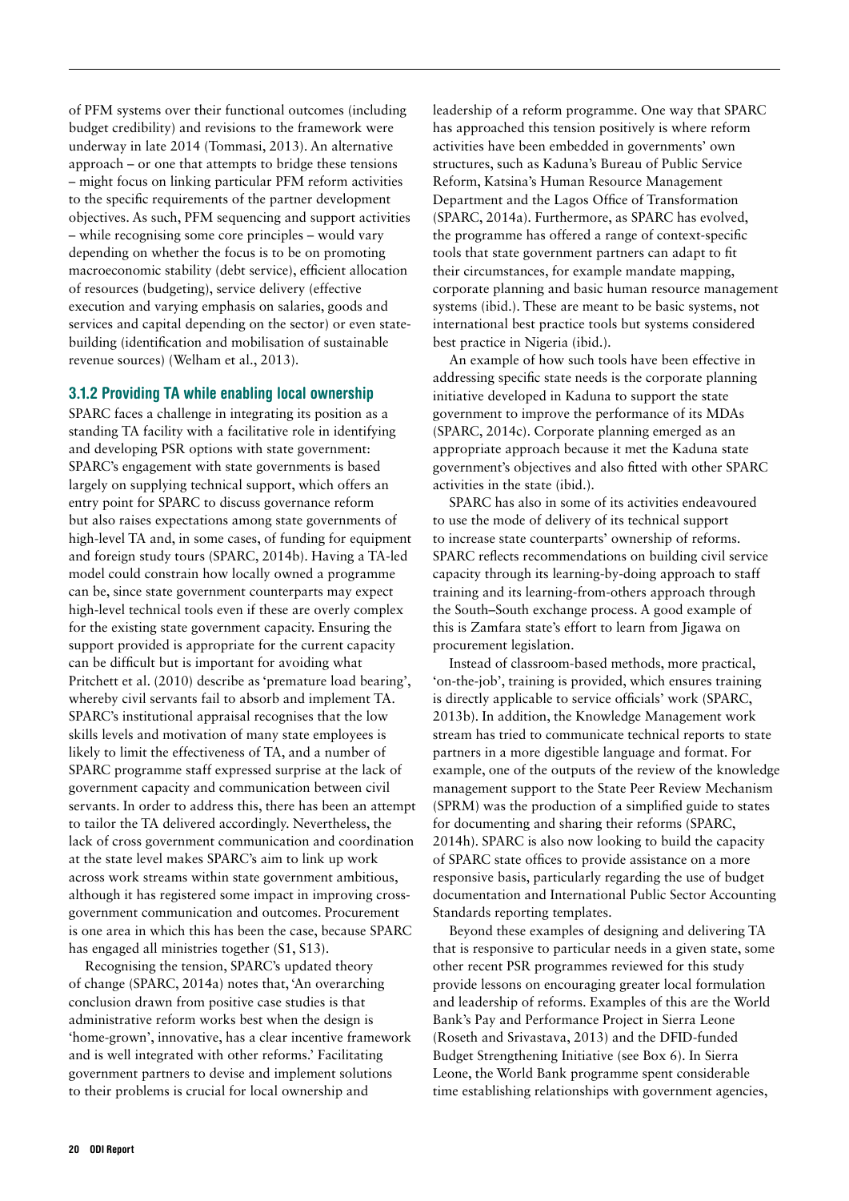of PFM systems over their functional outcomes (including budget credibility) and revisions to the framework were underway in late 2014 (Tommasi, 2013). An alternative approach – or one that attempts to bridge these tensions – might focus on linking particular PFM reform activities to the specific requirements of the partner development objectives. As such, PFM sequencing and support activities – while recognising some core principles – would vary depending on whether the focus is to be on promoting macroeconomic stability (debt service), efficient allocation of resources (budgeting), service delivery (effective execution and varying emphasis on salaries, goods and services and capital depending on the sector) or even state-building (identification and mobilisation of sustainable revenue sources) (Welham et al., 2013).

### 3.1.2 Providing TA while enabling local ownership

SPARC faces a challenge in integrating its position as a standing TA facility with a facilitative role in identifying and developing PSR options with state government: SPARC's engagement with state governments is based largely on supplying technical support, which offers an entry point for SPARC to discuss governance reform but also raises expectations among state governments of high-level TA and, in some cases, of funding for equipment and foreign study tours (SPARC, 2014b). Having a TA-led model could constrain how locally owned a programme can be, since state government counterparts may expect high-level technical tools even if these are overly complex for the existing state government capacity. Ensuring the support provided is appropriate for the current capacity can be difficult but is important for avoiding what Pritchett et al. (2010) describe as 'premature load bearing', whereby civil servants fail to absorb and implement TA. SPARC's institutional appraisal recognises that the low skills levels and motivation of many state employees is likely to limit the effectiveness of TA, and a number of SPARC programme staff expressed surprise at the lack of government capacity and communication between civil servants. In order to address this, there has been an attempt to tailor the TA delivered accordingly. Nevertheless, the lack of cross government communication and coordination at the state level makes SPARC's aim to link up work across work streams within state government ambitious, although it has registered some impact in improving cross-government communication and outcomes. Procurement is one area in which this has been the case, because SPARC has engaged all ministries together (S1, S13).

Recognising the tension, SPARC's updated theory of change (SPARC, 2014a) notes that, 'An overarching conclusion drawn from positive case studies is that administrative reform works best when the design is 'home-grown', innovative, has a clear incentive framework and is well integrated with other reforms.' Facilitating government partners to devise and implement solutions to their problems is crucial for local ownership and leadership of a reform programme. One way that SPARC has approached this tension positively is where reform activities have been embedded in governments' own structures, such as Kaduna's Bureau of Public Service Reform, Katsina's Human Resource Management Department and the Lagos Office of Transformation (SPARC, 2014a). Furthermore, as SPARC has evolved, the programme has offered a range of context-specific tools that state government partners can adapt to fit their circumstances, for example mandate mapping, corporate planning and basic human resource management systems (ibid.). These are meant to be basic systems, not international best practice tools but systems considered best practice in Nigeria (ibid.).

An example of how such tools have been effective in addressing specific state needs is the corporate planning initiative developed in Kaduna to support the state government to improve the performance of its MDAs (SPARC, 2014c). Corporate planning emerged as an appropriate approach because it met the Kaduna state government's objectives and also fitted with other SPARC activities in the state (ibid.).

SPARC has also in some of its activities endeavoured to use the mode of delivery of its technical support to increase state counterparts' ownership of reforms. SPARC reflects recommendations on building civil service capacity through its learning-by-doing approach to staff training and its learning-from-others approach through the South–South exchange process. A good example of this is Zamfara state's effort to learn from Jigawa on procurement legislation.

Instead of classroom-based methods, more practical, 'on-the-job', training is provided, which ensures training is directly applicable to service officials' work (SPARC, 2013b). In addition, the Knowledge Management work stream has tried to communicate technical reports to state partners in a more digestible language and format. For example, one of the outputs of the review of the knowledge management support to the State Peer Review Mechanism (SPRM) was the production of a simplified guide to states for documenting and sharing their reforms (SPARC, 2014h). SPARC is also now looking to build the capacity of SPARC state offices to provide assistance on a more responsive basis, particularly regarding the use of budget documentation and International Public Sector Accounting Standards reporting templates.

Beyond these examples of designing and delivering TA that is responsive to particular needs in a given state, some other recent PSR programmes reviewed for this study provide lessons on encouraging greater local formulation and leadership of reforms. Examples of this are the World Bank's Pay and Performance Project in Sierra Leone (Roseth and Srivastava, 2013) and the DFID-funded Budget Strengthening Initiative (see Box 6). In Sierra Leone, the World Bank programme spent considerable time establishing relationships with government agencies,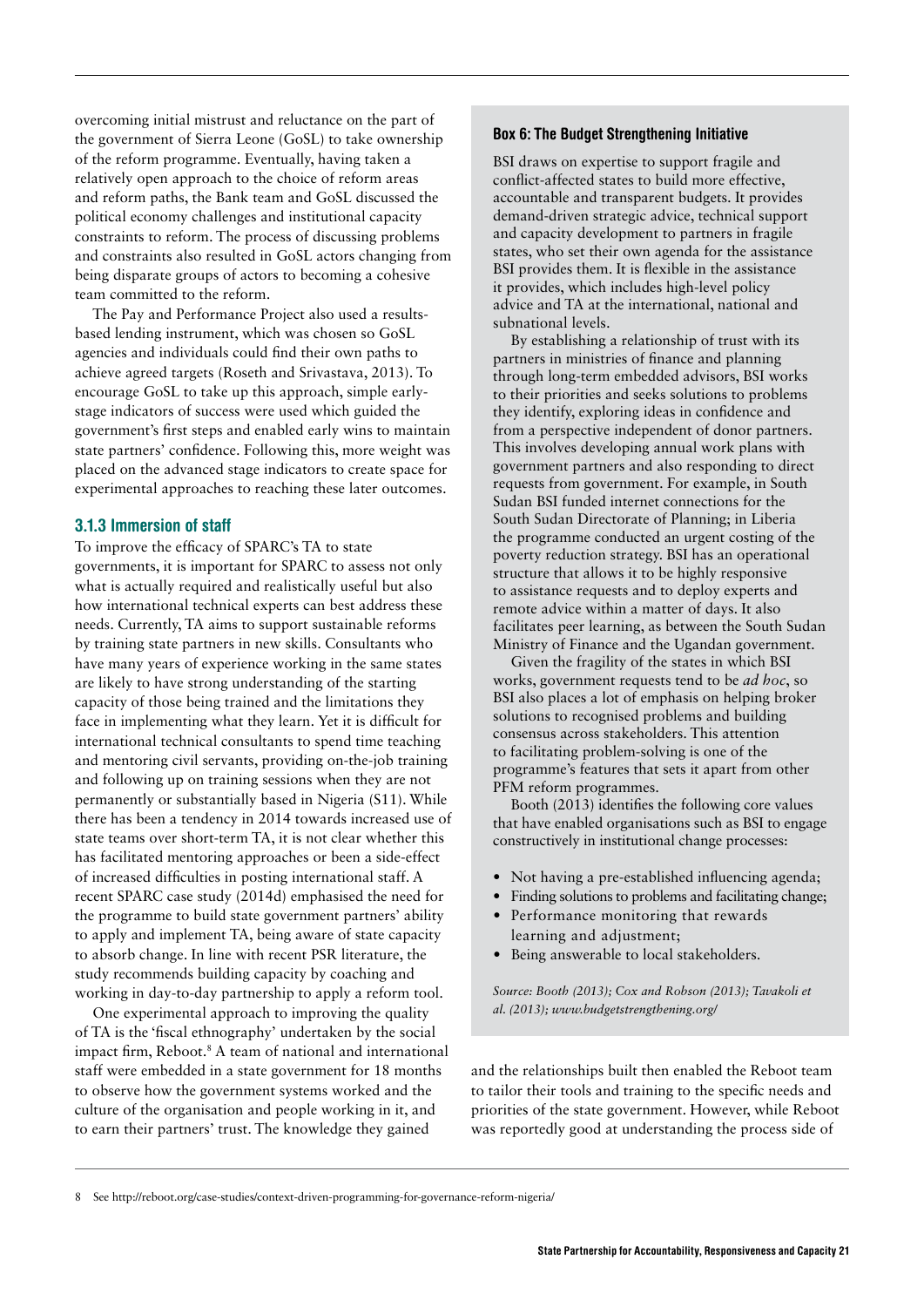overcoming initial mistrust and reluctance on the part of the government of Sierra Leone (GoSL) to take ownership of the reform programme. Eventually, having taken a relatively open approach to the choice of reform areas and reform paths, the Bank team and GoSL discussed the political economy challenges and institutional capacity constraints to reform. The process of discussing problems and constraints also resulted in GoSL actors changing from being disparate groups of actors to becoming a cohesive team committed to the reform.

The Pay and Performance Project also used a results-based lending instrument, which was chosen so GoSL agencies and individuals could find their own paths to achieve agreed targets (Roseth and Srivastava, 2013). To encourage GoSL to take up this approach, simple early-stage indicators of success were used which guided the government's first steps and enabled early wins to maintain state partners' confidence. Following this, more weight was placed on the advanced stage indicators to create space for experimental approaches to reaching these later outcomes.

### 3.1.3 Immersion of staff

To improve the efficacy of SPARC's TA to state governments, it is important for SPARC to assess not only what is actually required and realistically useful but also how international technical experts can best address these needs. Currently, TA aims to support sustainable reforms by training state partners in new skills. Consultants who have many years of experience working in the same states are likely to have strong understanding of the starting capacity of those being trained and the limitations they face in implementing what they learn. Yet it is difficult for international technical consultants to spend time teaching and mentoring civil servants, providing on-the-job training and following up on training sessions when they are not permanently or substantially based in Nigeria (S11). While there has been a tendency in 2014 towards increased use of state teams over short-term TA, it is not clear whether this has facilitated mentoring approaches or been a side-effect of increased difficulties in posting international staff. A recent SPARC case study (2014d) emphasised the need for the programme to build state government partners' ability to apply and implement TA, being aware of state capacity to absorb change. In line with recent PSR literature, the study recommends building capacity by coaching and working in day-to-day partnership to apply a reform tool.

One experimental approach to improving the quality of TA is the 'fiscal ethnography' undertaken by the social impact firm, Reboot.[8] A team of national and international staff were embedded in a state government for 18 months to observe how the government systems worked and the culture of the organisation and people working in it, and to earn their partners' trust. The knowledge they gained and the relationships built then enabled the Reboot team to tailor their tools and training to the specific needs and priorities of the state government. However, while Reboot was reportedly good at understanding the process side of

> **Box 6: The Budget Strengthening Initiative**
>
> BSI draws on expertise to support fragile and conflict-affected states to build more effective, accountable and transparent budgets. It provides demand-driven strategic advice, technical support and capacity development to partners in fragile states, who set their own agenda for the assistance BSI provides them. It is flexible in the assistance it provides, which includes high-level policy advice and TA at the international, national and subnational levels.
>
> By establishing a relationship of trust with its partners in ministries of finance and planning through long-term embedded advisors, BSI works to their priorities and seeks solutions to problems they identify, exploring ideas in confidence and from a perspective independent of donor partners. This involves developing annual work plans with government partners and also responding to direct requests from government. For example, in South Sudan BSI funded internet connections for the South Sudan Directorate of Planning; in Liberia the programme conducted an urgent costing of the poverty reduction strategy. BSI has an operational structure that allows it to be highly responsive to assistance requests and to deploy experts and remote advice within a matter of days. It also facilitates peer learning, as between the South Sudan Ministry of Finance and the Ugandan government.
>
> Given the fragility of the states in which BSI works, government requests tend to be *ad hoc*, so BSI also places a lot of emphasis on helping broker solutions to recognised problems and building consensus across stakeholders. This attention to facilitating problem-solving is one of the programme's features that sets it apart from other PFM reform programmes.
>
> Booth (2013) identifies the following core values that have enabled organisations such as BSI to engage constructively in institutional change processes:
>
> - Not having a pre-established influencing agenda;
> - Finding solutions to problems and facilitating change;
> - Performance monitoring that rewards learning and adjustment;
> - Being answerable to local stakeholders.
>
> *Source: Booth (2013); Cox and Robson (2013); Tavakoli et al. (2013); www.budgetstrengthening.org/*

8 See http://reboot.org/case-studies/context-driven-programming-for-governance-reform-nigeria/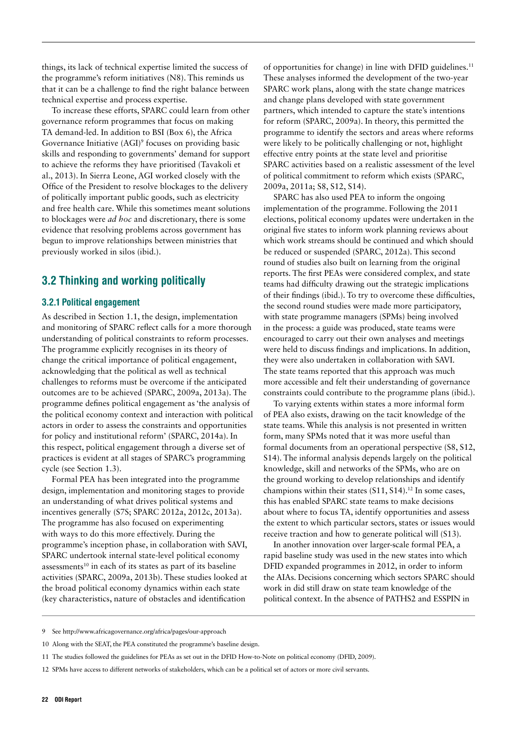things, its lack of technical expertise limited the success of the programme's reform initiatives (N8). This reminds us that it can be a challenge to find the right balance between technical expertise and process expertise.

To increase these efforts, SPARC could learn from other governance reform programmes that focus on making TA demand-led. In addition to BSI (Box 6), the Africa Governance Initiative (AGI)[9] focuses on providing basic skills and responding to governments' demand for support to achieve the reforms they have prioritised (Tavakoli et al., 2013). In Sierra Leone, AGI worked closely with the Office of the President to resolve blockages to the delivery of politically important public goods, such as electricity and free health care. While this sometimes meant solutions to blockages were *ad hoc* and discretionary, there is some evidence that resolving problems across government has begun to improve relationships between ministries that previously worked in silos (ibid.).

## 3.2 Thinking and working politically

### 3.2.1 Political engagement

As described in Section 1.1, the design, implementation and monitoring of SPARC reflect calls for a more thorough understanding of political constraints to reform processes. The programme explicitly recognises in its theory of change the critical importance of political engagement, acknowledging that the political as well as technical challenges to reforms must be overcome if the anticipated outcomes are to be achieved (SPARC, 2009a, 2013a). The programme defines political engagement as 'the analysis of the political economy context and interaction with political actors in order to assess the constraints and opportunities for policy and institutional reform' (SPARC, 2014a). In this respect, political engagement through a diverse set of practices is evident at all stages of SPARC's programming cycle (see Section 1.3).

Formal PEA has been integrated into the programme design, implementation and monitoring stages to provide an understanding of what drives political systems and incentives generally (S7S; SPARC 2012a, 2012c, 2013a). The programme has also focused on experimenting with ways to do this more effectively. During the programme's inception phase, in collaboration with SAVI, SPARC undertook internal state-level political economy assessments[10] in each of its states as part of its baseline activities (SPARC, 2009a, 2013b). These studies looked at the broad political economy dynamics within each state (key characteristics, nature of obstacles and identification of opportunities for change) in line with DFID guidelines.[11] These analyses informed the development of the two-year SPARC work plans, along with the state change matrices and change plans developed with state government partners, which intended to capture the state's intentions for reform (SPARC, 2009a). In theory, this permitted the programme to identify the sectors and areas where reforms were likely to be politically challenging or not, highlight effective entry points at the state level and prioritise SPARC activities based on a realistic assessment of the level of political commitment to reform which exists (SPARC, 2009a, 2011a; S8, S12, S14).

SPARC has also used PEA to inform the ongoing implementation of the programme. Following the 2011 elections, political economy updates were undertaken in the original five states to inform work planning reviews about which work streams should be continued and which should be reduced or suspended (SPARC, 2012a). This second round of studies also built on learning from the original reports. The first PEAs were considered complex, and state teams had difficulty drawing out the strategic implications of their findings (ibid.). To try to overcome these difficulties, the second round studies were made more participatory, with state programme managers (SPMs) being involved in the process: a guide was produced, state teams were encouraged to carry out their own analyses and meetings were held to discuss findings and implications. In addition, they were also undertaken in collaboration with SAVI. The state teams reported that this approach was much more accessible and felt their understanding of governance constraints could contribute to the programme plans (ibid.).

To varying extents within states a more informal form of PEA also exists, drawing on the tacit knowledge of the state teams. While this analysis is not presented in written form, many SPMs noted that it was more useful than formal documents from an operational perspective (S8, S12, S14). The informal analysis depends largely on the political knowledge, skill and networks of the SPMs, who are on the ground working to develop relationships and identify champions within their states (S11, S14).[12] In some cases, this has enabled SPARC state teams to make decisions about where to focus TA, identify opportunities and assess the extent to which particular sectors, states or issues would receive traction and how to generate political will (S13).

In another innovation over larger-scale formal PEA, a rapid baseline study was used in the new states into which DFID expanded programmes in 2012, in order to inform the AIAs. Decisions concerning which sectors SPARC should work in did still draw on state team knowledge of the political context. In the absence of PATHS2 and ESSPIN in

9 See http://www.africagovernance.org/africa/pages/our-approach

10 Along with the SEAT, the PEA constituted the programme's baseline design.

11 The studies followed the guidelines for PEAs as set out in the DFID How-to-Note on political economy (DFID, 2009).

12 SPMs have access to different networks of stakeholders, which can be a political set of actors or more civil servants.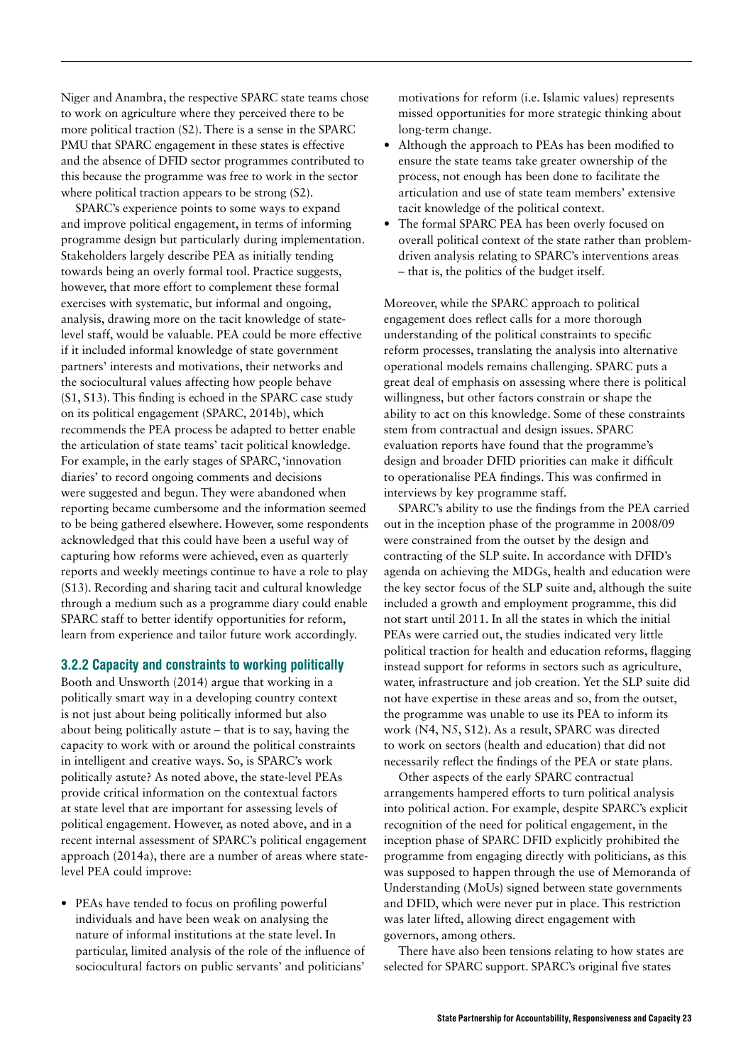Niger and Anambra, the respective SPARC state teams chose to work on agriculture where they perceived there to be more political traction (S2). There is a sense in the SPARC PMU that SPARC engagement in these states is effective and the absence of DFID sector programmes contributed to this because the programme was free to work in the sector where political traction appears to be strong (S2).

SPARC's experience points to some ways to expand and improve political engagement, in terms of informing programme design but particularly during implementation. Stakeholders largely describe PEA as initially tending towards being an overly formal tool. Practice suggests, however, that more effort to complement these formal exercises with systematic, but informal and ongoing, analysis, drawing more on the tacit knowledge of state-level staff, would be valuable. PEA could be more effective if it included informal knowledge of state government partners' interests and motivations, their networks and the sociocultural values affecting how people behave (S1, S13). This finding is echoed in the SPARC case study on its political engagement (SPARC, 2014b), which recommends the PEA process be adapted to better enable the articulation of state teams' tacit political knowledge. For example, in the early stages of SPARC, 'innovation diaries' to record ongoing comments and decisions were suggested and begun. They were abandoned when reporting became cumbersome and the information seemed to be being gathered elsewhere. However, some respondents acknowledged that this could have been a useful way of capturing how reforms were achieved, even as quarterly reports and weekly meetings continue to have a role to play (S13). Recording and sharing tacit and cultural knowledge through a medium such as a programme diary could enable SPARC staff to better identify opportunities for reform, learn from experience and tailor future work accordingly.

### 3.2.2 Capacity and constraints to working politically

Booth and Unsworth (2014) argue that working in a politically smart way in a developing country context is not just about being politically informed but also about being politically astute – that is to say, having the capacity to work with or around the political constraints in intelligent and creative ways. So, is SPARC's work politically astute? As noted above, the state-level PEAs provide critical information on the contextual factors at state level that are important for assessing levels of political engagement. However, as noted above, and in a recent internal assessment of SPARC's political engagement approach (2014a), there are a number of areas where state-level PEA could improve:

- PEAs have tended to focus on profiling powerful individuals and have been weak on analysing the nature of informal institutions at the state level. In particular, limited analysis of the role of the influence of sociocultural factors on public servants' and politicians' motivations for reform (i.e. Islamic values) represents missed opportunities for more strategic thinking about long-term change.
- Although the approach to PEAs has been modified to ensure the state teams take greater ownership of the process, not enough has been done to facilitate the articulation and use of state team members' extensive tacit knowledge of the political context.
- The formal SPARC PEA has been overly focused on overall political context of the state rather than problem-driven analysis relating to SPARC's interventions areas – that is, the politics of the budget itself.

Moreover, while the SPARC approach to political engagement does reflect calls for a more thorough understanding of the political constraints to specific reform processes, translating the analysis into alternative operational models remains challenging. SPARC puts a great deal of emphasis on assessing where there is political willingness, but other factors constrain or shape the ability to act on this knowledge. Some of these constraints stem from contractual and design issues. SPARC evaluation reports have found that the programme's design and broader DFID priorities can make it difficult to operationalise PEA findings. This was confirmed in interviews by key programme staff.

SPARC's ability to use the findings from the PEA carried out in the inception phase of the programme in 2008/09 were constrained from the outset by the design and contracting of the SLP suite. In accordance with DFID's agenda on achieving the MDGs, health and education were the key sector focus of the SLP suite and, although the suite included a growth and employment programme, this did not start until 2011. In all the states in which the initial PEAs were carried out, the studies indicated very little political traction for health and education reforms, flagging instead support for reforms in sectors such as agriculture, water, infrastructure and job creation. Yet the SLP suite did not have expertise in these areas and so, from the outset, the programme was unable to use its PEA to inform its work (N4, N5, S12). As a result, SPARC was directed to work on sectors (health and education) that did not necessarily reflect the findings of the PEA or state plans.

Other aspects of the early SPARC contractual arrangements hampered efforts to turn political analysis into political action. For example, despite SPARC's explicit recognition of the need for political engagement, in the inception phase of SPARC DFID explicitly prohibited the programme from engaging directly with politicians, as this was supposed to happen through the use of Memoranda of Understanding (MoUs) signed between state governments and DFID, which were never put in place. This restriction was later lifted, allowing direct engagement with governors, among others.

There have also been tensions relating to how states are selected for SPARC support. SPARC's original five states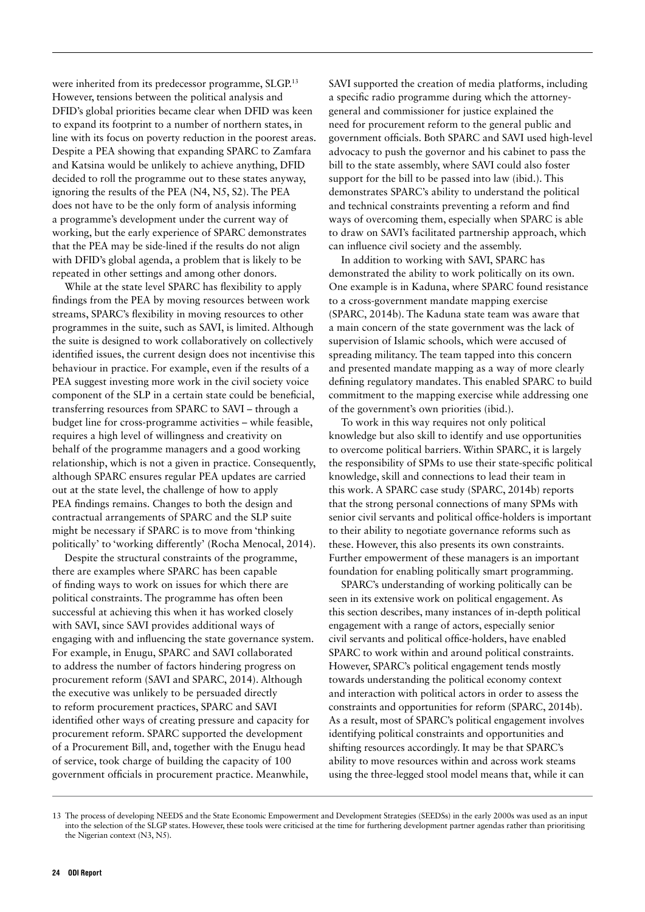were inherited from its predecessor programme, SLGP.[13] However, tensions between the political analysis and DFID's global priorities became clear when DFID was keen to expand its footprint to a number of northern states, in line with its focus on poverty reduction in the poorest areas. Despite a PEA showing that expanding SPARC to Zamfara and Katsina would be unlikely to achieve anything, DFID decided to roll the programme out to these states anyway, ignoring the results of the PEA (N4, N5, S2). The PEA does not have to be the only form of analysis informing a programme's development under the current way of working, but the early experience of SPARC demonstrates that the PEA may be side-lined if the results do not align with DFID's global agenda, a problem that is likely to be repeated in other settings and among other donors.

While at the state level SPARC has flexibility to apply findings from the PEA by moving resources between work streams, SPARC's flexibility in moving resources to other programmes in the suite, such as SAVI, is limited. Although the suite is designed to work collaboratively on collectively identified issues, the current design does not incentivise this behaviour in practice. For example, even if the results of a PEA suggest investing more work in the civil society voice component of the SLP in a certain state could be beneficial, transferring resources from SPARC to SAVI – through a budget line for cross-programme activities – while feasible, requires a high level of willingness and creativity on behalf of the programme managers and a good working relationship, which is not a given in practice. Consequently, although SPARC ensures regular PEA updates are carried out at the state level, the challenge of how to apply PEA findings remains. Changes to both the design and contractual arrangements of SPARC and the SLP suite might be necessary if SPARC is to move from 'thinking politically' to 'working differently' (Rocha Menocal, 2014).

Despite the structural constraints of the programme, there are examples where SPARC has been capable of finding ways to work on issues for which there are political constraints. The programme has often been successful at achieving this when it has worked closely with SAVI, since SAVI provides additional ways of engaging with and influencing the state governance system. For example, in Enugu, SPARC and SAVI collaborated to address the number of factors hindering progress on procurement reform (SAVI and SPARC, 2014). Although the executive was unlikely to be persuaded directly to reform procurement practices, SPARC and SAVI identified other ways of creating pressure and capacity for procurement reform. SPARC supported the development of a Procurement Bill, and, together with the Enugu head of service, took charge of building the capacity of 100 government officials in procurement practice. Meanwhile, SAVI supported the creation of media platforms, including a specific radio programme during which the attorney-general and commissioner for justice explained the need for procurement reform to the general public and government officials. Both SPARC and SAVI used high-level advocacy to push the governor and his cabinet to pass the bill to the state assembly, where SAVI could also foster support for the bill to be passed into law (ibid.). This demonstrates SPARC's ability to understand the political and technical constraints preventing a reform and find ways of overcoming them, especially when SPARC is able to draw on SAVI's facilitated partnership approach, which can influence civil society and the assembly.

In addition to working with SAVI, SPARC has demonstrated the ability to work politically on its own. One example is in Kaduna, where SPARC found resistance to a cross-government mandate mapping exercise (SPARC, 2014b). The Kaduna state team was aware that a main concern of the state government was the lack of supervision of Islamic schools, which were accused of spreading militancy. The team tapped into this concern and presented mandate mapping as a way of more clearly defining regulatory mandates. This enabled SPARC to build commitment to the mapping exercise while addressing one of the government's own priorities (ibid.).

To work in this way requires not only political knowledge but also skill to identify and use opportunities to overcome political barriers. Within SPARC, it is largely the responsibility of SPMs to use their state-specific political knowledge, skill and connections to lead their team in this work. A SPARC case study (SPARC, 2014b) reports that the strong personal connections of many SPMs with senior civil servants and political office-holders is important to their ability to negotiate governance reforms such as these. However, this also presents its own constraints. Further empowerment of these managers is an important foundation for enabling politically smart programming.

SPARC's understanding of working politically can be seen in its extensive work on political engagement. As this section describes, many instances of in-depth political engagement with a range of actors, especially senior civil servants and political office-holders, have enabled SPARC to work within and around political constraints. However, SPARC's political engagement tends mostly towards understanding the political economy context and interaction with political actors in order to assess the constraints and opportunities for reform (SPARC, 2014b). As a result, most of SPARC's political engagement involves identifying political constraints and opportunities and shifting resources accordingly. It may be that SPARC's ability to move resources within and across work steams using the three-legged stool model means that, while it can

[13] The process of developing NEEDS and the State Economic Empowerment and Development Strategies (SEEDSs) in the early 2000s was used as an input into the selection of the SLGP states. However, these tools were criticised at the time for furthering development partner agendas rather than prioritising the Nigerian context (N3, N5).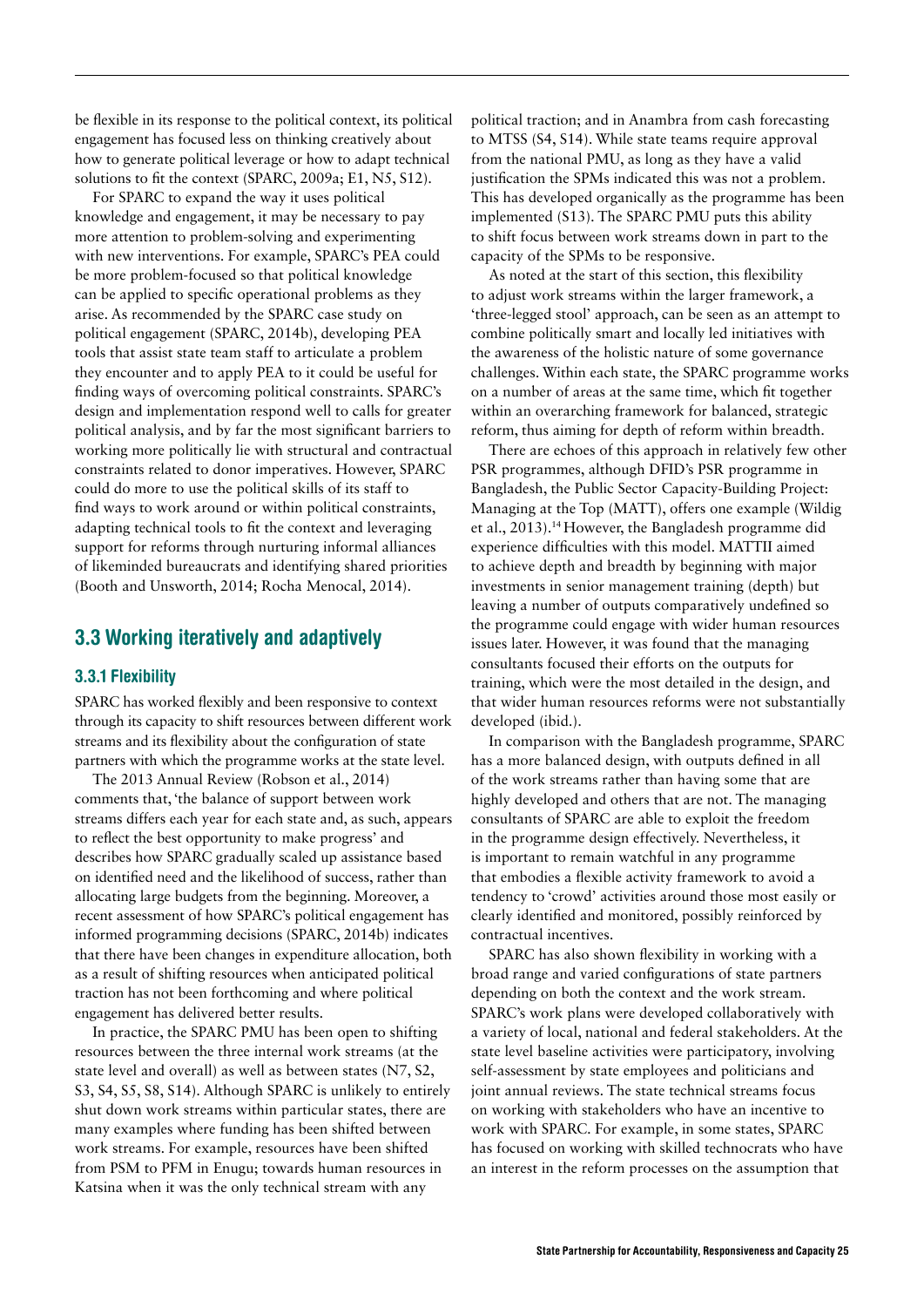be flexible in its response to the political context, its political engagement has focused less on thinking creatively about how to generate political leverage or how to adapt technical solutions to fit the context (SPARC, 2009a; E1, N5, S12).

For SPARC to expand the way it uses political knowledge and engagement, it may be necessary to pay more attention to problem-solving and experimenting with new interventions. For example, SPARC's PEA could be more problem-focused so that political knowledge can be applied to specific operational problems as they arise. As recommended by the SPARC case study on political engagement (SPARC, 2014b), developing PEA tools that assist state team staff to articulate a problem they encounter and to apply PEA to it could be useful for finding ways of overcoming political constraints. SPARC's design and implementation respond well to calls for greater political analysis, and by far the most significant barriers to working more politically lie with structural and contractual constraints related to donor imperatives. However, SPARC could do more to use the political skills of its staff to find ways to work around or within political constraints, adapting technical tools to fit the context and leveraging support for reforms through nurturing informal alliances of likeminded bureaucrats and identifying shared priorities (Booth and Unsworth, 2014; Rocha Menocal, 2014).

## 3.3 Working iteratively and adaptively

### 3.3.1 Flexibility

SPARC has worked flexibly and been responsive to context through its capacity to shift resources between different work streams and its flexibility about the configuration of state partners with which the programme works at the state level.

The 2013 Annual Review (Robson et al., 2014) comments that, 'the balance of support between work streams differs each year for each state and, as such, appears to reflect the best opportunity to make progress' and describes how SPARC gradually scaled up assistance based on identified need and the likelihood of success, rather than allocating large budgets from the beginning. Moreover, a recent assessment of how SPARC's political engagement has informed programming decisions (SPARC, 2014b) indicates that there have been changes in expenditure allocation, both as a result of shifting resources when anticipated political traction has not been forthcoming and where political engagement has delivered better results.

In practice, the SPARC PMU has been open to shifting resources between the three internal work streams (at the state level and overall) as well as between states (N7, S2, S3, S4, S5, S8, S14). Although SPARC is unlikely to entirely shut down work streams within particular states, there are many examples where funding has been shifted between work streams. For example, resources have been shifted from PSM to PFM in Enugu; towards human resources in Katsina when it was the only technical stream with any political traction; and in Anambra from cash forecasting to MTSS (S4, S14). While state teams require approval from the national PMU, as long as they have a valid justification the SPMs indicated this was not a problem. This has developed organically as the programme has been implemented (S13). The SPARC PMU puts this ability to shift focus between work streams down in part to the capacity of the SPMs to be responsive.

As noted at the start of this section, this flexibility to adjust work streams within the larger framework, a 'three-legged stool' approach, can be seen as an attempt to combine politically smart and locally led initiatives with the awareness of the holistic nature of some governance challenges. Within each state, the SPARC programme works on a number of areas at the same time, which fit together within an overarching framework for balanced, strategic reform, thus aiming for depth of reform within breadth.

There are echoes of this approach in relatively few other PSR programmes, although DFID's PSR programme in Bangladesh, the Public Sector Capacity-Building Project: Managing at the Top (MATT), offers one example (Wildig et al., 2013).[14] However, the Bangladesh programme did experience difficulties with this model. MATTII aimed to achieve depth and breadth by beginning with major investments in senior management training (depth) but leaving a number of outputs comparatively undefined so the programme could engage with wider human resources issues later. However, it was found that the managing consultants focused their efforts on the outputs for training, which were the most detailed in the design, and that wider human resources reforms were not substantially developed (ibid.).

In comparison with the Bangladesh programme, SPARC has a more balanced design, with outputs defined in all of the work streams rather than having some that are highly developed and others that are not. The managing consultants of SPARC are able to exploit the freedom in the programme design effectively. Nevertheless, it is important to remain watchful in any programme that embodies a flexible activity framework to avoid a tendency to 'crowd' activities around those most easily or clearly identified and monitored, possibly reinforced by contractual incentives.

SPARC has also shown flexibility in working with a broad range and varied configurations of state partners depending on both the context and the work stream. SPARC's work plans were developed collaboratively with a variety of local, national and federal stakeholders. At the state level baseline activities were participatory, involving self-assessment by state employees and politicians and joint annual reviews. The state technical streams focus on working with stakeholders who have an incentive to work with SPARC. For example, in some states, SPARC has focused on working with skilled technocrats who have an interest in the reform processes on the assumption that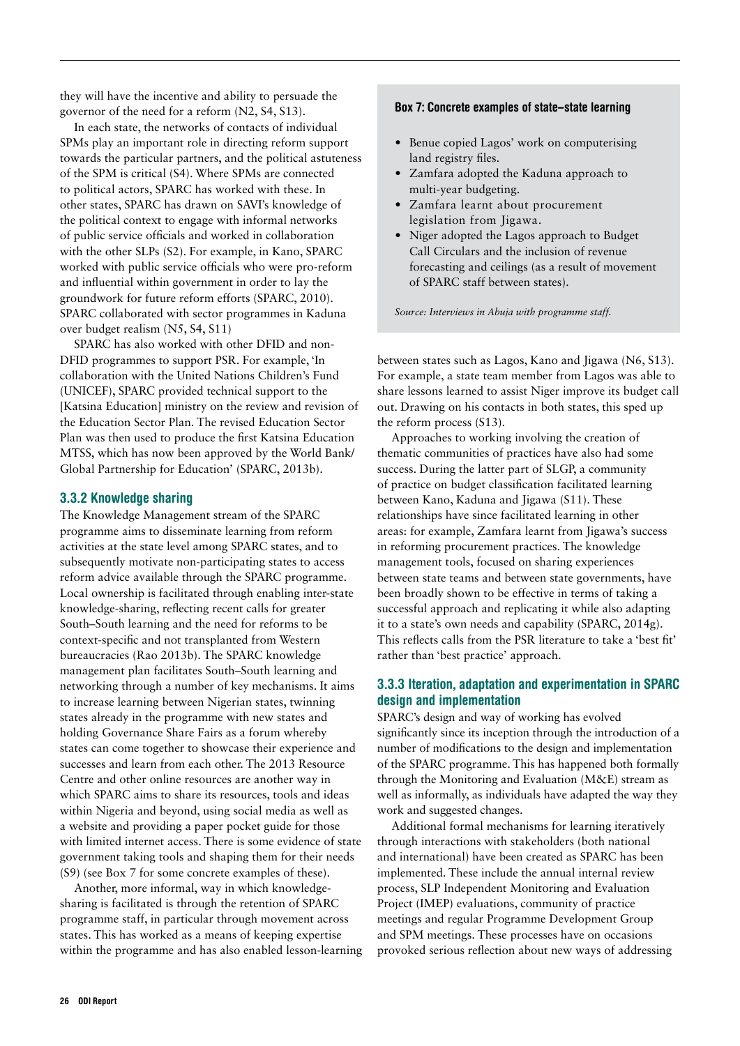they will have the incentive and ability to persuade the governor of the need for a reform (N2, S4, S13).

In each state, the networks of contacts of individual SPMs play an important role in directing reform support towards the particular partners, and the political astuteness of the SPM is critical (S4). Where SPMs are connected to political actors, SPARC has worked with these. In other states, SPARC has drawn on SAVI's knowledge of the political context to engage with informal networks of public service officials and worked in collaboration with the other SLPs (S2). For example, in Kano, SPARC worked with public service officials who were pro-reform and influential within government in order to lay the groundwork for future reform efforts (SPARC, 2010). SPARC collaborated with sector programmes in Kaduna over budget realism (N5, S4, S11)

SPARC has also worked with other DFID and non-DFID programmes to support PSR. For example, 'In collaboration with the United Nations Children's Fund (UNICEF), SPARC provided technical support to the [Katsina Education] ministry on the review and revision of the Education Sector Plan. The revised Education Sector Plan was then used to produce the first Katsina Education MTSS, which has now been approved by the World Bank/ Global Partnership for Education' (SPARC, 2013b).

### 3.3.2 Knowledge sharing

The Knowledge Management stream of the SPARC programme aims to disseminate learning from reform activities at the state level among SPARC states, and to subsequently motivate non-participating states to access reform advice available through the SPARC programme. Local ownership is facilitated through enabling inter-state knowledge-sharing, reflecting recent calls for greater South–South learning and the need for reforms to be context-specific and not transplanted from Western bureaucracies (Rao 2013b). The SPARC knowledge management plan facilitates South–South learning and networking through a number of key mechanisms. It aims to increase learning between Nigerian states, twinning states already in the programme with new states and holding Governance Share Fairs as a forum whereby states can come together to showcase their experience and successes and learn from each other. The 2013 Resource Centre and other online resources are another way in which SPARC aims to share its resources, tools and ideas within Nigeria and beyond, using social media as well as a website and providing a paper pocket guide for those with limited internet access. There is some evidence of state government taking tools and shaping them for their needs (S9) (see Box 7 for some concrete examples of these).

Another, more informal, way in which knowledge-sharing is facilitated is through the retention of SPARC programme staff, in particular through movement across states. This has worked as a means of keeping expertise within the programme and has also enabled lesson-learning between states such as Lagos, Kano and Jigawa (N6, S13). For example, a state team member from Lagos was able to share lessons learned to assist Niger improve its budget call out. Drawing on his contacts in both states, this sped up the reform process (S13).

Approaches to working involving the creation of thematic communities of practices have also had some success. During the latter part of SLGP, a community of practice on budget classification facilitated learning between Kano, Kaduna and Jigawa (S11). These relationships have since facilitated learning in other areas: for example, Zamfara learnt from Jigawa's success in reforming procurement practices. The knowledge management tools, focused on sharing experiences between state teams and between state governments, have been broadly shown to be effective in terms of taking a successful approach and replicating it while also adapting it to a state's own needs and capability (SPARC, 2014g). This reflects calls from the PSR literature to take a 'best fit' rather than 'best practice' approach.

> **Box 7: Concrete examples of state–state learning**
>
> - Benue copied Lagos' work on computerising land registry files.
> - Zamfara adopted the Kaduna approach to multi-year budgeting.
> - Zamfara learnt about procurement legislation from Jigawa.
> - Niger adopted the Lagos approach to Budget Call Circulars and the inclusion of revenue forecasting and ceilings (as a result of movement of SPARC staff between states).
>
> *Source: Interviews in Abuja with programme staff.*

### 3.3.3 Iteration, adaptation and experimentation in SPARC design and implementation

SPARC's design and way of working has evolved significantly since its inception through the introduction of a number of modifications to the design and implementation of the SPARC programme. This has happened both formally through the Monitoring and Evaluation (M&E) stream as well as informally, as individuals have adapted the way they work and suggested changes.

Additional formal mechanisms for learning iteratively through interactions with stakeholders (both national and international) have been created as SPARC has been implemented. These include the annual internal review process, SLP Independent Monitoring and Evaluation Project (IMEP) evaluations, community of practice meetings and regular Programme Development Group and SPM meetings. These processes have on occasions provoked serious reflection about new ways of addressing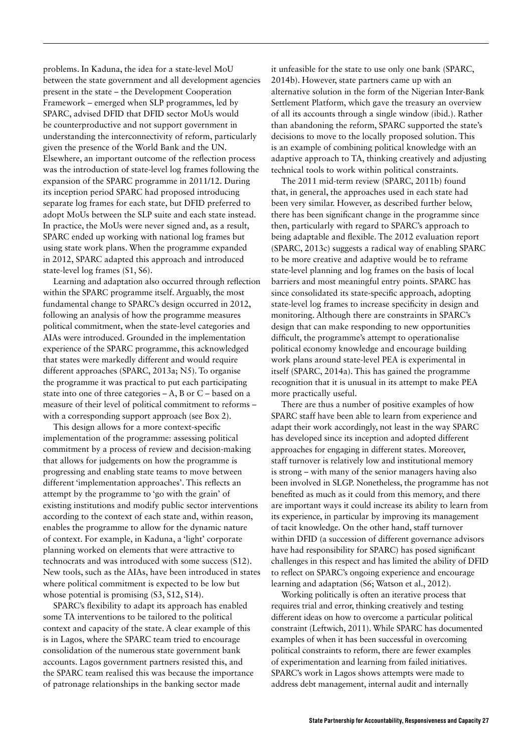problems. In Kaduna, the idea for a state-level MoU between the state government and all development agencies present in the state – the Development Cooperation Framework – emerged when SLP programmes, led by SPARC, advised DFID that DFID sector MoUs would be counterproductive and not support government in understanding the interconnectivity of reform, particularly given the presence of the World Bank and the UN. Elsewhere, an important outcome of the reflection process was the introduction of state-level log frames following the expansion of the SPARC programme in 2011/12. During its inception period SPARC had proposed introducing separate log frames for each state, but DFID preferred to adopt MoUs between the SLP suite and each state instead. In practice, the MoUs were never signed and, as a result, SPARC ended up working with national log frames but using state work plans. When the programme expanded in 2012, SPARC adapted this approach and introduced state-level log frames (S1, S6).

Learning and adaptation also occurred through reflection within the SPARC programme itself. Arguably, the most fundamental change to SPARC's design occurred in 2012, following an analysis of how the programme measures political commitment, when the state-level categories and AIAs were introduced. Grounded in the implementation experience of the SPARC programme, this acknowledged that states were markedly different and would require different approaches (SPARC, 2013a; N5). To organise the programme it was practical to put each participating state into one of three categories – A, B or C – based on a measure of their level of political commitment to reforms – with a corresponding support approach (see Box 2).

This design allows for a more context-specific implementation of the programme: assessing political commitment by a process of review and decision-making that allows for judgements on how the programme is progressing and enabling state teams to move between different 'implementation approaches'. This reflects an attempt by the programme to 'go with the grain' of existing institutions and modify public sector interventions according to the context of each state and, within reason, enables the programme to allow for the dynamic nature of context. For example, in Kaduna, a 'light' corporate planning worked on elements that were attractive to technocrats and was introduced with some success (S12). New tools, such as the AIAs, have been introduced in states where political commitment is expected to be low but whose potential is promising (S3, S12, S14).

SPARC's flexibility to adapt its approach has enabled some TA interventions to be tailored to the political context and capacity of the state. A clear example of this is in Lagos, where the SPARC team tried to encourage consolidation of the numerous state government bank accounts. Lagos government partners resisted this, and the SPARC team realised this was because the importance of patronage relationships in the banking sector made it unfeasible for the state to use only one bank (SPARC, 2014b). However, state partners came up with an alternative solution in the form of the Nigerian Inter-Bank Settlement Platform, which gave the treasury an overview of all its accounts through a single window (ibid.). Rather than abandoning the reform, SPARC supported the state's decisions to move to the locally proposed solution. This is an example of combining political knowledge with an adaptive approach to TA, thinking creatively and adjusting technical tools to work within political constraints.

The 2011 mid-term review (SPARC, 2011b) found that, in general, the approaches used in each state had been very similar. However, as described further below, there has been significant change in the programme since then, particularly with regard to SPARC's approach to being adaptable and flexible. The 2012 evaluation report (SPARC, 2013c) suggests a radical way of enabling SPARC to be more creative and adaptive would be to reframe state-level planning and log frames on the basis of local barriers and most meaningful entry points. SPARC has since consolidated its state-specific approach, adopting state-level log frames to increase specificity in design and monitoring. Although there are constraints in SPARC's design that can make responding to new opportunities difficult, the programme's attempt to operationalise political economy knowledge and encourage building work plans around state-level PEA is experimental in itself (SPARC, 2014a). This has gained the programme recognition that it is unusual in its attempt to make PEA more practically useful.

There are thus a number of positive examples of how SPARC staff have been able to learn from experience and adapt their work accordingly, not least in the way SPARC has developed since its inception and adopted different approaches for engaging in different states. Moreover, staff turnover is relatively low and institutional memory is strong – with many of the senior managers having also been involved in SLGP. Nonetheless, the programme has not benefited as much as it could from this memory, and there are important ways it could increase its ability to learn from its experience, in particular by improving its management of tacit knowledge. On the other hand, staff turnover within DFID (a succession of different governance advisors have had responsibility for SPARC) has posed significant challenges in this respect and has limited the ability of DFID to reflect on SPARC's ongoing experience and encourage learning and adaptation (S6; Watson et al., 2012).

Working politically is often an iterative process that requires trial and error, thinking creatively and testing different ideas on how to overcome a particular political constraint (Leftwich, 2011). While SPARC has documented examples of when it has been successful in overcoming political constraints to reform, there are fewer examples of experimentation and learning from failed initiatives. SPARC's work in Lagos shows attempts were made to address debt management, internal audit and internally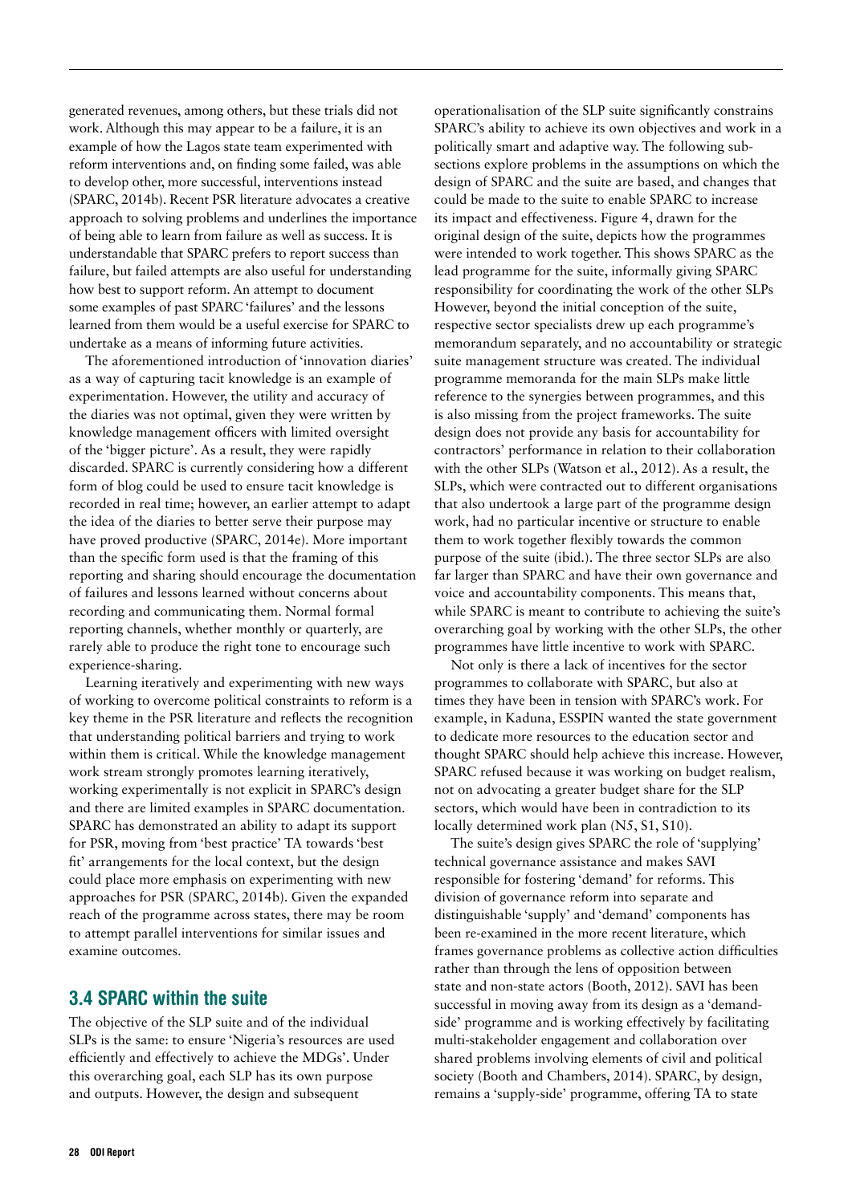generated revenues, among others, but these trials did not work. Although this may appear to be a failure, it is an example of how the Lagos state team experimented with reform interventions and, on finding some failed, was able to develop other, more successful, interventions instead (SPARC, 2014b). Recent PSR literature advocates a creative approach to solving problems and underlines the importance of being able to learn from failure as well as success. It is understandable that SPARC prefers to report success than failure, but failed attempts are also useful for understanding how best to support reform. An attempt to document some examples of past SPARC 'failures' and the lessons learned from them would be a useful exercise for SPARC to undertake as a means of informing future activities.

The aforementioned introduction of 'innovation diaries' as a way of capturing tacit knowledge is an example of experimentation. However, the utility and accuracy of the diaries was not optimal, given they were written by knowledge management officers with limited oversight of the 'bigger picture'. As a result, they were rapidly discarded. SPARC is currently considering how a different form of blog could be used to ensure tacit knowledge is recorded in real time; however, an earlier attempt to adapt the idea of the diaries to better serve their purpose may have proved productive (SPARC, 2014e). More important than the specific form used is that the framing of this reporting and sharing should encourage the documentation of failures and lessons learned without concerns about recording and communicating them. Normal formal reporting channels, whether monthly or quarterly, are rarely able to produce the right tone to encourage such experience-sharing.

Learning iteratively and experimenting with new ways of working to overcome political constraints to reform is a key theme in the PSR literature and reflects the recognition that understanding political barriers and trying to work within them is critical. While the knowledge management work stream strongly promotes learning iteratively, working experimentally is not explicit in SPARC's design and there are limited examples in SPARC documentation. SPARC has demonstrated an ability to adapt its support for PSR, moving from 'best practice' TA towards 'best fit' arrangements for the local context, but the design could place more emphasis on experimenting with new approaches for PSR (SPARC, 2014b). Given the expanded reach of the programme across states, there may be room to attempt parallel interventions for similar issues and examine outcomes.

## 3.4 SPARC within the suite

The objective of the SLP suite and of the individual SLPs is the same: to ensure 'Nigeria's resources are used efficiently and effectively to achieve the MDGs'. Under this overarching goal, each SLP has its own purpose and outputs. However, the design and subsequent operationalisation of the SLP suite significantly constrains SPARC's ability to achieve its own objectives and work in a politically smart and adaptive way. The following sub-sections explore problems in the assumptions on which the design of SPARC and the suite are based, and changes that could be made to the suite to enable SPARC to increase its impact and effectiveness. Figure 4, drawn for the original design of the suite, depicts how the programmes were intended to work together. This shows SPARC as the lead programme for the suite, informally giving SPARC responsibility for coordinating the work of the other SLPs However, beyond the initial conception of the suite, respective sector specialists drew up each programme's memorandum separately, and no accountability or strategic suite management structure was created. The individual programme memoranda for the main SLPs make little reference to the synergies between programmes, and this is also missing from the project frameworks. The suite design does not provide any basis for accountability for contractors' performance in relation to their collaboration with the other SLPs (Watson et al., 2012). As a result, the SLPs, which were contracted out to different organisations that also undertook a large part of the programme design work, had no particular incentive or structure to enable them to work together flexibly towards the common purpose of the suite (ibid.). The three sector SLPs are also far larger than SPARC and have their own governance and voice and accountability components. This means that, while SPARC is meant to contribute to achieving the suite's overarching goal by working with the other SLPs, the other programmes have little incentive to work with SPARC.

Not only is there a lack of incentives for the sector programmes to collaborate with SPARC, but also at times they have been in tension with SPARC's work. For example, in Kaduna, ESSPIN wanted the state government to dedicate more resources to the education sector and thought SPARC should help achieve this increase. However, SPARC refused because it was working on budget realism, not on advocating a greater budget share for the SLP sectors, which would have been in contradiction to its locally determined work plan (N5, S1, S10).

The suite's design gives SPARC the role of 'supplying' technical governance assistance and makes SAVI responsible for fostering 'demand' for reforms. This division of governance reform into separate and distinguishable 'supply' and 'demand' components has been re-examined in the more recent literature, which frames governance problems as collective action difficulties rather than through the lens of opposition between state and non-state actors (Booth, 2012). SAVI has been successful in moving away from its design as a 'demand-side' programme and is working effectively by facilitating multi-stakeholder engagement and collaboration over shared problems involving elements of civil and political society (Booth and Chambers, 2014). SPARC, by design, remains a 'supply-side' programme, offering TA to state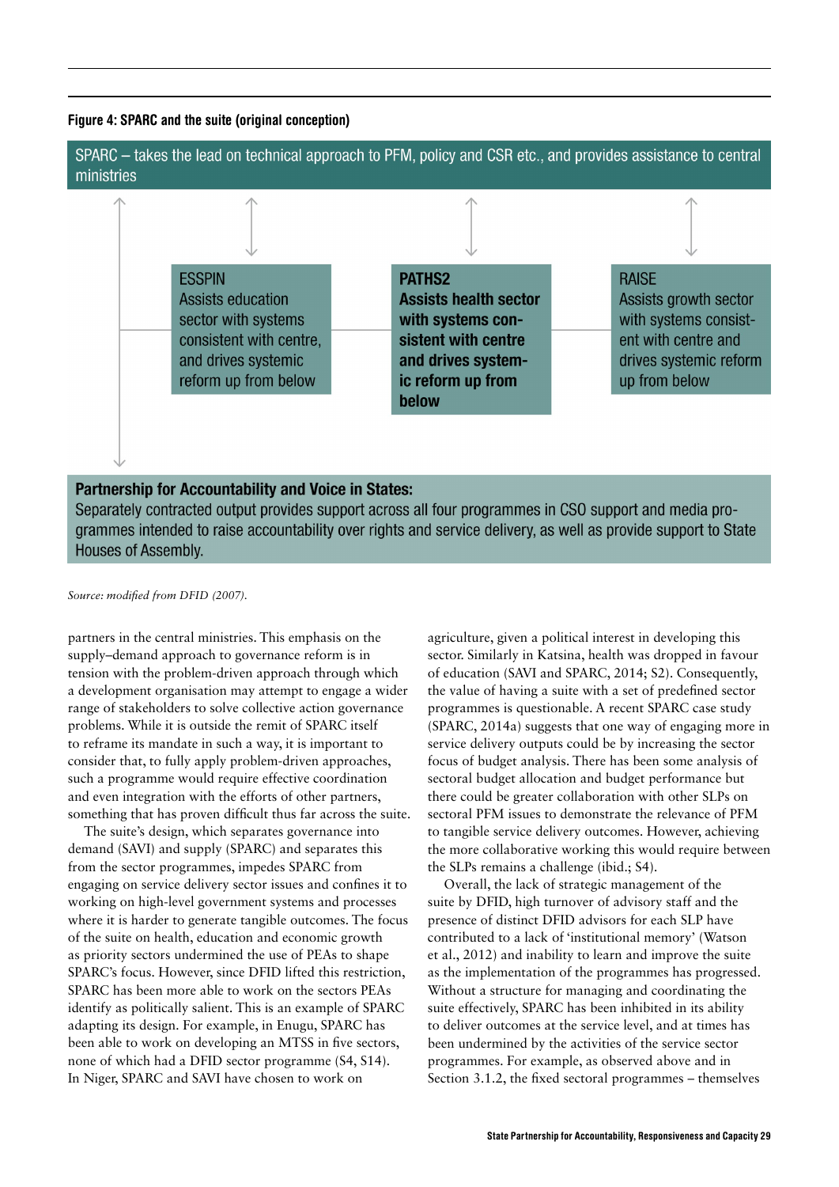**Figure 4: SPARC and the suite (original conception)**

SPARC – takes the lead on technical approach to PFM, policy and CSR etc., and provides assistance to central ministries

ESSPIN
Assists education sector with systems consistent with centre, and drives systemic reform up from below

**PATHS2**
**Assists health sector with systems consistent with centre and drives systemic reform up from below**

RAISE
Assists growth sector with systems consistent with centre and drives systemic reform up from below

**Partnership for Accountability and Voice in States:**
Separately contracted output provides support across all four programmes in CSO support and media programmes intended to raise accountability over rights and service delivery, as well as provide support to State Houses of Assembly.

*Source: modified from DFID (2007).*

partners in the central ministries. This emphasis on the supply–demand approach to governance reform is in tension with the problem-driven approach through which a development organisation may attempt to engage a wider range of stakeholders to solve collective action governance problems. While it is outside the remit of SPARC itself to reframe its mandate in such a way, it is important to consider that, to fully apply problem-driven approaches, such a programme would require effective coordination and even integration with the efforts of other partners, something that has proven difficult thus far across the suite.

The suite's design, which separates governance into demand (SAVI) and supply (SPARC) and separates this from the sector programmes, impedes SPARC from engaging on service delivery sector issues and confines it to working on high-level government systems and processes where it is harder to generate tangible outcomes. The focus of the suite on health, education and economic growth as priority sectors undermined the use of PEAs to shape SPARC's focus. However, since DFID lifted this restriction, SPARC has been more able to work on the sectors PEAs identify as politically salient. This is an example of SPARC adapting its design. For example, in Enugu, SPARC has been able to work on developing an MTSS in five sectors, none of which had a DFID sector programme (S4, S14). In Niger, SPARC and SAVI have chosen to work on agriculture, given a political interest in developing this sector. Similarly in Katsina, health was dropped in favour of education (SAVI and SPARC, 2014; S2). Consequently, the value of having a suite with a set of predefined sector programmes is questionable. A recent SPARC case study (SPARC, 2014a) suggests that one way of engaging more in service delivery outputs could be by increasing the sector focus of budget analysis. There has been some analysis of sectoral budget allocation and budget performance but there could be greater collaboration with other SLPs on sectoral PFM issues to demonstrate the relevance of PFM to tangible service delivery outcomes. However, achieving the more collaborative working this would require between the SLPs remains a challenge (ibid.; S4).

Overall, the lack of strategic management of the suite by DFID, high turnover of advisory staff and the presence of distinct DFID advisors for each SLP have contributed to a lack of 'institutional memory' (Watson et al., 2012) and inability to learn and improve the suite as the implementation of the programmes has progressed. Without a structure for managing and coordinating the suite effectively, SPARC has been inhibited in its ability to deliver outcomes at the service level, and at times has been undermined by the activities of the service sector programmes. For example, as observed above and in Section 3.1.2, the fixed sectoral programmes – themselves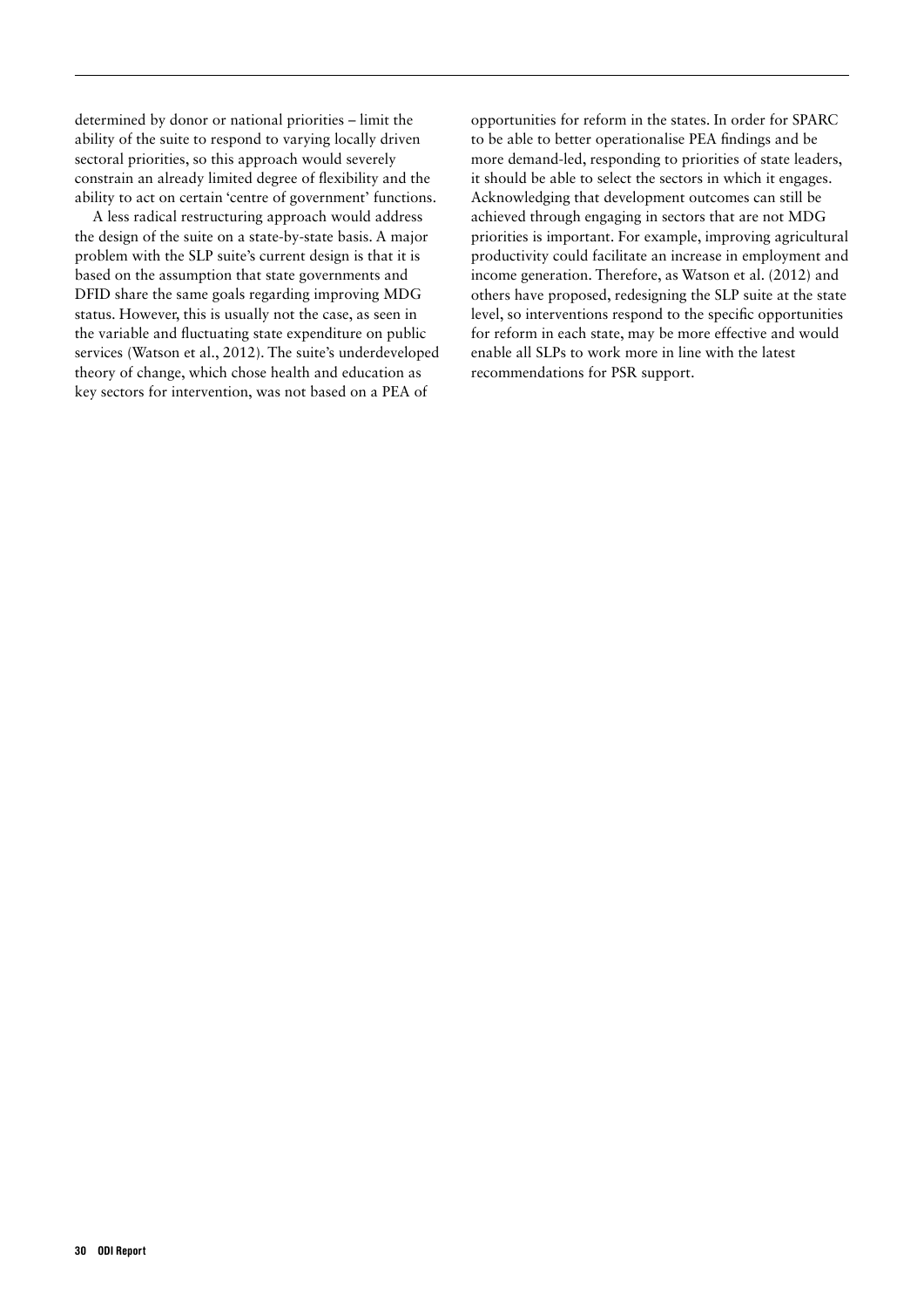determined by donor or national priorities – limit the ability of the suite to respond to varying locally driven sectoral priorities, so this approach would severely constrain an already limited degree of flexibility and the ability to act on certain 'centre of government' functions.

A less radical restructuring approach would address the design of the suite on a state-by-state basis. A major problem with the SLP suite's current design is that it is based on the assumption that state governments and DFID share the same goals regarding improving MDG status. However, this is usually not the case, as seen in the variable and fluctuating state expenditure on public services (Watson et al., 2012). The suite's underdeveloped theory of change, which chose health and education as key sectors for intervention, was not based on a PEA of opportunities for reform in the states. In order for SPARC to be able to better operationalise PEA findings and be more demand-led, responding to priorities of state leaders, it should be able to select the sectors in which it engages. Acknowledging that development outcomes can still be achieved through engaging in sectors that are not MDG priorities is important. For example, improving agricultural productivity could facilitate an increase in employment and income generation. Therefore, as Watson et al. (2012) and others have proposed, redesigning the SLP suite at the state level, so interventions respond to the specific opportunities for reform in each state, may be more effective and would enable all SLPs to work more in line with the latest recommendations for PSR support.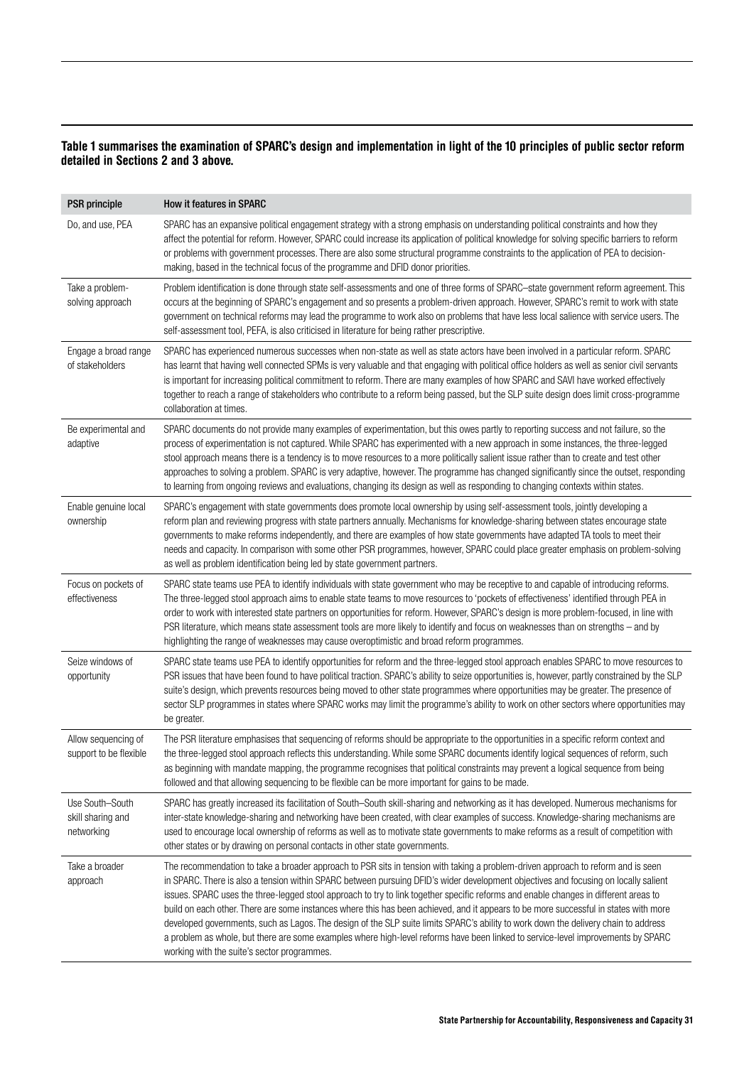**Table 1 summarises the examination of SPARC's design and implementation in light of the 10 principles of public sector reform detailed in Sections 2 and 3 above.**

| PSR principle | How it features in SPARC |
|---|---|
| Do, and use, PEA | SPARC has an expansive political engagement strategy with a strong emphasis on understanding political constraints and how they affect the potential for reform. However, SPARC could increase its application of political knowledge for solving specific barriers to reform or problems with government processes. There are also some structural programme constraints to the application of PEA to decision-making, based in the technical focus of the programme and DFID donor priorities. |
| Take a problem-solving approach | Problem identification is done through state self-assessments and one of three forms of SPARC–state government reform agreement. This occurs at the beginning of SPARC's engagement and so presents a problem-driven approach. However, SPARC's remit to work with state government on technical reforms may lead the programme to work also on problems that have less local salience with service users. The self-assessment tool, PEFA, is also criticised in literature for being rather prescriptive. |
| Engage a broad range of stakeholders | SPARC has experienced numerous successes when non-state as well as state actors have been involved in a particular reform. SPARC has learnt that having well connected SPMs is very valuable and that engaging with political office holders as well as senior civil servants is important for increasing political commitment to reform. There are many examples of how SPARC and SAVI have worked effectively together to reach a range of stakeholders who contribute to a reform being passed, but the SLP suite design does limit cross-programme collaboration at times. |
| Be experimental and adaptive | SPARC documents do not provide many examples of experimentation, but this owes partly to reporting success and not failure, so the process of experimentation is not captured. While SPARC has experimented with a new approach in some instances, the three-legged stool approach means there is a tendency is to move resources to a more politically salient issue rather than to create and test other approaches to solving a problem. SPARC is very adaptive, however. The programme has changed significantly since the outset, responding to learning from ongoing reviews and evaluations, changing its design as well as responding to changing contexts within states. |
| Enable genuine local ownership | SPARC's engagement with state governments does promote local ownership by using self-assessment tools, jointly developing a reform plan and reviewing progress with state partners annually. Mechanisms for knowledge-sharing between states encourage state governments to make reforms independently, and there are examples of how state governments have adapted TA tools to meet their needs and capacity. In comparison with some other PSR programmes, however, SPARC could place greater emphasis on problem-solving as well as problem identification being led by state government partners. |
| Focus on pockets of effectiveness | SPARC state teams use PEA to identify individuals with state government who may be receptive to and capable of introducing reforms. The three-legged stool approach aims to enable state teams to move resources to 'pockets of effectiveness' identified through PEA in order to work with interested state partners on opportunities for reform. However, SPARC's design is more problem-focused, in line with PSR literature, which means state assessment tools are more likely to identify and focus on weaknesses than on strengths – and by highlighting the range of weaknesses may cause overoptimistic and broad reform programmes. |
| Seize windows of opportunity | SPARC state teams use PEA to identify opportunities for reform and the three-legged stool approach enables SPARC to move resources to PSR issues that have been found to have political traction. SPARC's ability to seize opportunities is, however, partly constrained by the SLP suite's design, which prevents resources being moved to other state programmes where opportunities may be greater. The presence of sector SLP programmes in states where SPARC works may limit the programme's ability to work on other sectors where opportunities may be greater. |
| Allow sequencing of support to be flexible | The PSR literature emphasises that sequencing of reforms should be appropriate to the opportunities in a specific reform context and the three-legged stool approach reflects this understanding. While some SPARC documents identify logical sequences of reform, such as beginning with mandate mapping, the programme recognises that political constraints may prevent a logical sequence from being followed and that allowing sequencing to be flexible can be more important for gains to be made. |
| Use South–South skill sharing and networking | SPARC has greatly increased its facilitation of South–South skill-sharing and networking as it has developed. Numerous mechanisms for inter-state knowledge-sharing and networking have been created, with clear examples of success. Knowledge-sharing mechanisms are used to encourage local ownership of reforms as well as to motivate state governments to make reforms as a result of competition with other states or by drawing on personal contacts in other state governments. |
| Take a broader approach | The recommendation to take a broader approach to PSR sits in tension with taking a problem-driven approach to reform and is seen in SPARC. There is also a tension within SPARC between pursuing DFID's wider development objectives and focusing on locally salient issues. SPARC uses the three-legged stool approach to try to link together specific reforms and enable changes in different areas to build on each other. There are some instances where this has been achieved, and it appears to be more successful in states with more developed governments, such as Lagos. The design of the SLP suite limits SPARC's ability to work down the delivery chain to address a problem as whole, but there are some examples where high-level reforms have been linked to service-level improvements by SPARC working with the suite's sector programmes. |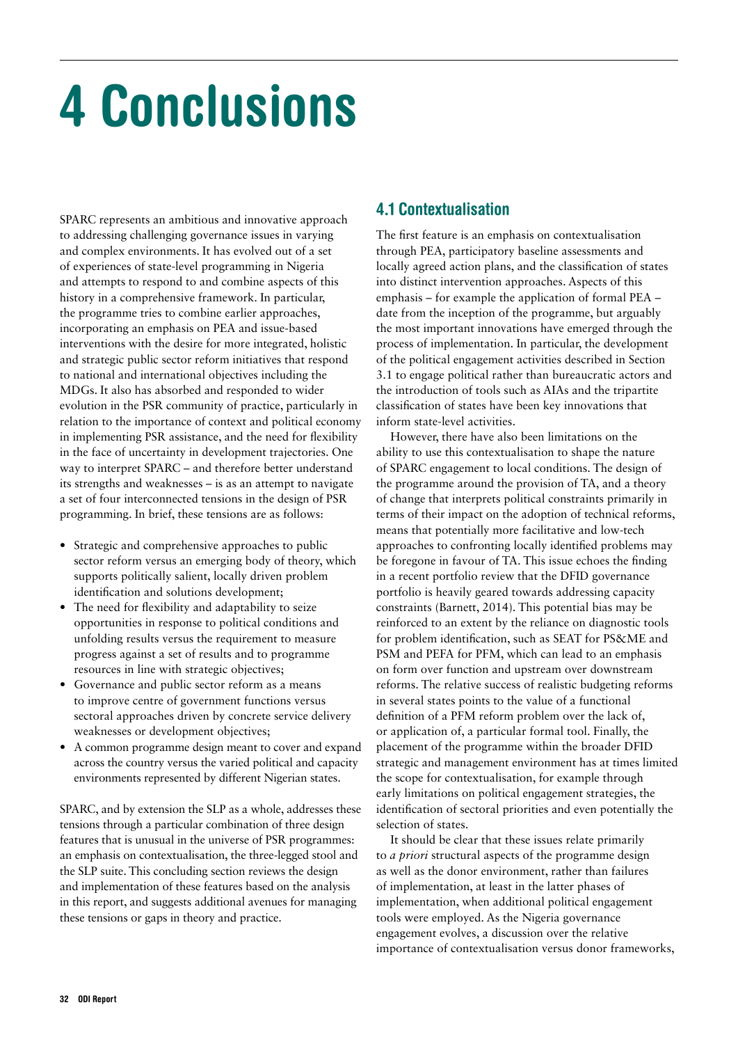# 4 Conclusions

SPARC represents an ambitious and innovative approach to addressing challenging governance issues in varying and complex environments. It has evolved out of a set of experiences of state-level programming in Nigeria and attempts to respond to and combine aspects of this history in a comprehensive framework. In particular, the programme tries to combine earlier approaches, incorporating an emphasis on PEA and issue-based interventions with the desire for more integrated, holistic and strategic public sector reform initiatives that respond to national and international objectives including the MDGs. It also has absorbed and responded to wider evolution in the PSR community of practice, particularly in relation to the importance of context and political economy in implementing PSR assistance, and the need for flexibility in the face of uncertainty in development trajectories. One way to interpret SPARC – and therefore better understand its strengths and weaknesses – is as an attempt to navigate a set of four interconnected tensions in the design of PSR programming. In brief, these tensions are as follows:

- Strategic and comprehensive approaches to public sector reform versus an emerging body of theory, which supports politically salient, locally driven problem identification and solutions development;
- The need for flexibility and adaptability to seize opportunities in response to political conditions and unfolding results versus the requirement to measure progress against a set of results and to programme resources in line with strategic objectives;
- Governance and public sector reform as a means to improve centre of government functions versus sectoral approaches driven by concrete service delivery weaknesses or development objectives;
- A common programme design meant to cover and expand across the country versus the varied political and capacity environments represented by different Nigerian states.

SPARC, and by extension the SLP as a whole, addresses these tensions through a particular combination of three design features that is unusual in the universe of PSR programmes: an emphasis on contextualisation, the three-legged stool and the SLP suite. This concluding section reviews the design and implementation of these features based on the analysis in this report, and suggests additional avenues for managing these tensions or gaps in theory and practice.

## 4.1 Contextualisation

The first feature is an emphasis on contextualisation through PEA, participatory baseline assessments and locally agreed action plans, and the classification of states into distinct intervention approaches. Aspects of this emphasis – for example the application of formal PEA – date from the inception of the programme, but arguably the most important innovations have emerged through the process of implementation. In particular, the development of the political engagement activities described in Section 3.1 to engage political rather than bureaucratic actors and the introduction of tools such as AIAs and the tripartite classification of states have been key innovations that inform state-level activities.

However, there have also been limitations on the ability to use this contextualisation to shape the nature of SPARC engagement to local conditions. The design of the programme around the provision of TA, and a theory of change that interprets political constraints primarily in terms of their impact on the adoption of technical reforms, means that potentially more facilitative and low-tech approaches to confronting locally identified problems may be foregone in favour of TA. This issue echoes the finding in a recent portfolio review that the DFID governance portfolio is heavily geared towards addressing capacity constraints (Barnett, 2014). This potential bias may be reinforced to an extent by the reliance on diagnostic tools for problem identification, such as SEAT for PS&ME and PSM and PEFA for PFM, which can lead to an emphasis on form over function and upstream over downstream reforms. The relative success of realistic budgeting reforms in several states points to the value of a functional definition of a PFM reform problem over the lack of, or application of, a particular formal tool. Finally, the placement of the programme within the broader DFID strategic and management environment has at times limited the scope for contextualisation, for example through early limitations on political engagement strategies, the identification of sectoral priorities and even potentially the selection of states.

It should be clear that these issues relate primarily to *a priori* structural aspects of the programme design as well as the donor environment, rather than failures of implementation, at least in the latter phases of implementation, when additional political engagement tools were employed. As the Nigeria governance engagement evolves, a discussion over the relative importance of contextualisation versus donor frameworks,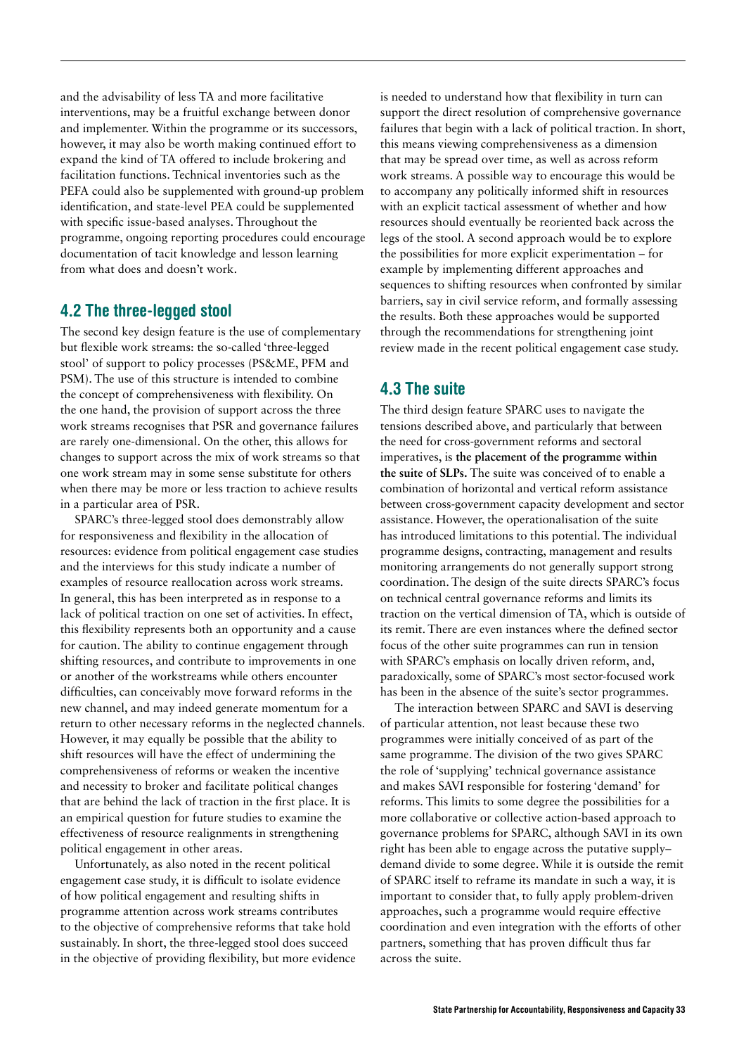and the advisability of less TA and more facilitative interventions, may be a fruitful exchange between donor and implementer. Within the programme or its successors, however, it may also be worth making continued effort to expand the kind of TA offered to include brokering and facilitation functions. Technical inventories such as the PEFA could also be supplemented with ground-up problem identification, and state-level PEA could be supplemented with specific issue-based analyses. Throughout the programme, ongoing reporting procedures could encourage documentation of tacit knowledge and lesson learning from what does and doesn't work.

## 4.2 The three-legged stool

The second key design feature is the use of complementary but flexible work streams: the so-called 'three-legged stool' of support to policy processes (PS&ME, PFM and PSM). The use of this structure is intended to combine the concept of comprehensiveness with flexibility. On the one hand, the provision of support across the three work streams recognises that PSR and governance failures are rarely one-dimensional. On the other, this allows for changes to support across the mix of work streams so that one work stream may in some sense substitute for others when there may be more or less traction to achieve results in a particular area of PSR.

SPARC's three-legged stool does demonstrably allow for responsiveness and flexibility in the allocation of resources: evidence from political engagement case studies and the interviews for this study indicate a number of examples of resource reallocation across work streams. In general, this has been interpreted as in response to a lack of political traction on one set of activities. In effect, this flexibility represents both an opportunity and a cause for caution. The ability to continue engagement through shifting resources, and contribute to improvements in one or another of the workstreams while others encounter difficulties, can conceivably move forward reforms in the new channel, and may indeed generate momentum for a return to other necessary reforms in the neglected channels. However, it may equally be possible that the ability to shift resources will have the effect of undermining the comprehensiveness of reforms or weaken the incentive and necessity to broker and facilitate political changes that are behind the lack of traction in the first place. It is an empirical question for future studies to examine the effectiveness of resource realignments in strengthening political engagement in other areas.

Unfortunately, as also noted in the recent political engagement case study, it is difficult to isolate evidence of how political engagement and resulting shifts in programme attention across work streams contributes to the objective of comprehensive reforms that take hold sustainably. In short, the three-legged stool does succeed in the objective of providing flexibility, but more evidence is needed to understand how that flexibility in turn can support the direct resolution of comprehensive governance failures that begin with a lack of political traction. In short, this means viewing comprehensiveness as a dimension that may be spread over time, as well as across reform work streams. A possible way to encourage this would be to accompany any politically informed shift in resources with an explicit tactical assessment of whether and how resources should eventually be reoriented back across the legs of the stool. A second approach would be to explore the possibilities for more explicit experimentation – for example by implementing different approaches and sequences to shifting resources when confronted by similar barriers, say in civil service reform, and formally assessing the results. Both these approaches would be supported through the recommendations for strengthening joint review made in the recent political engagement case study.

## 4.3 The suite

The third design feature SPARC uses to navigate the tensions described above, and particularly that between the need for cross-government reforms and sectoral imperatives, is **the placement of the programme within the suite of SLPs.** The suite was conceived of to enable a combination of horizontal and vertical reform assistance between cross-government capacity development and sector assistance. However, the operationalisation of the suite has introduced limitations to this potential. The individual programme designs, contracting, management and results monitoring arrangements do not generally support strong coordination. The design of the suite directs SPARC's focus on technical central governance reforms and limits its traction on the vertical dimension of TA, which is outside of its remit. There are even instances where the defined sector focus of the other suite programmes can run in tension with SPARC's emphasis on locally driven reform, and, paradoxically, some of SPARC's most sector-focused work has been in the absence of the suite's sector programmes.

The interaction between SPARC and SAVI is deserving of particular attention, not least because these two programmes were initially conceived of as part of the same programme. The division of the two gives SPARC the role of 'supplying' technical governance assistance and makes SAVI responsible for fostering 'demand' for reforms. This limits to some degree the possibilities for a more collaborative or collective action-based approach to governance problems for SPARC, although SAVI in its own right has been able to engage across the putative supply–demand divide to some degree. While it is outside the remit of SPARC itself to reframe its mandate in such a way, it is important to consider that, to fully apply problem-driven approaches, such a programme would require effective coordination and even integration with the efforts of other partners, something that has proven difficult thus far across the suite.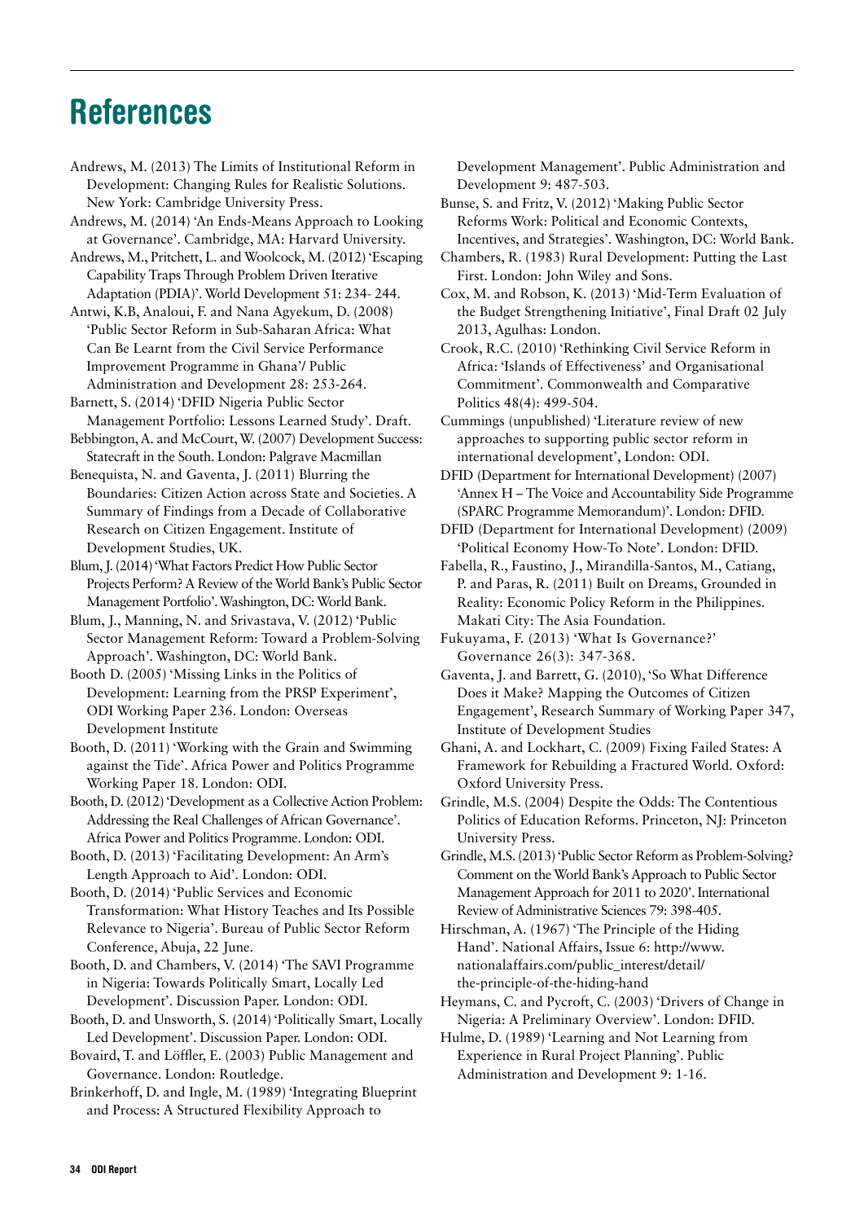# References

Andrews, M. (2013) The Limits of Institutional Reform in Development: Changing Rules for Realistic Solutions. New York: Cambridge University Press.

Andrews, M. (2014) 'An Ends-Means Approach to Looking at Governance'. Cambridge, MA: Harvard University.

Andrews, M., Pritchett, L. and Woolcock, M. (2012) 'Escaping Capability Traps Through Problem Driven Iterative Adaptation (PDIA)'. World Development 51: 234- 244.

Antwi, K.B, Analoui, F. and Nana Agyekum, D. (2008) 'Public Sector Reform in Sub-Saharan Africa: What Can Be Learnt from the Civil Service Performance Improvement Programme in Ghana'/ Public Administration and Development 28: 253-264.

Barnett, S. (2014) 'DFID Nigeria Public Sector Management Portfolio: Lessons Learned Study'. Draft.

Bebbington, A. and McCourt, W. (2007) Development Success: Statecraft in the South. London: Palgrave Macmillan

Benequista, N. and Gaventa, J. (2011) Blurring the Boundaries: Citizen Action across State and Societies. A Summary of Findings from a Decade of Collaborative Research on Citizen Engagement. Institute of Development Studies, UK.

Blum, J. (2014) 'What Factors Predict How Public Sector Projects Perform? A Review of the World Bank's Public Sector Management Portfolio'. Washington, DC: World Bank.

Blum, J., Manning, N. and Srivastava, V. (2012) 'Public Sector Management Reform: Toward a Problem-Solving Approach'. Washington, DC: World Bank.

Booth D. (2005) 'Missing Links in the Politics of Development: Learning from the PRSP Experiment', ODI Working Paper 236. London: Overseas Development Institute

Booth, D. (2011) 'Working with the Grain and Swimming against the Tide'. Africa Power and Politics Programme Working Paper 18. London: ODI.

Booth, D. (2012) 'Development as a Collective Action Problem: Addressing the Real Challenges of African Governance'. Africa Power and Politics Programme. London: ODI.

Booth, D. (2013) 'Facilitating Development: An Arm's Length Approach to Aid'. London: ODI.

Booth, D. (2014) 'Public Services and Economic Transformation: What History Teaches and Its Possible Relevance to Nigeria'. Bureau of Public Sector Reform Conference, Abuja, 22 June.

Booth, D. and Chambers, V. (2014) 'The SAVI Programme in Nigeria: Towards Politically Smart, Locally Led Development'. Discussion Paper. London: ODI.

Booth, D. and Unsworth, S. (2014) 'Politically Smart, Locally Led Development'. Discussion Paper. London: ODI.

Bovaird, T. and Löffler, E. (2003) Public Management and Governance. London: Routledge.

Brinkerhoff, D. and Ingle, M. (1989) 'Integrating Blueprint and Process: A Structured Flexibility Approach to Development Management'. Public Administration and Development 9: 487-503.

Bunse, S. and Fritz, V. (2012) 'Making Public Sector Reforms Work: Political and Economic Contexts, Incentives, and Strategies'. Washington, DC: World Bank.

Chambers, R. (1983) Rural Development: Putting the Last First. London: John Wiley and Sons.

Cox, M. and Robson, K. (2013) 'Mid-Term Evaluation of the Budget Strengthening Initiative', Final Draft 02 July 2013, Agulhas: London.

Crook, R.C. (2010) 'Rethinking Civil Service Reform in Africa: 'Islands of Effectiveness' and Organisational Commitment'. Commonwealth and Comparative Politics 48(4): 499-504.

Cummings (unpublished) 'Literature review of new approaches to supporting public sector reform in international development', London: ODI.

DFID (Department for International Development) (2007) 'Annex H – The Voice and Accountability Side Programme (SPARC Programme Memorandum)'. London: DFID.

DFID (Department for International Development) (2009) 'Political Economy How-To Note'. London: DFID.

Fabella, R., Faustino, J., Mirandilla-Santos, M., Catiang, P. and Paras, R. (2011) Built on Dreams, Grounded in Reality: Economic Policy Reform in the Philippines. Makati City: The Asia Foundation.

Fukuyama, F. (2013) 'What Is Governance?' Governance 26(3): 347-368.

Gaventa, J. and Barrett, G. (2010), 'So What Difference Does it Make? Mapping the Outcomes of Citizen Engagement', Research Summary of Working Paper 347, Institute of Development Studies

Ghani, A. and Lockhart, C. (2009) Fixing Failed States: A Framework for Rebuilding a Fractured World. Oxford: Oxford University Press.

Grindle, M.S. (2004) Despite the Odds: The Contentious Politics of Education Reforms. Princeton, NJ: Princeton University Press.

Grindle, M.S. (2013) 'Public Sector Reform as Problem-Solving? Comment on the World Bank's Approach to Public Sector Management Approach for 2011 to 2020'. International Review of Administrative Sciences 79: 398-405.

Hirschman, A. (1967) 'The Principle of the Hiding Hand'. National Affairs, Issue 6: http://www.nationalaffairs.com/public_interest/detail/the-principle-of-the-hiding-hand

Heymans, C. and Pycroft, C. (2003) 'Drivers of Change in Nigeria: A Preliminary Overview'. London: DFID.

Hulme, D. (1989) 'Learning and Not Learning from Experience in Rural Project Planning'. Public Administration and Development 9: 1-16.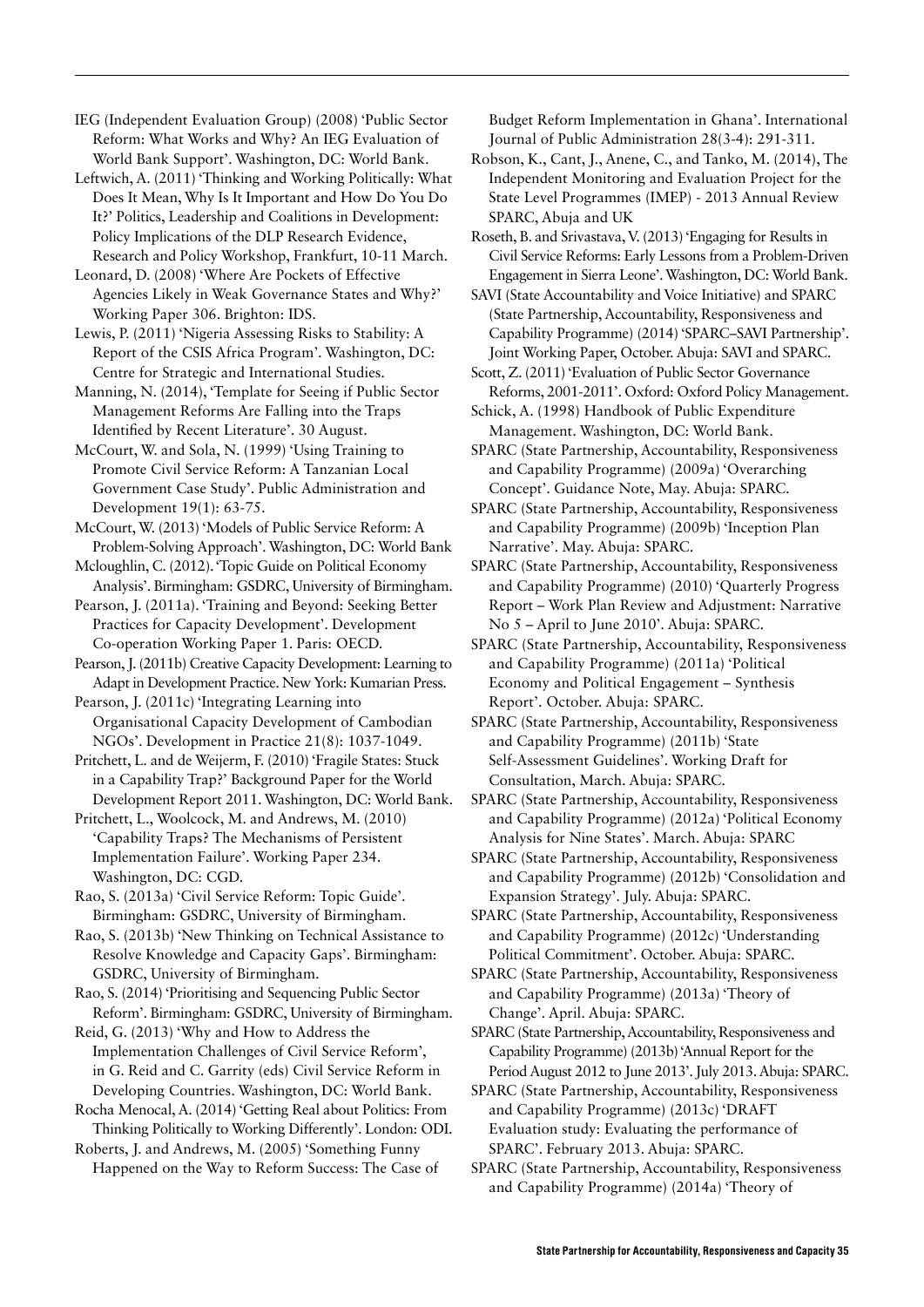IEG (Independent Evaluation Group) (2008) 'Public Sector Reform: What Works and Why? An IEG Evaluation of World Bank Support'. Washington, DC: World Bank.

Leftwich, A. (2011) 'Thinking and Working Politically: What Does It Mean, Why Is It Important and How Do You Do It?' Politics, Leadership and Coalitions in Development: Policy Implications of the DLP Research Evidence, Research and Policy Workshop, Frankfurt, 10-11 March.

Leonard, D. (2008) 'Where Are Pockets of Effective Agencies Likely in Weak Governance States and Why?' Working Paper 306. Brighton: IDS.

Lewis, P. (2011) 'Nigeria Assessing Risks to Stability: A Report of the CSIS Africa Program'. Washington, DC: Centre for Strategic and International Studies.

Manning, N. (2014), 'Template for Seeing if Public Sector Management Reforms Are Falling into the Traps Identified by Recent Literature'. 30 August.

McCourt, W. and Sola, N. (1999) 'Using Training to Promote Civil Service Reform: A Tanzanian Local Government Case Study'. Public Administration and Development 19(1): 63-75.

McCourt, W. (2013) 'Models of Public Service Reform: A Problem-Solving Approach'. Washington, DC: World Bank

Mcloughlin, C. (2012). 'Topic Guide on Political Economy Analysis'. Birmingham: GSDRC, University of Birmingham.

Pearson, J. (2011a). 'Training and Beyond: Seeking Better Practices for Capacity Development'. Development Co-operation Working Paper 1. Paris: OECD.

Pearson, J. (2011b) Creative Capacity Development: Learning to Adapt in Development Practice. New York: Kumarian Press.

Pearson, J. (2011c) 'Integrating Learning into Organisational Capacity Development of Cambodian NGOs'. Development in Practice 21(8): 1037-1049.

Pritchett, L. and de Weijerm, F. (2010) 'Fragile States: Stuck in a Capability Trap?' Background Paper for the World Development Report 2011. Washington, DC: World Bank.

Pritchett, L., Woolcock, M. and Andrews, M. (2010) 'Capability Traps? The Mechanisms of Persistent Implementation Failure'. Working Paper 234. Washington, DC: CGD.

Rao, S. (2013a) 'Civil Service Reform: Topic Guide'. Birmingham: GSDRC, University of Birmingham.

Rao, S. (2013b) 'New Thinking on Technical Assistance to Resolve Knowledge and Capacity Gaps'. Birmingham: GSDRC, University of Birmingham.

Rao, S. (2014) 'Prioritising and Sequencing Public Sector Reform'. Birmingham: GSDRC, University of Birmingham.

Reid, G. (2013) 'Why and How to Address the Implementation Challenges of Civil Service Reform', in G. Reid and C. Garrity (eds) Civil Service Reform in Developing Countries. Washington, DC: World Bank.

Rocha Menocal, A. (2014) 'Getting Real about Politics: From Thinking Politically to Working Differently'. London: ODI.

Roberts, J. and Andrews, M. (2005) 'Something Funny Happened on the Way to Reform Success: The Case of Budget Reform Implementation in Ghana'. International Journal of Public Administration 28(3-4): 291-311.

Robson, K., Cant, J., Anene, C., and Tanko, M. (2014), The Independent Monitoring and Evaluation Project for the State Level Programmes (IMEP) - 2013 Annual Review SPARC, Abuja and UK

Roseth, B. and Srivastava, V. (2013) 'Engaging for Results in Civil Service Reforms: Early Lessons from a Problem-Driven Engagement in Sierra Leone'. Washington, DC: World Bank.

SAVI (State Accountability and Voice Initiative) and SPARC (State Partnership, Accountability, Responsiveness and Capability Programme) (2014) 'SPARC–SAVI Partnership'. Joint Working Paper, October. Abuja: SAVI and SPARC.

Scott, Z. (2011) 'Evaluation of Public Sector Governance Reforms, 2001-2011'. Oxford: Oxford Policy Management.

Schick, A. (1998) Handbook of Public Expenditure Management. Washington, DC: World Bank.

SPARC (State Partnership, Accountability, Responsiveness and Capability Programme) (2009a) 'Overarching Concept'. Guidance Note, May. Abuja: SPARC.

SPARC (State Partnership, Accountability, Responsiveness and Capability Programme) (2009b) 'Inception Plan Narrative'. May. Abuja: SPARC.

SPARC (State Partnership, Accountability, Responsiveness and Capability Programme) (2010) 'Quarterly Progress Report – Work Plan Review and Adjustment: Narrative No 5 – April to June 2010'. Abuja: SPARC.

SPARC (State Partnership, Accountability, Responsiveness and Capability Programme) (2011a) 'Political Economy and Political Engagement – Synthesis Report'. October. Abuja: SPARC.

SPARC (State Partnership, Accountability, Responsiveness and Capability Programme) (2011b) 'State Self-Assessment Guidelines'. Working Draft for Consultation, March. Abuja: SPARC.

SPARC (State Partnership, Accountability, Responsiveness and Capability Programme) (2012a) 'Political Economy Analysis for Nine States'. March. Abuja: SPARC

SPARC (State Partnership, Accountability, Responsiveness and Capability Programme) (2012b) 'Consolidation and Expansion Strategy'. July. Abuja: SPARC.

SPARC (State Partnership, Accountability, Responsiveness and Capability Programme) (2012c) 'Understanding Political Commitment'. October. Abuja: SPARC.

SPARC (State Partnership, Accountability, Responsiveness and Capability Programme) (2013a) 'Theory of Change'. April. Abuja: SPARC.

SPARC (State Partnership, Accountability, Responsiveness and Capability Programme) (2013b) 'Annual Report for the Period August 2012 to June 2013'. July 2013. Abuja: SPARC.

SPARC (State Partnership, Accountability, Responsiveness and Capability Programme) (2013c) 'DRAFT Evaluation study: Evaluating the performance of SPARC'. February 2013. Abuja: SPARC.

SPARC (State Partnership, Accountability, Responsiveness and Capability Programme) (2014a) 'Theory of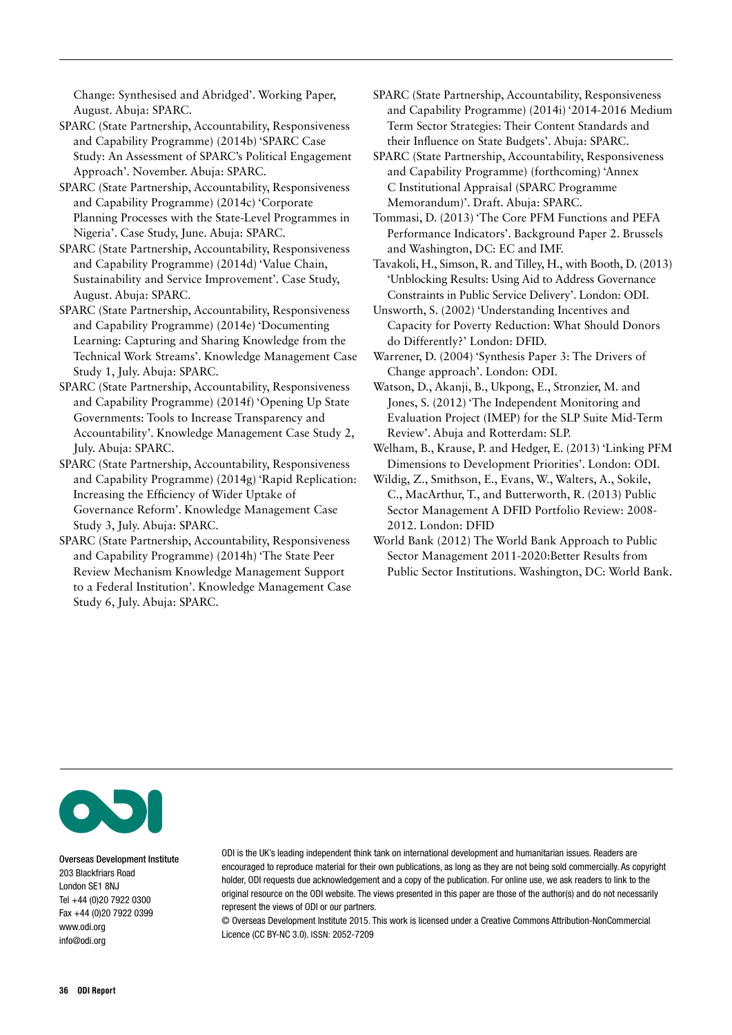Change: Synthesised and Abridged'. Working Paper, August. Abuja: SPARC.

SPARC (State Partnership, Accountability, Responsiveness and Capability Programme) (2014b) 'SPARC Case Study: An Assessment of SPARC's Political Engagement Approach'. November. Abuja: SPARC.

SPARC (State Partnership, Accountability, Responsiveness and Capability Programme) (2014c) 'Corporate Planning Processes with the State-Level Programmes in Nigeria'. Case Study, June. Abuja: SPARC.

SPARC (State Partnership, Accountability, Responsiveness and Capability Programme) (2014d) 'Value Chain, Sustainability and Service Improvement'. Case Study, August. Abuja: SPARC.

SPARC (State Partnership, Accountability, Responsiveness and Capability Programme) (2014e) 'Documenting Learning: Capturing and Sharing Knowledge from the Technical Work Streams'. Knowledge Management Case Study 1, July. Abuja: SPARC.

SPARC (State Partnership, Accountability, Responsiveness and Capability Programme) (2014f) 'Opening Up State Governments: Tools to Increase Transparency and Accountability'. Knowledge Management Case Study 2, July. Abuja: SPARC.

SPARC (State Partnership, Accountability, Responsiveness and Capability Programme) (2014g) 'Rapid Replication: Increasing the Efficiency of Wider Uptake of Governance Reform'. Knowledge Management Case Study 3, July. Abuja: SPARC.

SPARC (State Partnership, Accountability, Responsiveness and Capability Programme) (2014h) 'The State Peer Review Mechanism Knowledge Management Support to a Federal Institution'. Knowledge Management Case Study 6, July. Abuja: SPARC.

SPARC (State Partnership, Accountability, Responsiveness and Capability Programme) (2014i) '2014-2016 Medium Term Sector Strategies: Their Content Standards and their Influence on State Budgets'. Abuja: SPARC.

SPARC (State Partnership, Accountability, Responsiveness and Capability Programme) (forthcoming) 'Annex C Institutional Appraisal (SPARC Programme Memorandum)'. Draft. Abuja: SPARC.

Tommasi, D. (2013) 'The Core PFM Functions and PEFA Performance Indicators'. Background Paper 2. Brussels and Washington, DC: EC and IMF.

Tavakoli, H., Simson, R. and Tilley, H., with Booth, D. (2013) 'Unblocking Results: Using Aid to Address Governance Constraints in Public Service Delivery'. London: ODI.

Unsworth, S. (2002) 'Understanding Incentives and Capacity for Poverty Reduction: What Should Donors do Differently?' London: DFID.

Warrener, D. (2004) 'Synthesis Paper 3: The Drivers of Change approach'. London: ODI.

Watson, D., Akanji, B., Ukpong, E., Stronzier, M. and Jones, S. (2012) 'The Independent Monitoring and Evaluation Project (IMEP) for the SLP Suite Mid-Term Review'. Abuja and Rotterdam: SLP.

Welham, B., Krause, P. and Hedger, E. (2013) 'Linking PFM Dimensions to Development Priorities'. London: ODI.

Wildig, Z., Smithson, E., Evans, W., Walters, A., Sokile, C., MacArthur, T., and Butterworth, R. (2013) Public Sector Management A DFID Portfolio Review: 2008-2012. London: DFID

World Bank (2012) The World Bank Approach to Public Sector Management 2011-2020:Better Results from Public Sector Institutions. Washington, DC: World Bank.

**Overseas Development Institute**
203 Blackfriars Road
London SE1 8NJ
Tel +44 (0)20 7922 0300
Fax +44 (0)20 7922 0399
www.odi.org
info@odi.org

ODI is the UK's leading independent think tank on international development and humanitarian issues. Readers are encouraged to reproduce material for their own publications, as long as they are not being sold commercially. As copyright holder, ODI requests due acknowledgement and a copy of the publication. For online use, we ask readers to link to the original resource on the ODI website. The views presented in this paper are those of the author(s) and do not necessarily represent the views of ODI or our partners.

© Overseas Development Institute 2015. This work is licensed under a Creative Commons Attribution-NonCommercial Licence (CC BY-NC 3.0). ISSN: 2052-7209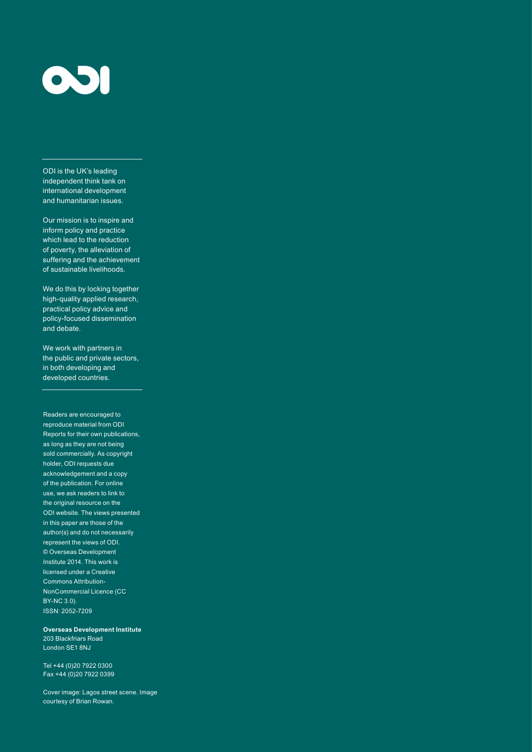ODI is the UK's leading independent think tank on international development and humanitarian issues.

Our mission is to inspire and inform policy and practice which lead to the reduction of poverty, the alleviation of suffering and the achievement of sustainable livelihoods.

We do this by locking together high-quality applied research, practical policy advice and policy-focused dissemination and debate.

We work with partners in the public and private sectors, in both developing and developed countries.

---

Readers are encouraged to reproduce material from ODI Reports for their own publications, as long as they are not being sold commercially. As copyright holder, ODI requests due acknowledgement and a copy of the publication. For online use, we ask readers to link to the original resource on the ODI website. The views presented in this paper are those of the author(s) and do not necessarily represent the views of ODI.
© Overseas Development Institute 2014. This work is licensed under a Creative Commons Attribution-NonCommercial Licence (CC BY-NC 3.0).
ISSN: 2052-7209

**Overseas Development Institute**
203 Blackfriars Road
London SE1 8NJ

Tel +44 (0)20 7922 0300
Fax +44 (0)20 7922 0399

Cover image: Lagos street scene. Image courtesy of Brian Rowan.